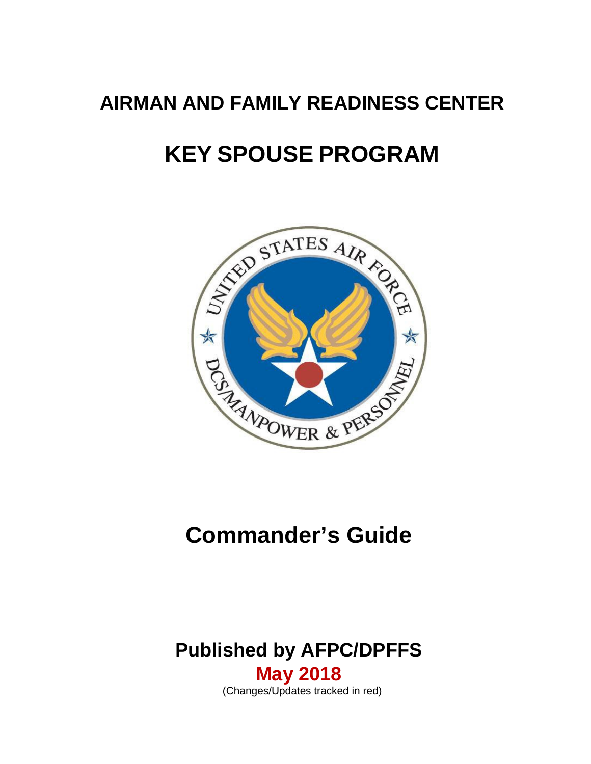# AIRMAN AND FAMILY READINESS CENTER

# KEY SPOUSE PROGRAM

# Commander's Guide

## Published by AFPC/DPFFS

**May 2018**

(Changes/Updates tracked in red)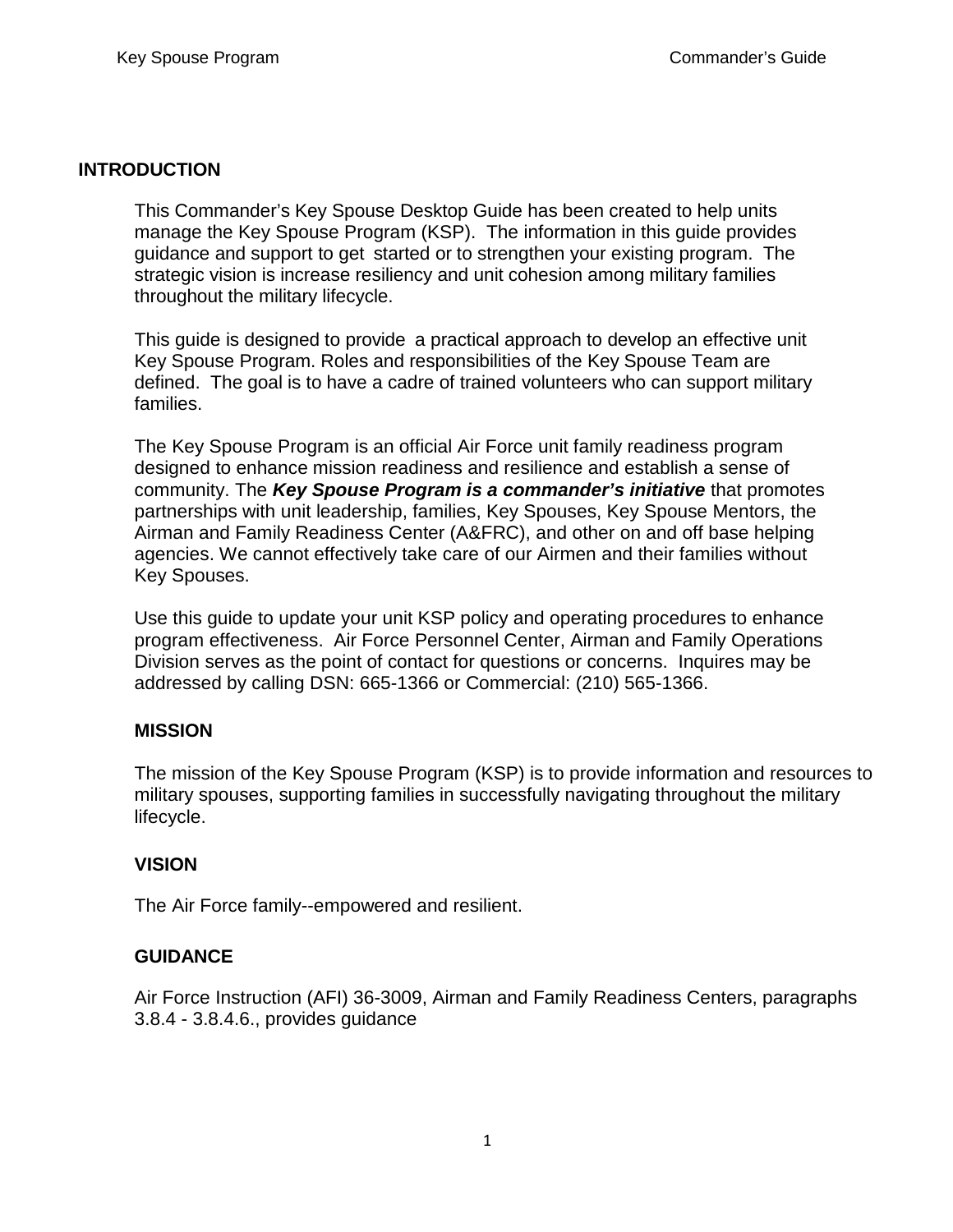## INTRODUCTION

This Commander's Key Spouse Desktop Guide has been created to help units manage the Key Spouse Program (KSP). The information in this guide provides guidance and support to get started or to strengthen your existing program. The strategic vision is increase resiliency and unit cohesion among military families throughout the military lifecycle.

This guide is designed to provide a practical approach to develop an effective unit Key Spouse Program. Roles and responsibilities of the Key Spouse Team are defined. The goal is to have a cadre of trained volunteers who can support military families.

The Key Spouse Program is an official Air Force unit family readiness program designed to enhance mission readiness and resilience and establish a sense of community. The ***Key Spouse Program is a commander's initiative*** that promotes partnerships with unit leadership, families, Key Spouses, Key Spouse Mentors, the Airman and Family Readiness Center (A&FRC), and other on and off base helping agencies. We cannot effectively take care of our Airmen and their families without Key Spouses.

Use this guide to update your unit KSP policy and operating procedures to enhance program effectiveness. Air Force Personnel Center, Airman and Family Operations Division serves as the point of contact for questions or concerns. Inquires may be addressed by calling DSN: 665-1366 or Commercial: (210) 565-1366.

### MISSION

The mission of the Key Spouse Program (KSP) is to provide information and resources to military spouses, supporting families in successfully navigating throughout the military lifecycle.

### VISION

The Air Force family--empowered and resilient.

### GUIDANCE

Air Force Instruction (AFI) 36-3009, Airman and Family Readiness Centers, paragraphs 3.8.4 - 3.8.4.6., provides guidance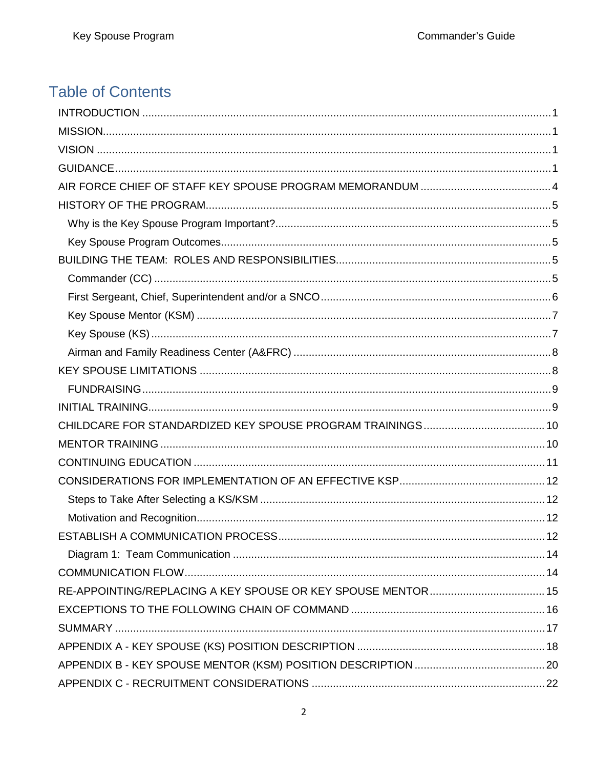# Table of Contents

- INTRODUCTION ........................................................ 1
- MISSION ........................................................ 1
- VISION ........................................................ 1
- GUIDANCE ........................................................ 1
- AIR FORCE CHIEF OF STAFF KEY SPOUSE PROGRAM MEMORANDUM ........................................................ 4
- HISTORY OF THE PROGRAM ........................................................ 5
  - Why is the Key Spouse Program Important? ........................................................ 5
  - Key Spouse Program Outcomes ........................................................ 5
- BUILDING THE TEAM: ROLES AND RESPONSIBILITIES ........................................................ 5
  - Commander (CC) ........................................................ 5
  - First Sergeant, Chief, Superintendent and/or a SNCO ........................................................ 6
  - Key Spouse Mentor (KSM) ........................................................ 7
  - Key Spouse (KS) ........................................................ 7
  - Airman and Family Readiness Center (A&FRC) ........................................................ 8
- KEY SPOUSE LIMITATIONS ........................................................ 8
  - FUNDRAISING ........................................................ 9
- INITIAL TRAINING ........................................................ 9
- CHILDCARE FOR STANDARDIZED KEY SPOUSE PROGRAM TRAININGS ........................................................ 10
- MENTOR TRAINING ........................................................ 10
- CONTINUING EDUCATION ........................................................ 11
- CONSIDERATIONS FOR IMPLEMENTATION OF AN EFFECTIVE KSP ........................................................ 12
  - Steps to Take After Selecting a KS/KSM ........................................................ 12
  - Motivation and Recognition ........................................................ 12
- ESTABLISH A COMMUNICATION PROCESS ........................................................ 12
  - Diagram 1: Team Communication ........................................................ 14
- COMMUNICATION FLOW ........................................................ 14
- RE-APPOINTING/REPLACING A KEY SPOUSE OR KEY SPOUSE MENTOR ........................................................ 15
- EXCEPTIONS TO THE FOLLOWING CHAIN OF COMMAND ........................................................ 16
- SUMMARY ........................................................ 17
- APPENDIX A - KEY SPOUSE (KS) POSITION DESCRIPTION ........................................................ 18
- APPENDIX B - KEY SPOUSE MENTOR (KSM) POSITION DESCRIPTION ........................................................ 20
- APPENDIX C - RECRUITMENT CONSIDERATIONS ........................................................ 22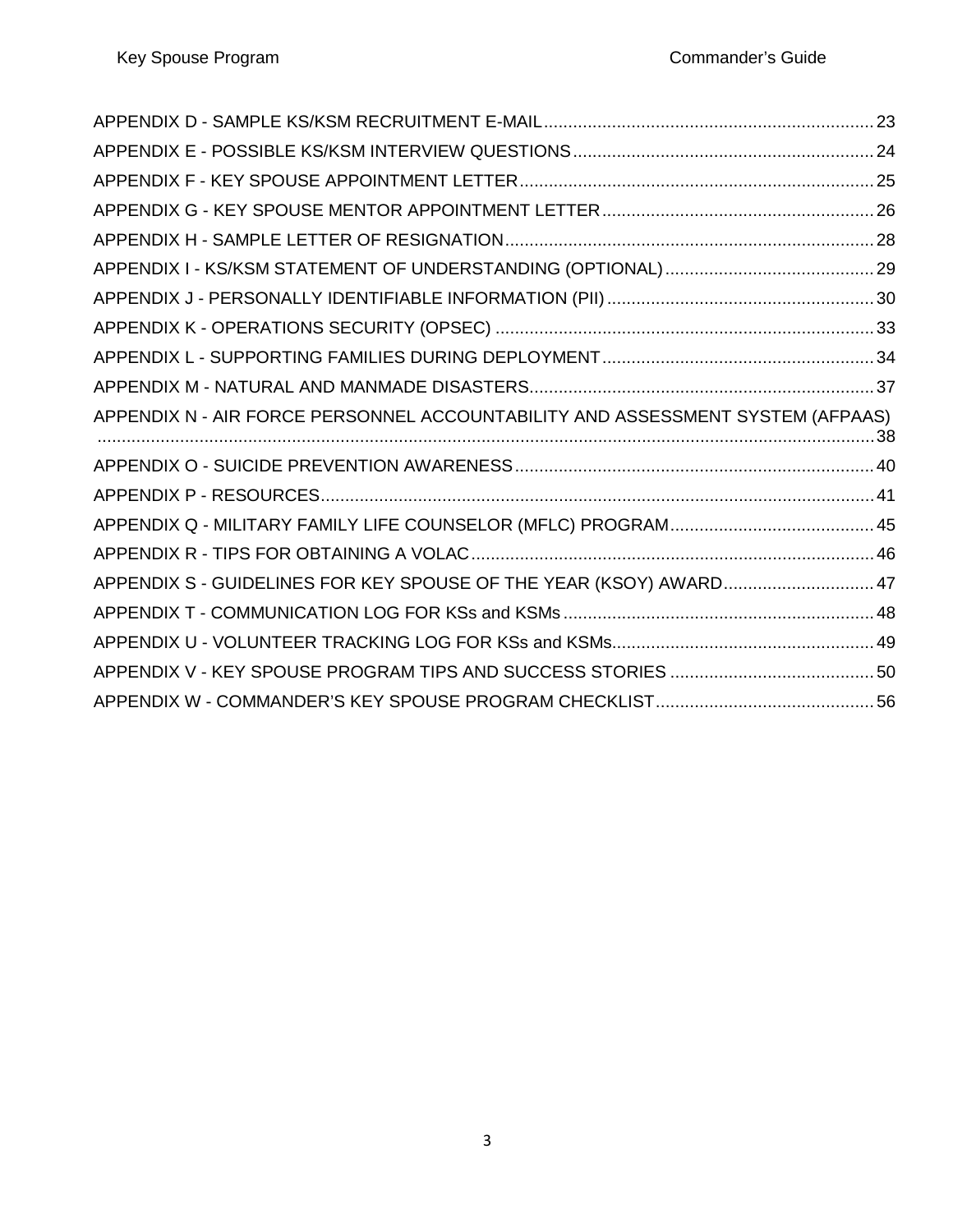APPENDIX D - SAMPLE KS/KSM RECRUITMENT E-MAIL .......... 23

APPENDIX E - POSSIBLE KS/KSM INTERVIEW QUESTIONS .......... 24

APPENDIX F - KEY SPOUSE APPOINTMENT LETTER .......... 25

APPENDIX G - KEY SPOUSE MENTOR APPOINTMENT LETTER .......... 26

APPENDIX H - SAMPLE LETTER OF RESIGNATION .......... 28

APPENDIX I - KS/KSM STATEMENT OF UNDERSTANDING (OPTIONAL) .......... 29

APPENDIX J - PERSONALLY IDENTIFIABLE INFORMATION (PII) .......... 30

APPENDIX K - OPERATIONS SECURITY (OPSEC) .......... 33

APPENDIX L - SUPPORTING FAMILIES DURING DEPLOYMENT .......... 34

APPENDIX M - NATURAL AND MANMADE DISASTERS .......... 37

APPENDIX N - AIR FORCE PERSONNEL ACCOUNTABILITY AND ASSESSMENT SYSTEM (AFPAAS) .......... 38

APPENDIX O - SUICIDE PREVENTION AWARENESS .......... 40

APPENDIX P - RESOURCES .......... 41

APPENDIX Q - MILITARY FAMILY LIFE COUNSELOR (MFLC) PROGRAM .......... 45

APPENDIX R - TIPS FOR OBTAINING A VOLAC .......... 46

APPENDIX S - GUIDELINES FOR KEY SPOUSE OF THE YEAR (KSOY) AWARD .......... 47

APPENDIX T - COMMUNICATION LOG FOR KSs and KSMs .......... 48

APPENDIX U - VOLUNTEER TRACKING LOG FOR KSs and KSMs .......... 49

APPENDIX V - KEY SPOUSE PROGRAM TIPS AND SUCCESS STORIES .......... 50

APPENDIX W - COMMANDER'S KEY SPOUSE PROGRAM CHECKLIST .......... 56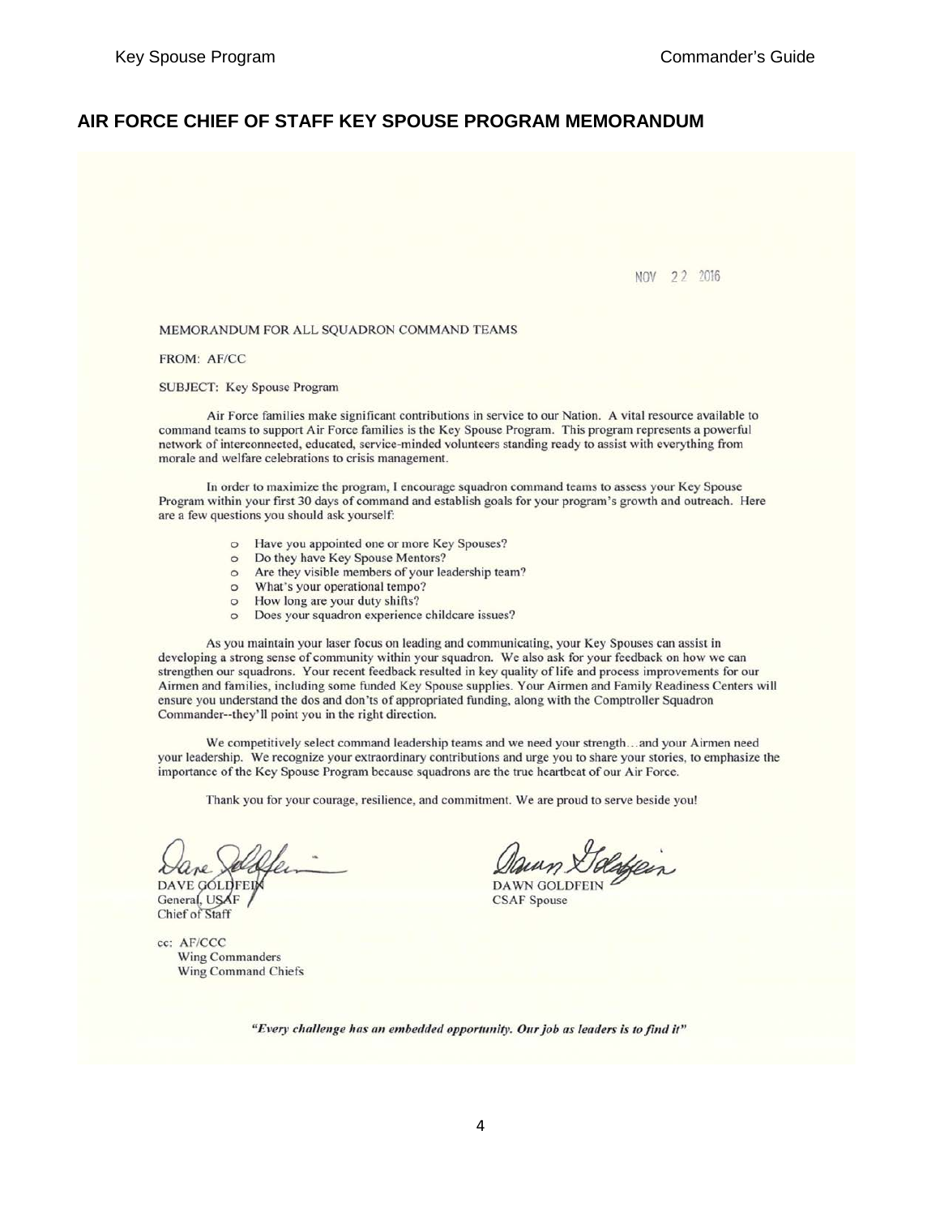## AIR FORCE CHIEF OF STAFF KEY SPOUSE PROGRAM MEMORANDUM

NOV 22 2016

MEMORANDUM FOR ALL SQUADRON COMMAND TEAMS

FROM: AF/CC

SUBJECT: Key Spouse Program

Air Force families make significant contributions in service to our Nation. A vital resource available to command teams to support Air Force families is the Key Spouse Program. This program represents a powerful network of interconnected, educated, service-minded volunteers standing ready to assist with everything from morale and welfare celebrations to crisis management.

In order to maximize the program, I encourage squadron command teams to assess your Key Spouse Program within your first 30 days of command and establish goals for your program's growth and outreach. Here are a few questions you should ask yourself:

- Have you appointed one or more Key Spouses?
- Do they have Key Spouse Mentors?
- Are they visible members of your leadership team?
- What's your operational tempo?
- How long are your duty shifts?
- Does your squadron experience childcare issues?

As you maintain your laser focus on leading and communicating, your Key Spouses can assist in developing a strong sense of community within your squadron. We also ask for your feedback on how we can strengthen our squadrons. Your recent feedback resulted in key quality of life and process improvements for our Airmen and families, including some funded Key Spouse supplies. Your Airmen and Family Readiness Centers will ensure you understand the dos and don'ts of appropriated funding, along with the Comptroller Squadron Commander--they'll point you in the right direction.

We competitively select command leadership teams and we need your strength…and your Airmen need your leadership. We recognize your extraordinary contributions and urge you to share your stories, to emphasize the importance of the Key Spouse Program because squadrons are the true heartbeat of our Air Force.

Thank you for your courage, resilience, and commitment. We are proud to serve beside you!

DAVE GOLDFEIN
General, USAF
Chief of Staff

DAWN GOLDFEIN
CSAF Spouse

cc: AF/CCC
Wing Commanders
Wing Command Chiefs

*"Every challenge has an embedded opportunity. Our job as leaders is to find it"*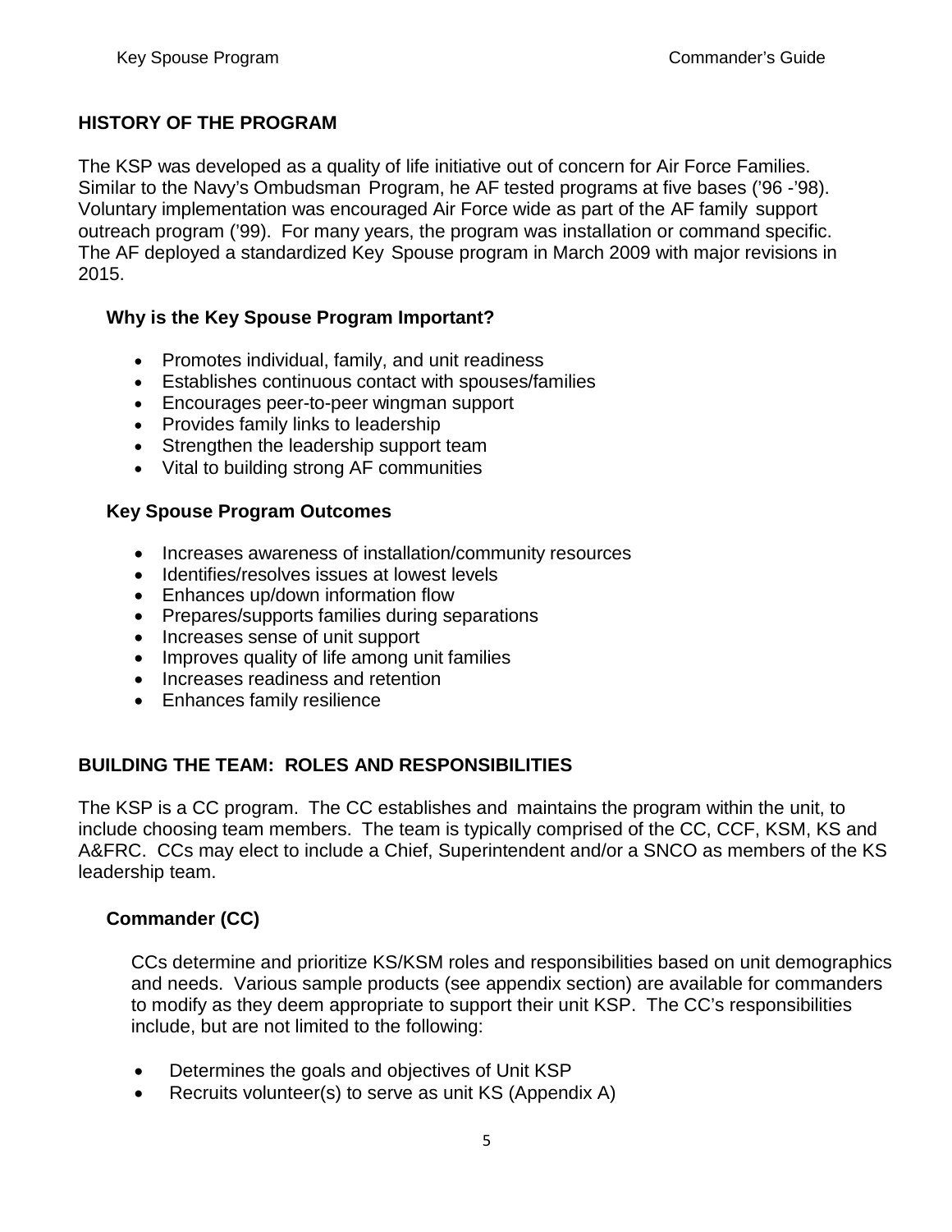## HISTORY OF THE PROGRAM

The KSP was developed as a quality of life initiative out of concern for Air Force Families. Similar to the Navy's Ombudsman Program, he AF tested programs at five bases ('96 -'98). Voluntary implementation was encouraged Air Force wide as part of the AF family support outreach program ('99). For many years, the program was installation or command specific. The AF deployed a standardized Key Spouse program in March 2009 with major revisions in 2015.

### Why is the Key Spouse Program Important?

- Promotes individual, family, and unit readiness
- Establishes continuous contact with spouses/families
- Encourages peer-to-peer wingman support
- Provides family links to leadership
- Strengthen the leadership support team
- Vital to building strong AF communities

### Key Spouse Program Outcomes

- Increases awareness of installation/community resources
- Identifies/resolves issues at lowest levels
- Enhances up/down information flow
- Prepares/supports families during separations
- Increases sense of unit support
- Improves quality of life among unit families
- Increases readiness and retention
- Enhances family resilience

## BUILDING THE TEAM: ROLES AND RESPONSIBILITIES

The KSP is a CC program. The CC establishes and maintains the program within the unit, to include choosing team members. The team is typically comprised of the CC, CCF, KSM, KS and A&FRC. CCs may elect to include a Chief, Superintendent and/or a SNCO as members of the KS leadership team.

### Commander (CC)

CCs determine and prioritize KS/KSM roles and responsibilities based on unit demographics and needs. Various sample products (see appendix section) are available for commanders to modify as they deem appropriate to support their unit KSP. The CC's responsibilities include, but are not limited to the following:

- Determines the goals and objectives of Unit KSP
- Recruits volunteer(s) to serve as unit KS (Appendix A)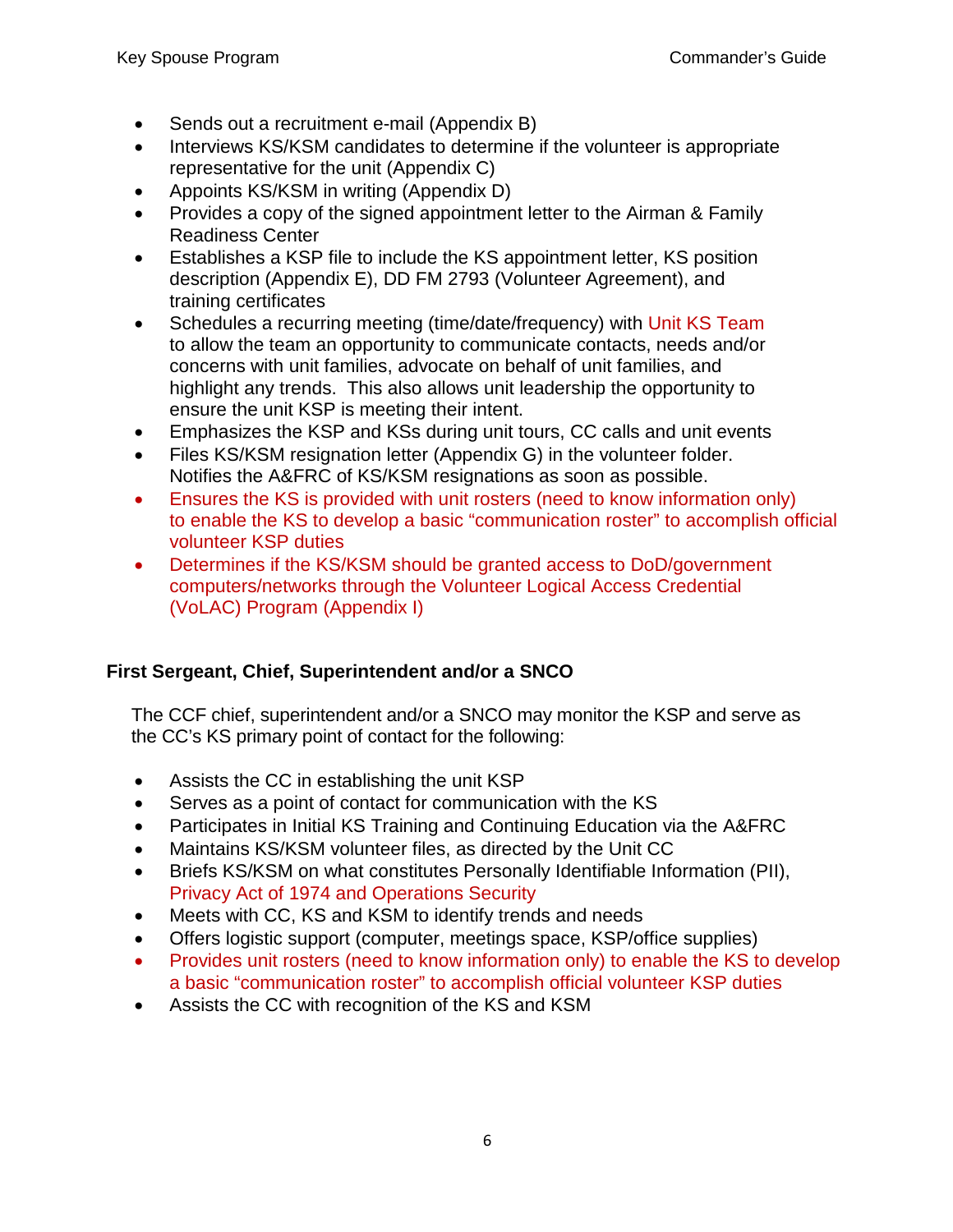- Sends out a recruitment e-mail (Appendix B)
- Interviews KS/KSM candidates to determine if the volunteer is appropriate representative for the unit (Appendix C)
- Appoints KS/KSM in writing (Appendix D)
- Provides a copy of the signed appointment letter to the Airman & Family Readiness Center
- Establishes a KSP file to include the KS appointment letter, KS position description (Appendix E), DD FM 2793 (Volunteer Agreement), and training certificates
- Schedules a recurring meeting (time/date/frequency) with Unit KS Team to allow the team an opportunity to communicate contacts, needs and/or concerns with unit families, advocate on behalf of unit families, and highlight any trends. This also allows unit leadership the opportunity to ensure the unit KSP is meeting their intent.
- Emphasizes the KSP and KSs during unit tours, CC calls and unit events
- Files KS/KSM resignation letter (Appendix G) in the volunteer folder. Notifies the A&FRC of KS/KSM resignations as soon as possible.
- Ensures the KS is provided with unit rosters (need to know information only) to enable the KS to develop a basic "communication roster" to accomplish official volunteer KSP duties
- Determines if the KS/KSM should be granted access to DoD/government computers/networks through the Volunteer Logical Access Credential (VoLAC) Program (Appendix I)

### First Sergeant, Chief, Superintendent and/or a SNCO

The CCF chief, superintendent and/or a SNCO may monitor the KSP and serve as the CC's KS primary point of contact for the following:

- Assists the CC in establishing the unit KSP
- Serves as a point of contact for communication with the KS
- Participates in Initial KS Training and Continuing Education via the A&FRC
- Maintains KS/KSM volunteer files, as directed by the Unit CC
- Briefs KS/KSM on what constitutes Personally Identifiable Information (PII), Privacy Act of 1974 and Operations Security
- Meets with CC, KS and KSM to identify trends and needs
- Offers logistic support (computer, meetings space, KSP/office supplies)
- Provides unit rosters (need to know information only) to enable the KS to develop a basic "communication roster" to accomplish official volunteer KSP duties
- Assists the CC with recognition of the KS and KSM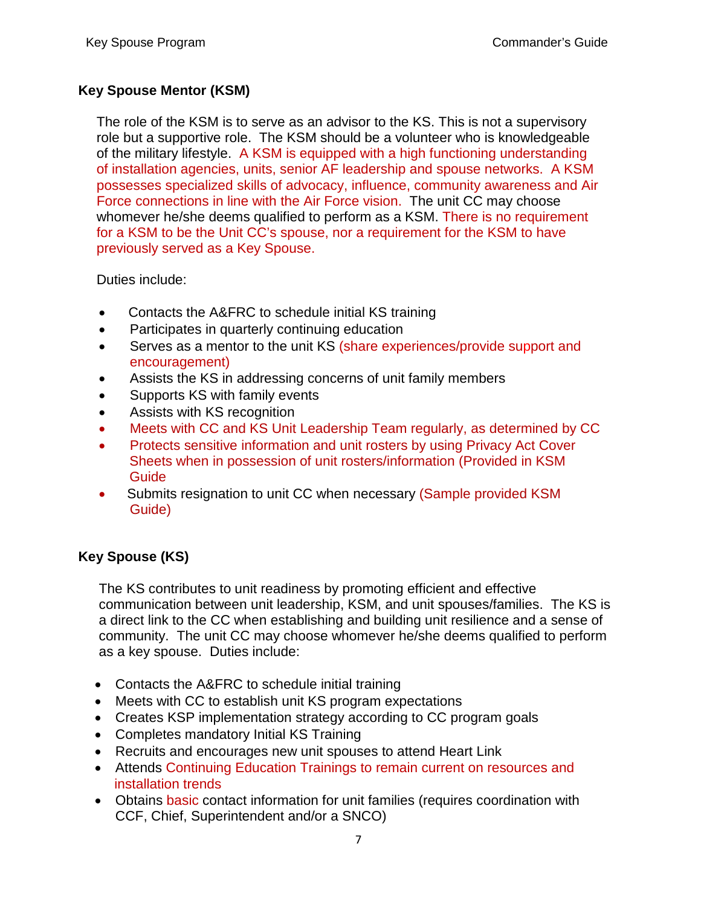## Key Spouse Mentor (KSM)

The role of the KSM is to serve as an advisor to the KS. This is not a supervisory role but a supportive role. The KSM should be a volunteer who is knowledgeable of the military lifestyle. A KSM is equipped with a high functioning understanding of installation agencies, units, senior AF leadership and spouse networks. A KSM possesses specialized skills of advocacy, influence, community awareness and Air Force connections in line with the Air Force vision. The unit CC may choose whomever he/she deems qualified to perform as a KSM. There is no requirement for a KSM to be the Unit CC's spouse, nor a requirement for the KSM to have previously served as a Key Spouse.

Duties include:

- Contacts the A&FRC to schedule initial KS training
- Participates in quarterly continuing education
- Serves as a mentor to the unit KS (share experiences/provide support and encouragement)
- Assists the KS in addressing concerns of unit family members
- Supports KS with family events
- Assists with KS recognition
- Meets with CC and KS Unit Leadership Team regularly, as determined by CC
- Protects sensitive information and unit rosters by using Privacy Act Cover Sheets when in possession of unit rosters/information (Provided in KSM Guide
- Submits resignation to unit CC when necessary (Sample provided KSM Guide)

## Key Spouse (KS)

The KS contributes to unit readiness by promoting efficient and effective communication between unit leadership, KSM, and unit spouses/families. The KS is a direct link to the CC when establishing and building unit resilience and a sense of community. The unit CC may choose whomever he/she deems qualified to perform as a key spouse. Duties include:

- Contacts the A&FRC to schedule initial training
- Meets with CC to establish unit KS program expectations
- Creates KSP implementation strategy according to CC program goals
- Completes mandatory Initial KS Training
- Recruits and encourages new unit spouses to attend Heart Link
- Attends Continuing Education Trainings to remain current on resources and installation trends
- Obtains basic contact information for unit families (requires coordination with CCF, Chief, Superintendent and/or a SNCO)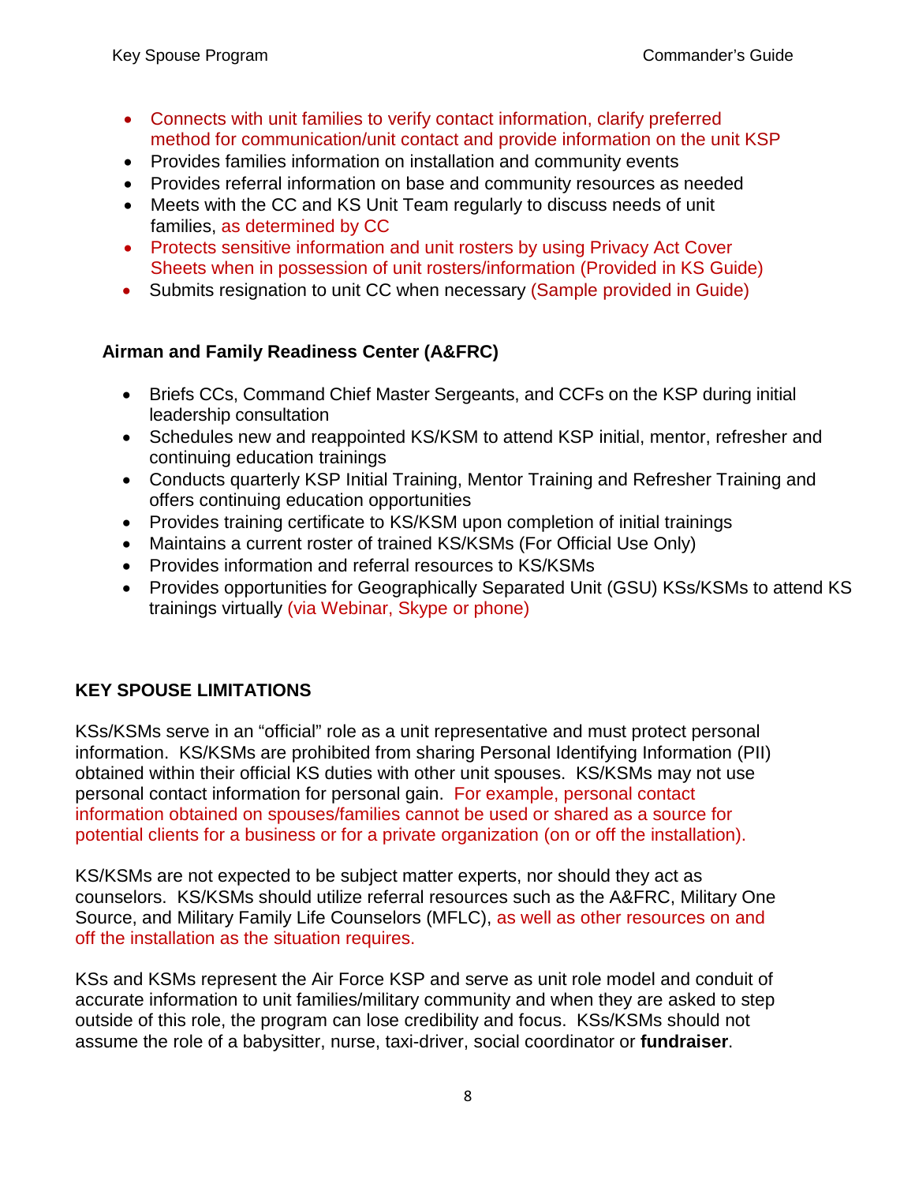- Connects with unit families to verify contact information, clarify preferred method for communication/unit contact and provide information on the unit KSP
- Provides families information on installation and community events
- Provides referral information on base and community resources as needed
- Meets with the CC and KS Unit Team regularly to discuss needs of unit families, as determined by CC
- Protects sensitive information and unit rosters by using Privacy Act Cover Sheets when in possession of unit rosters/information (Provided in KS Guide)
- Submits resignation to unit CC when necessary (Sample provided in Guide)

**Airman and Family Readiness Center (A&FRC)**

- Briefs CCs, Command Chief Master Sergeants, and CCFs on the KSP during initial leadership consultation
- Schedules new and reappointed KS/KSM to attend KSP initial, mentor, refresher and continuing education trainings
- Conducts quarterly KSP Initial Training, Mentor Training and Refresher Training and offers continuing education opportunities
- Provides training certificate to KS/KSM upon completion of initial trainings
- Maintains a current roster of trained KS/KSMs (For Official Use Only)
- Provides information and referral resources to KS/KSMs
- Provides opportunities for Geographically Separated Unit (GSU) KSs/KSMs to attend KS trainings virtually (via Webinar, Skype or phone)

## KEY SPOUSE LIMITATIONS

KSs/KSMs serve in an "official" role as a unit representative and must protect personal information. KS/KSMs are prohibited from sharing Personal Identifying Information (PII) obtained within their official KS duties with other unit spouses. KS/KSMs may not use personal contact information for personal gain. For example, personal contact information obtained on spouses/families cannot be used or shared as a source for potential clients for a business or for a private organization (on or off the installation).

KS/KSMs are not expected to be subject matter experts, nor should they act as counselors. KS/KSMs should utilize referral resources such as the A&FRC, Military One Source, and Military Family Life Counselors (MFLC), as well as other resources on and off the installation as the situation requires.

KSs and KSMs represent the Air Force KSP and serve as unit role model and conduit of accurate information to unit families/military community and when they are asked to step outside of this role, the program can lose credibility and focus. KSs/KSMs should not assume the role of a babysitter, nurse, taxi-driver, social coordinator or **fundraiser**.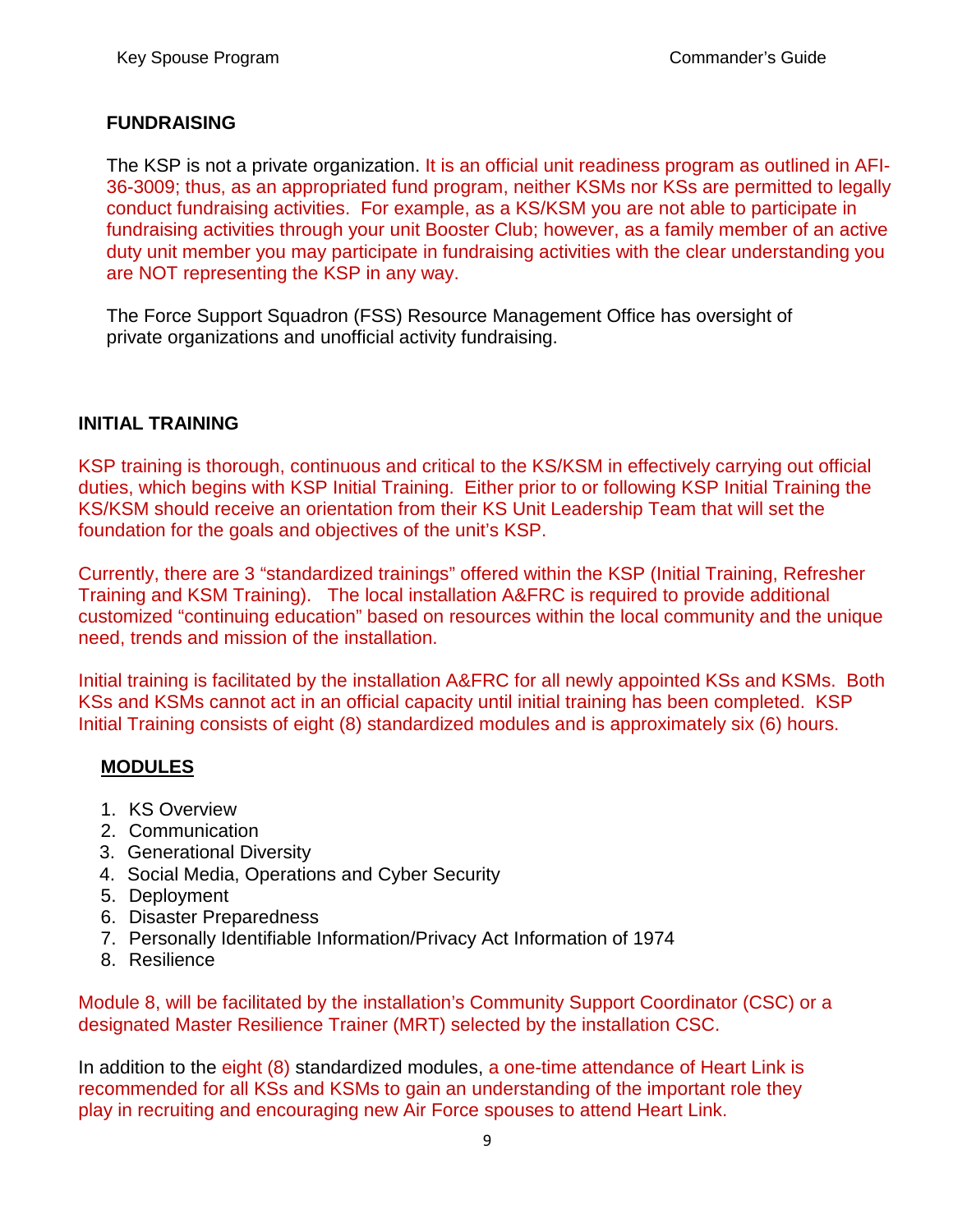## FUNDRAISING

The KSP is not a private organization. It is an official unit readiness program as outlined in AFI-36-3009; thus, as an appropriated fund program, neither KSMs nor KSs are permitted to legally conduct fundraising activities. For example, as a KS/KSM you are not able to participate in fundraising activities through your unit Booster Club; however, as a family member of an active duty unit member you may participate in fundraising activities with the clear understanding you are NOT representing the KSP in any way.

The Force Support Squadron (FSS) Resource Management Office has oversight of private organizations and unofficial activity fundraising.

## INITIAL TRAINING

KSP training is thorough, continuous and critical to the KS/KSM in effectively carrying out official duties, which begins with KSP Initial Training. Either prior to or following KSP Initial Training the KS/KSM should receive an orientation from their KS Unit Leadership Team that will set the foundation for the goals and objectives of the unit's KSP.

Currently, there are 3 "standardized trainings" offered within the KSP (Initial Training, Refresher Training and KSM Training). The local installation A&FRC is required to provide additional customized "continuing education" based on resources within the local community and the unique need, trends and mission of the installation.

Initial training is facilitated by the installation A&FRC for all newly appointed KSs and KSMs. Both KSs and KSMs cannot act in an official capacity until initial training has been completed. KSP Initial Training consists of eight (8) standardized modules and is approximately six (6) hours.

### MODULES

1. KS Overview
2. Communication
3. Generational Diversity
4. Social Media, Operations and Cyber Security
5. Deployment
6. Disaster Preparedness
7. Personally Identifiable Information/Privacy Act Information of 1974
8. Resilience

Module 8, will be facilitated by the installation's Community Support Coordinator (CSC) or a designated Master Resilience Trainer (MRT) selected by the installation CSC.

In addition to the eight (8) standardized modules, a one-time attendance of Heart Link is recommended for all KSs and KSMs to gain an understanding of the important role they play in recruiting and encouraging new Air Force spouses to attend Heart Link.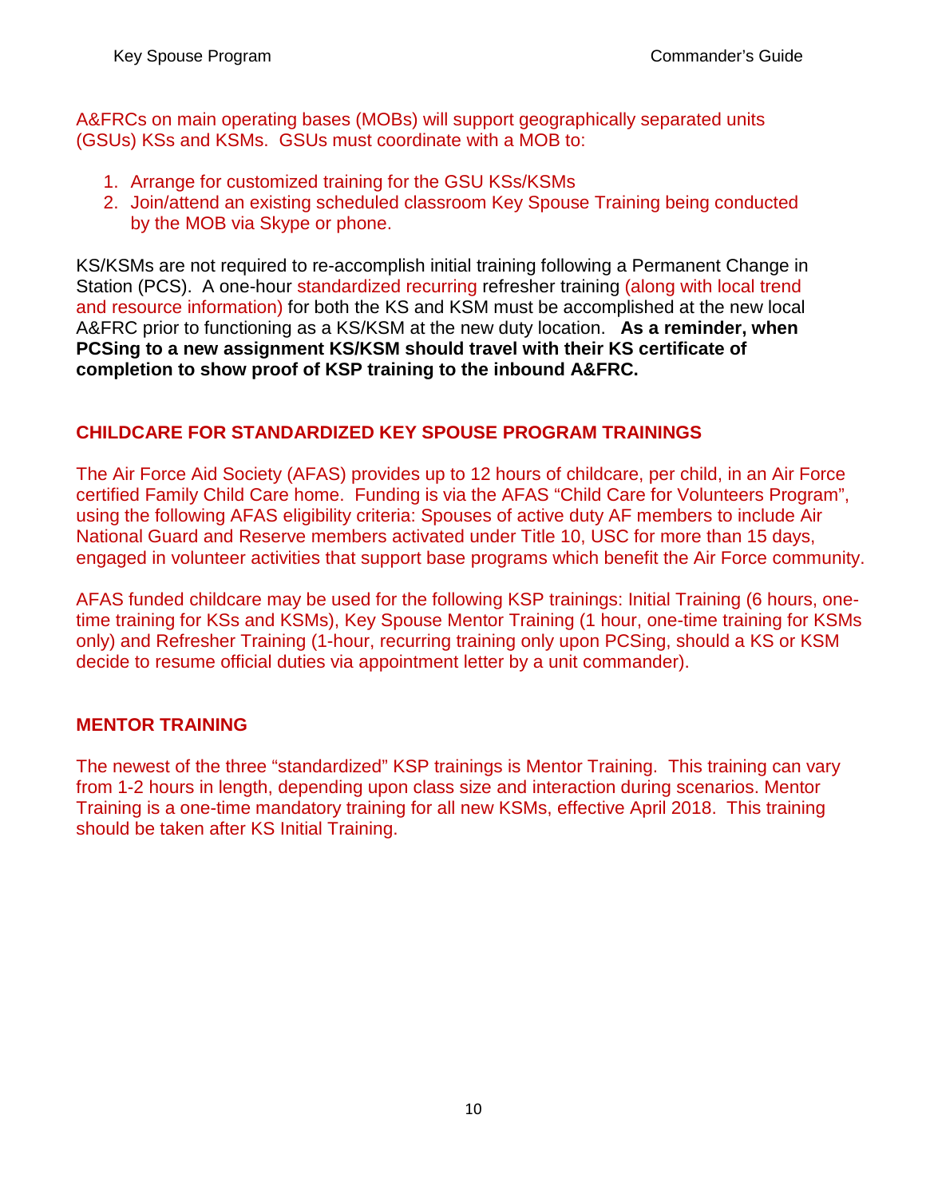A&FRCs on main operating bases (MOBs) will support geographically separated units (GSUs) KSs and KSMs. GSUs must coordinate with a MOB to:

1. Arrange for customized training for the GSU KSs/KSMs
2. Join/attend an existing scheduled classroom Key Spouse Training being conducted by the MOB via Skype or phone.

KS/KSMs are not required to re-accomplish initial training following a Permanent Change in Station (PCS). A one-hour standardized recurring refresher training (along with local trend and resource information) for both the KS and KSM must be accomplished at the new local A&FRC prior to functioning as a KS/KSM at the new duty location. **As a reminder, when PCSing to a new assignment KS/KSM should travel with their KS certificate of completion to show proof of KSP training to the inbound A&FRC.**

## CHILDCARE FOR STANDARDIZED KEY SPOUSE PROGRAM TRAININGS

The Air Force Aid Society (AFAS) provides up to 12 hours of childcare, per child, in an Air Force certified Family Child Care home. Funding is via the AFAS "Child Care for Volunteers Program", using the following AFAS eligibility criteria: Spouses of active duty AF members to include Air National Guard and Reserve members activated under Title 10, USC for more than 15 days, engaged in volunteer activities that support base programs which benefit the Air Force community.

AFAS funded childcare may be used for the following KSP trainings: Initial Training (6 hours, one-time training for KSs and KSMs), Key Spouse Mentor Training (1 hour, one-time training for KSMs only) and Refresher Training (1-hour, recurring training only upon PCSing, should a KS or KSM decide to resume official duties via appointment letter by a unit commander).

## MENTOR TRAINING

The newest of the three "standardized" KSP trainings is Mentor Training. This training can vary from 1-2 hours in length, depending upon class size and interaction during scenarios. Mentor Training is a one-time mandatory training for all new KSMs, effective April 2018. This training should be taken after KS Initial Training.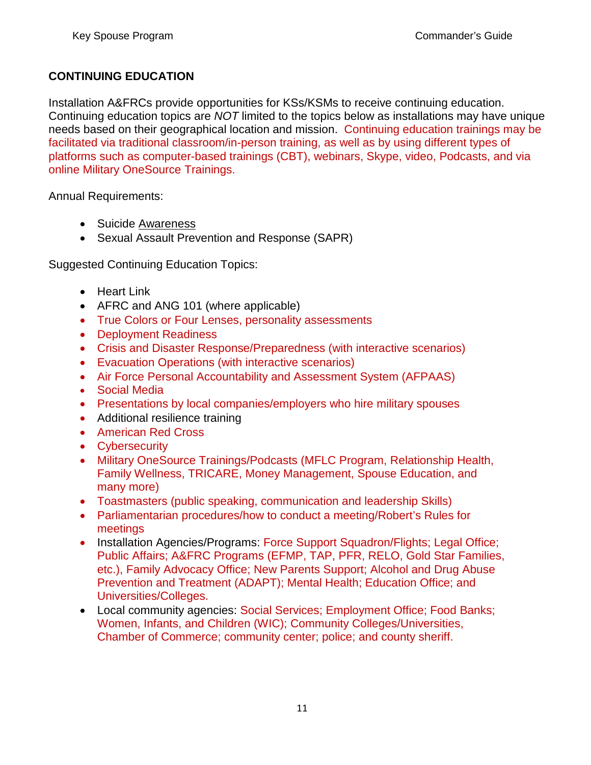## CONTINUING EDUCATION

Installation A&FRCs provide opportunities for KSs/KSMs to receive continuing education. Continuing education topics are *NOT* limited to the topics below as installations may have unique needs based on their geographical location and mission. Continuing education trainings may be facilitated via traditional classroom/in-person training, as well as by using different types of platforms such as computer-based trainings (CBT), webinars, Skype, video, Podcasts, and via online Military OneSource Trainings.

Annual Requirements:

- Suicide Awareness
- Sexual Assault Prevention and Response (SAPR)

Suggested Continuing Education Topics:

- Heart Link
- AFRC and ANG 101 (where applicable)
- True Colors or Four Lenses, personality assessments
- Deployment Readiness
- Crisis and Disaster Response/Preparedness (with interactive scenarios)
- Evacuation Operations (with interactive scenarios)
- Air Force Personal Accountability and Assessment System (AFPAAS)
- Social Media
- Presentations by local companies/employers who hire military spouses
- Additional resilience training
- American Red Cross
- Cybersecurity
- Military OneSource Trainings/Podcasts (MFLC Program, Relationship Health, Family Wellness, TRICARE, Money Management, Spouse Education, and many more)
- Toastmasters (public speaking, communication and leadership Skills)
- Parliamentarian procedures/how to conduct a meeting/Robert's Rules for meetings
- Installation Agencies/Programs: Force Support Squadron/Flights; Legal Office; Public Affairs; A&FRC Programs (EFMP, TAP, PFR, RELO, Gold Star Families, etc.), Family Advocacy Office; New Parents Support; Alcohol and Drug Abuse Prevention and Treatment (ADAPT); Mental Health; Education Office; and Universities/Colleges.
- Local community agencies: Social Services; Employment Office; Food Banks; Women, Infants, and Children (WIC); Community Colleges/Universities, Chamber of Commerce; community center; police; and county sheriff.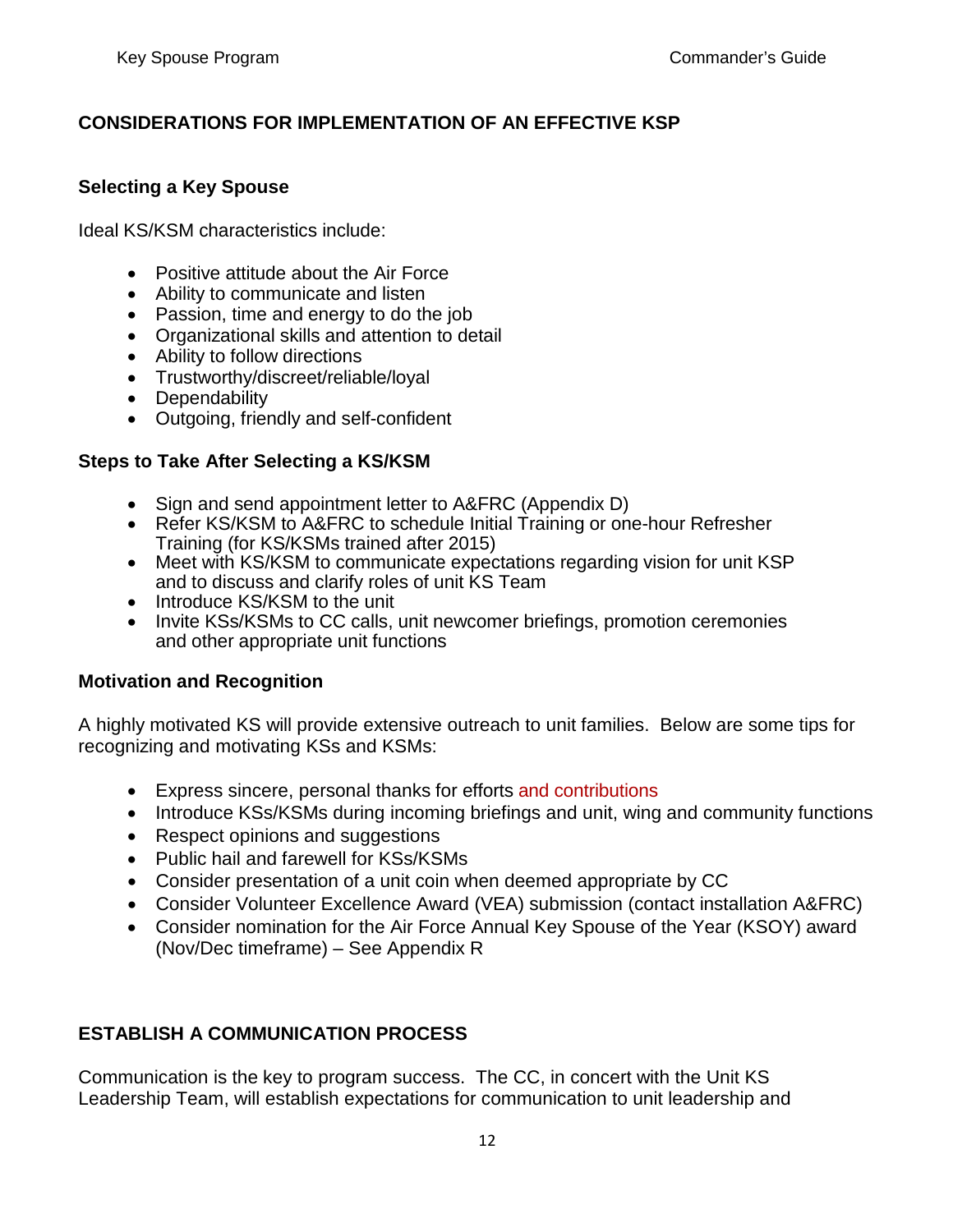## CONSIDERATIONS FOR IMPLEMENTATION OF AN EFFECTIVE KSP

### Selecting a Key Spouse

Ideal KS/KSM characteristics include:

- Positive attitude about the Air Force
- Ability to communicate and listen
- Passion, time and energy to do the job
- Organizational skills and attention to detail
- Ability to follow directions
- Trustworthy/discreet/reliable/loyal
- Dependability
- Outgoing, friendly and self-confident

### Steps to Take After Selecting a KS/KSM

- Sign and send appointment letter to A&FRC (Appendix D)
- Refer KS/KSM to A&FRC to schedule Initial Training or one-hour Refresher Training (for KS/KSMs trained after 2015)
- Meet with KS/KSM to communicate expectations regarding vision for unit KSP and to discuss and clarify roles of unit KS Team
- Introduce KS/KSM to the unit
- Invite KSs/KSMs to CC calls, unit newcomer briefings, promotion ceremonies and other appropriate unit functions

### Motivation and Recognition

A highly motivated KS will provide extensive outreach to unit families. Below are some tips for recognizing and motivating KSs and KSMs:

- Express sincere, personal thanks for efforts and contributions
- Introduce KSs/KSMs during incoming briefings and unit, wing and community functions
- Respect opinions and suggestions
- Public hail and farewell for KSs/KSMs
- Consider presentation of a unit coin when deemed appropriate by CC
- Consider Volunteer Excellence Award (VEA) submission (contact installation A&FRC)
- Consider nomination for the Air Force Annual Key Spouse of the Year (KSOY) award (Nov/Dec timeframe) – See Appendix R

## ESTABLISH A COMMUNICATION PROCESS

Communication is the key to program success. The CC, in concert with the Unit KS Leadership Team, will establish expectations for communication to unit leadership and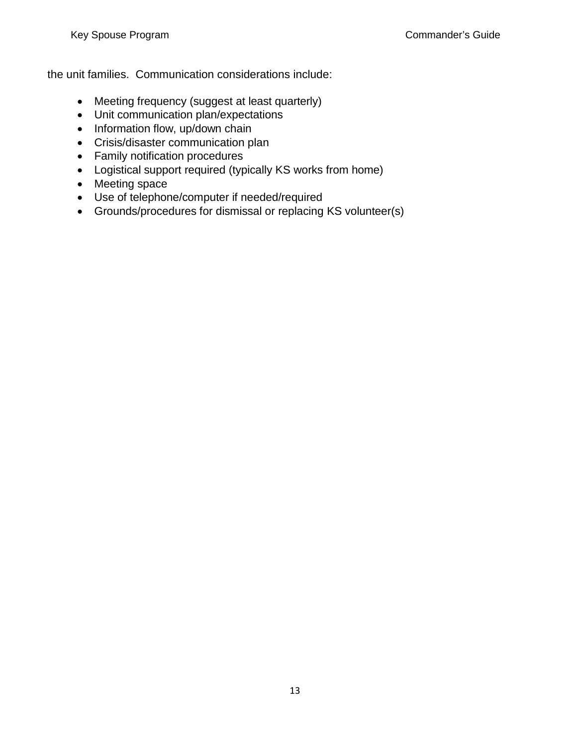the unit families.  Communication considerations include:

- Meeting frequency (suggest at least quarterly)
- Unit communication plan/expectations
- Information flow, up/down chain
- Crisis/disaster communication plan
- Family notification procedures
- Logistical support required (typically KS works from home)
- Meeting space
- Use of telephone/computer if needed/required
- Grounds/procedures for dismissal or replacing KS volunteer(s)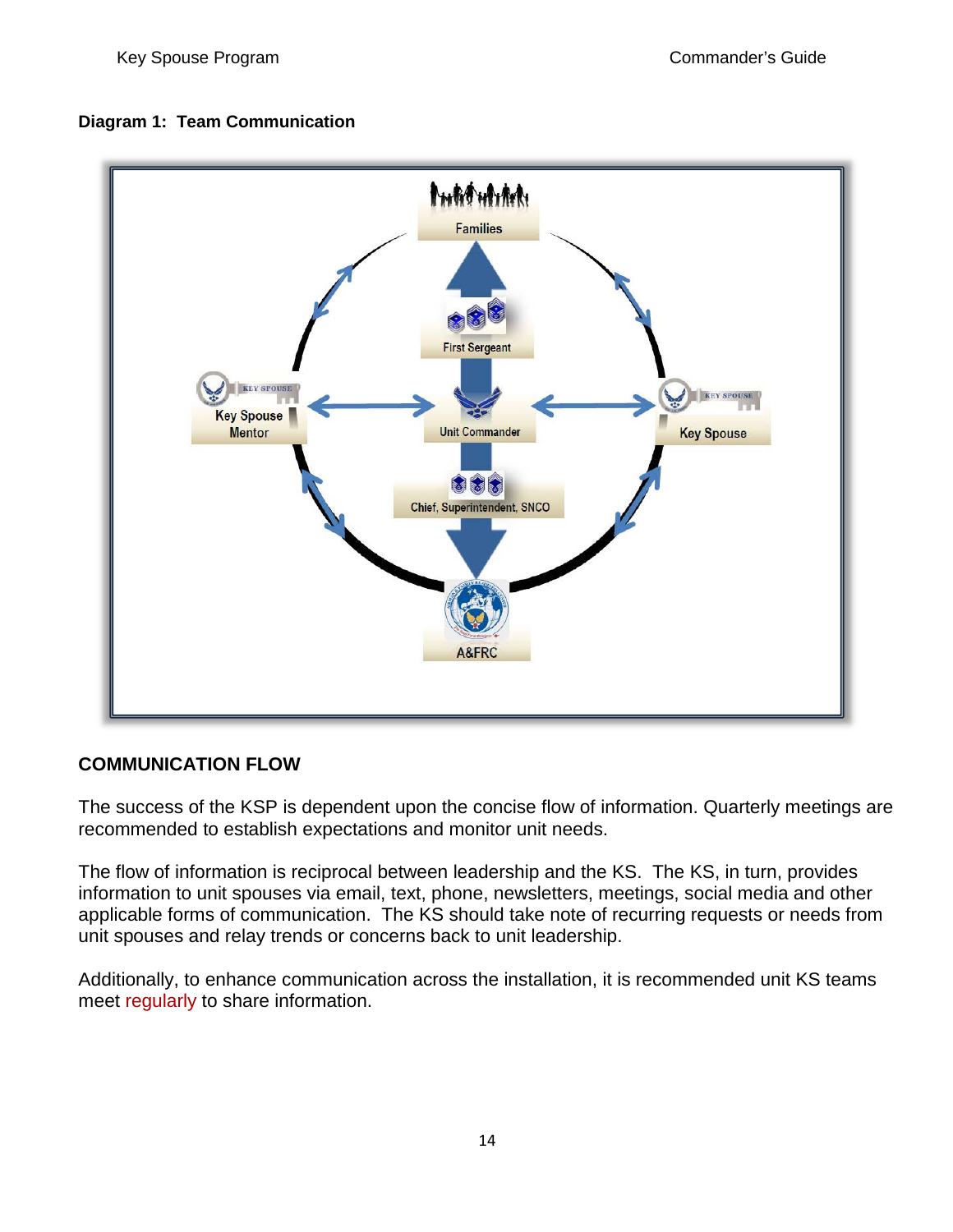**Diagram 1: Team Communication**

Families

First Sergeant

Key Spouse Mentor

Unit Commander

Key Spouse

Chief, Superintendent, SNCO

A&FRC

## COMMUNICATION FLOW

The success of the KSP is dependent upon the concise flow of information. Quarterly meetings are recommended to establish expectations and monitor unit needs.

The flow of information is reciprocal between leadership and the KS. The KS, in turn, provides information to unit spouses via email, text, phone, newsletters, meetings, social media and other applicable forms of communication. The KS should take note of recurring requests or needs from unit spouses and relay trends or concerns back to unit leadership.

Additionally, to enhance communication across the installation, it is recommended unit KS teams meet regularly to share information.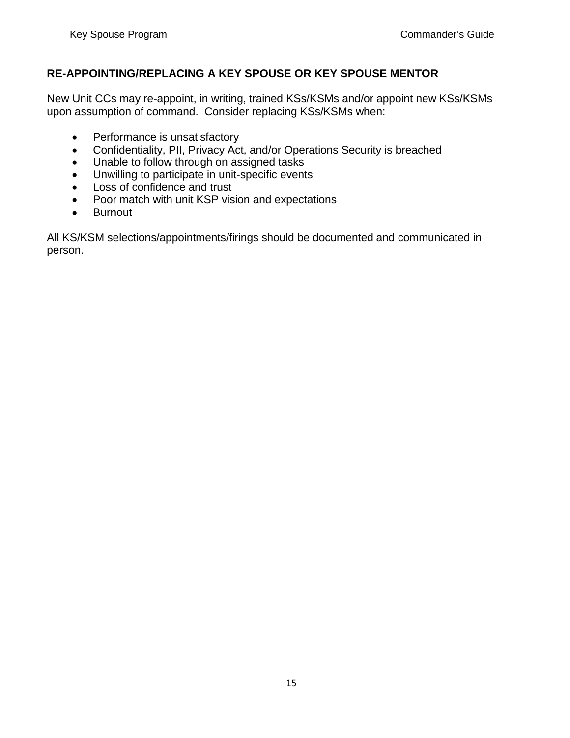## RE-APPOINTING/REPLACING A KEY SPOUSE OR KEY SPOUSE MENTOR

New Unit CCs may re-appoint, in writing, trained KSs/KSMs and/or appoint new KSs/KSMs upon assumption of command. Consider replacing KSs/KSMs when:

- Performance is unsatisfactory
- Confidentiality, PII, Privacy Act, and/or Operations Security is breached
- Unable to follow through on assigned tasks
- Unwilling to participate in unit-specific events
- Loss of confidence and trust
- Poor match with unit KSP vision and expectations
- Burnout

All KS/KSM selections/appointments/firings should be documented and communicated in person.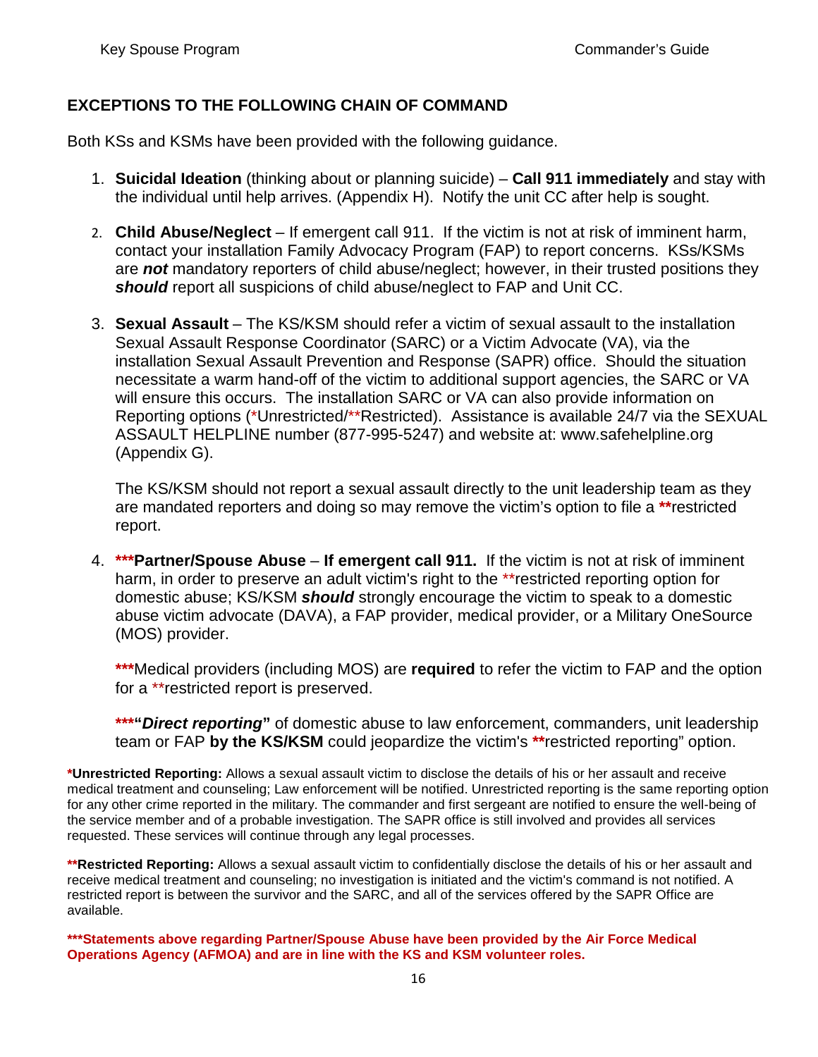## EXCEPTIONS TO THE FOLLOWING CHAIN OF COMMAND

Both KSs and KSMs have been provided with the following guidance.

1. **Suicidal Ideation** (thinking about or planning suicide) – **Call 911 immediately** and stay with the individual until help arrives. (Appendix H). Notify the unit CC after help is sought.

2. **Child Abuse/Neglect** – If emergent call 911. If the victim is not at risk of imminent harm, contact your installation Family Advocacy Program (FAP) to report concerns. KSs/KSMs are ***not*** mandatory reporters of child abuse/neglect; however, in their trusted positions they ***should*** report all suspicions of child abuse/neglect to FAP and Unit CC.

3. **Sexual Assault** – The KS/KSM should refer a victim of sexual assault to the installation Sexual Assault Response Coordinator (SARC) or a Victim Advocate (VA), via the installation Sexual Assault Prevention and Response (SAPR) office. Should the situation necessitate a warm hand-off of the victim to additional support agencies, the SARC or VA will ensure this occurs. The installation SARC or VA can also provide information on Reporting options (*Unrestricted/**Restricted). Assistance is available 24/7 via the SEXUAL ASSAULT HELPLINE number (877-995-5247) and website at: www.safehelpline.org (Appendix G).

   The KS/KSM should not report a sexual assault directly to the unit leadership team as they are mandated reporters and doing so may remove the victim's option to file a **restricted report.

4. ***__Partner/Spouse Abuse__ – **If emergent call 911.** If the victim is not at risk of imminent harm, in order to preserve an adult victim's right to the **restricted reporting option for domestic abuse; KS/KSM ***should*** strongly encourage the victim to speak to a domestic abuse victim advocate (DAVA), a FAP provider, medical provider, or a Military OneSource (MOS) provider.

   ***Medical providers (including MOS) are **required** to refer the victim to FAP and the option for a **restricted report is preserved.

   ***"***Direct reporting***" of domestic abuse to law enforcement, commanders, unit leadership team or FAP **by the KS/KSM** could jeopardize the victim's **restricted reporting" option.

***Unrestricted Reporting:** Allows a sexual assault victim to disclose the details of his or her assault and receive medical treatment and counseling; Law enforcement will be notified. Unrestricted reporting is the same reporting option for any other crime reported in the military. The commander and first sergeant are notified to ensure the well-being of the service member and of a probable investigation. The SAPR office is still involved and provides all services requested. These services will continue through any legal processes.

****Restricted Reporting:** Allows a sexual assault victim to confidentially disclose the details of his or her assault and receive medical treatment and counseling; no investigation is initiated and the victim's command is not notified. A restricted report is between the survivor and the SARC, and all of the services offered by the SAPR Office are available.

*****Statements above regarding Partner/Spouse Abuse have been provided by the Air Force Medical Operations Agency (AFMOA) and are in line with the KS and KSM volunteer roles.**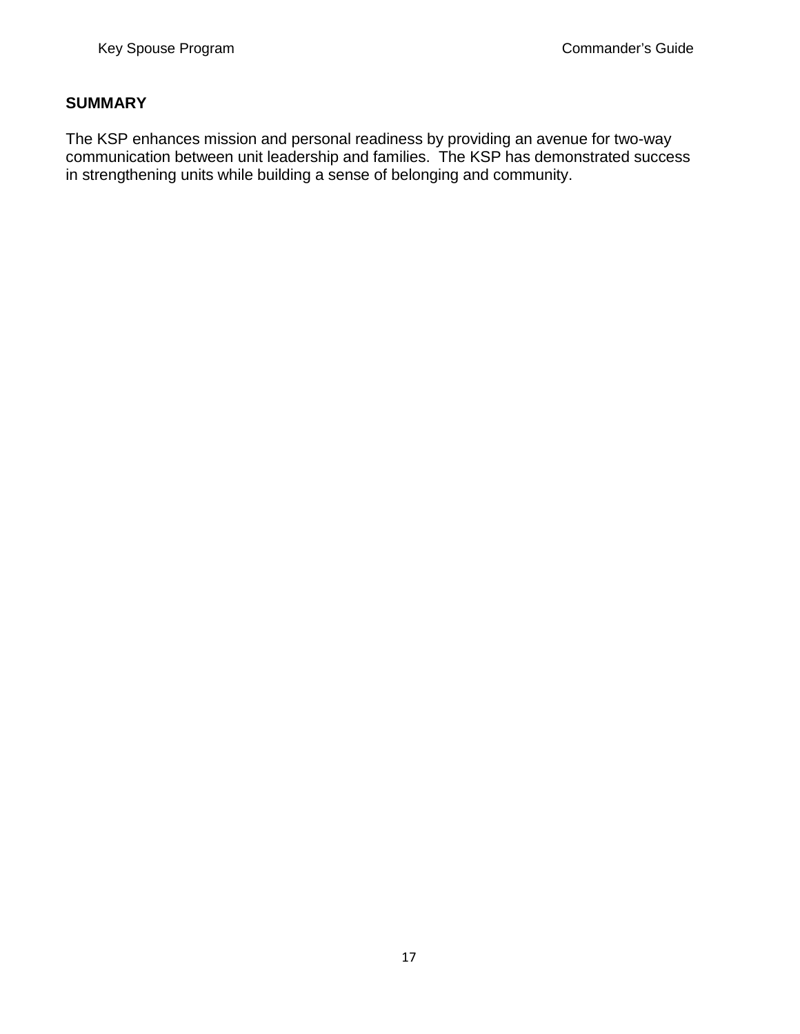## SUMMARY

The KSP enhances mission and personal readiness by providing an avenue for two-way communication between unit leadership and families. The KSP has demonstrated success in strengthening units while building a sense of belonging and community.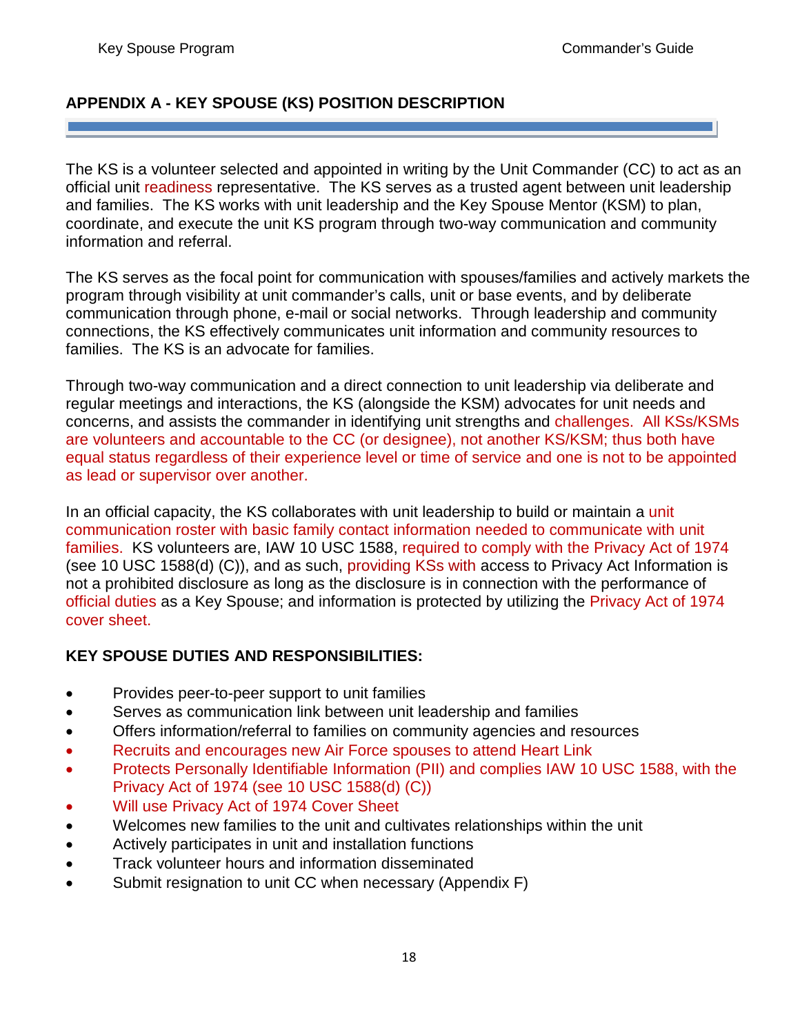## APPENDIX A - KEY SPOUSE (KS) POSITION DESCRIPTION

The KS is a volunteer selected and appointed in writing by the Unit Commander (CC) to act as an official unit readiness representative. The KS serves as a trusted agent between unit leadership and families. The KS works with unit leadership and the Key Spouse Mentor (KSM) to plan, coordinate, and execute the unit KS program through two-way communication and community information and referral.

The KS serves as the focal point for communication with spouses/families and actively markets the program through visibility at unit commander's calls, unit or base events, and by deliberate communication through phone, e-mail or social networks. Through leadership and community connections, the KS effectively communicates unit information and community resources to families. The KS is an advocate for families.

Through two-way communication and a direct connection to unit leadership via deliberate and regular meetings and interactions, the KS (alongside the KSM) advocates for unit needs and concerns, and assists the commander in identifying unit strengths and challenges. All KSs/KSMs are volunteers and accountable to the CC (or designee), not another KS/KSM; thus both have equal status regardless of their experience level or time of service and one is not to be appointed as lead or supervisor over another.

In an official capacity, the KS collaborates with unit leadership to build or maintain a unit communication roster with basic family contact information needed to communicate with unit families. KS volunteers are, IAW 10 USC 1588, required to comply with the Privacy Act of 1974 (see 10 USC 1588(d) (C)), and as such, providing KSs with access to Privacy Act Information is not a prohibited disclosure as long as the disclosure is in connection with the performance of official duties as a Key Spouse; and information is protected by utilizing the Privacy Act of 1974 cover sheet.

**KEY SPOUSE DUTIES AND RESPONSIBILITIES:**

- Provides peer-to-peer support to unit families
- Serves as communication link between unit leadership and families
- Offers information/referral to families on community agencies and resources
- Recruits and encourages new Air Force spouses to attend Heart Link
- Protects Personally Identifiable Information (PII) and complies IAW 10 USC 1588, with the Privacy Act of 1974 (see 10 USC 1588(d) (C))
- Will use Privacy Act of 1974 Cover Sheet
- Welcomes new families to the unit and cultivates relationships within the unit
- Actively participates in unit and installation functions
- Track volunteer hours and information disseminated
- Submit resignation to unit CC when necessary (Appendix F)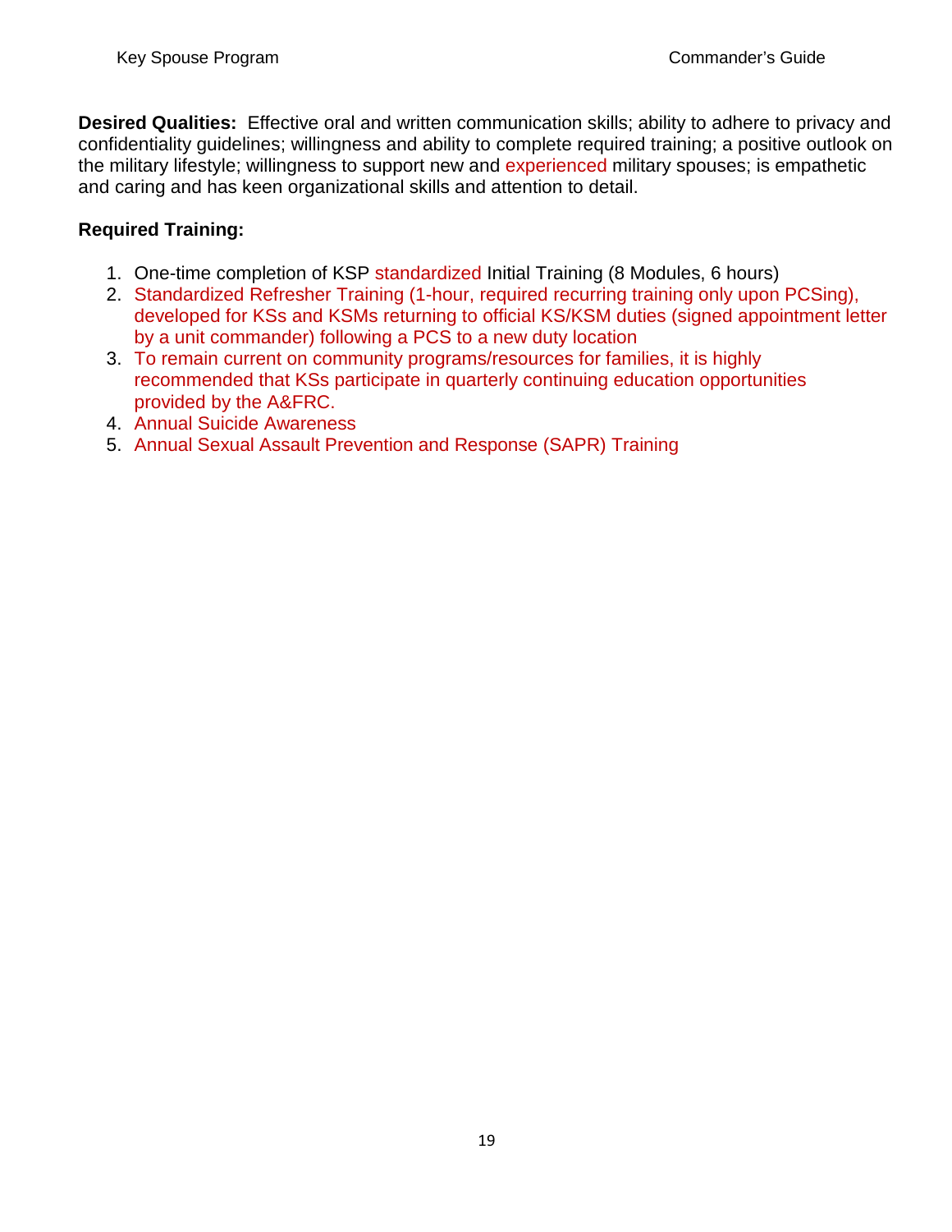**Desired Qualities:** Effective oral and written communication skills; ability to adhere to privacy and confidentiality guidelines; willingness and ability to complete required training; a positive outlook on the military lifestyle; willingness to support new and experienced military spouses; is empathetic and caring and has keen organizational skills and attention to detail.

**Required Training:**

1. One-time completion of KSP standardized Initial Training (8 Modules, 6 hours)
2. Standardized Refresher Training (1-hour, required recurring training only upon PCSing), developed for KSs and KSMs returning to official KS/KSM duties (signed appointment letter by a unit commander) following a PCS to a new duty location
3. To remain current on community programs/resources for families, it is highly recommended that KSs participate in quarterly continuing education opportunities provided by the A&FRC.
4. Annual Suicide Awareness
5. Annual Sexual Assault Prevention and Response (SAPR) Training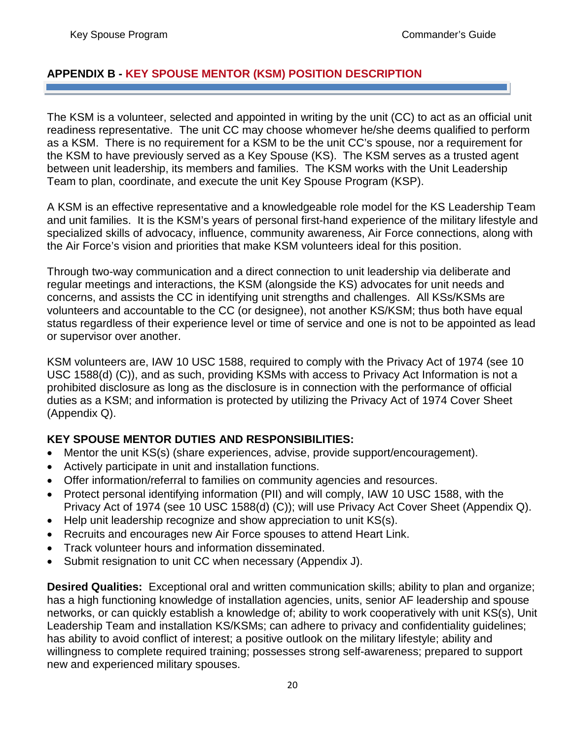## APPENDIX B - KEY SPOUSE MENTOR (KSM) POSITION DESCRIPTION

The KSM is a volunteer, selected and appointed in writing by the unit (CC) to act as an official unit readiness representative. The unit CC may choose whomever he/she deems qualified to perform as a KSM. There is no requirement for a KSM to be the unit CC's spouse, nor a requirement for the KSM to have previously served as a Key Spouse (KS). The KSM serves as a trusted agent between unit leadership, its members and families. The KSM works with the Unit Leadership Team to plan, coordinate, and execute the unit Key Spouse Program (KSP).

A KSM is an effective representative and a knowledgeable role model for the KS Leadership Team and unit families. It is the KSM's years of personal first-hand experience of the military lifestyle and specialized skills of advocacy, influence, community awareness, Air Force connections, along with the Air Force's vision and priorities that make KSM volunteers ideal for this position.

Through two-way communication and a direct connection to unit leadership via deliberate and regular meetings and interactions, the KSM (alongside the KS) advocates for unit needs and concerns, and assists the CC in identifying unit strengths and challenges. All KSs/KSMs are volunteers and accountable to the CC (or designee), not another KS/KSM; thus both have equal status regardless of their experience level or time of service and one is not to be appointed as lead or supervisor over another.

KSM volunteers are, IAW 10 USC 1588, required to comply with the Privacy Act of 1974 (see 10 USC 1588(d) (C)), and as such, providing KSMs with access to Privacy Act Information is not a prohibited disclosure as long as the disclosure is in connection with the performance of official duties as a KSM; and information is protected by utilizing the Privacy Act of 1974 Cover Sheet (Appendix Q).

**KEY SPOUSE MENTOR DUTIES AND RESPONSIBILITIES:**

- Mentor the unit KS(s) (share experiences, advise, provide support/encouragement).
- Actively participate in unit and installation functions.
- Offer information/referral to families on community agencies and resources.
- Protect personal identifying information (PII) and will comply, IAW 10 USC 1588, with the Privacy Act of 1974 (see 10 USC 1588(d) (C)); will use Privacy Act Cover Sheet (Appendix Q).
- Help unit leadership recognize and show appreciation to unit KS(s).
- Recruits and encourages new Air Force spouses to attend Heart Link.
- Track volunteer hours and information disseminated.
- Submit resignation to unit CC when necessary (Appendix J).

**Desired Qualities:** Exceptional oral and written communication skills; ability to plan and organize; has a high functioning knowledge of installation agencies, units, senior AF leadership and spouse networks, or can quickly establish a knowledge of; ability to work cooperatively with unit KS(s), Unit Leadership Team and installation KS/KSMs; can adhere to privacy and confidentiality guidelines; has ability to avoid conflict of interest; a positive outlook on the military lifestyle; ability and willingness to complete required training; possesses strong self-awareness; prepared to support new and experienced military spouses.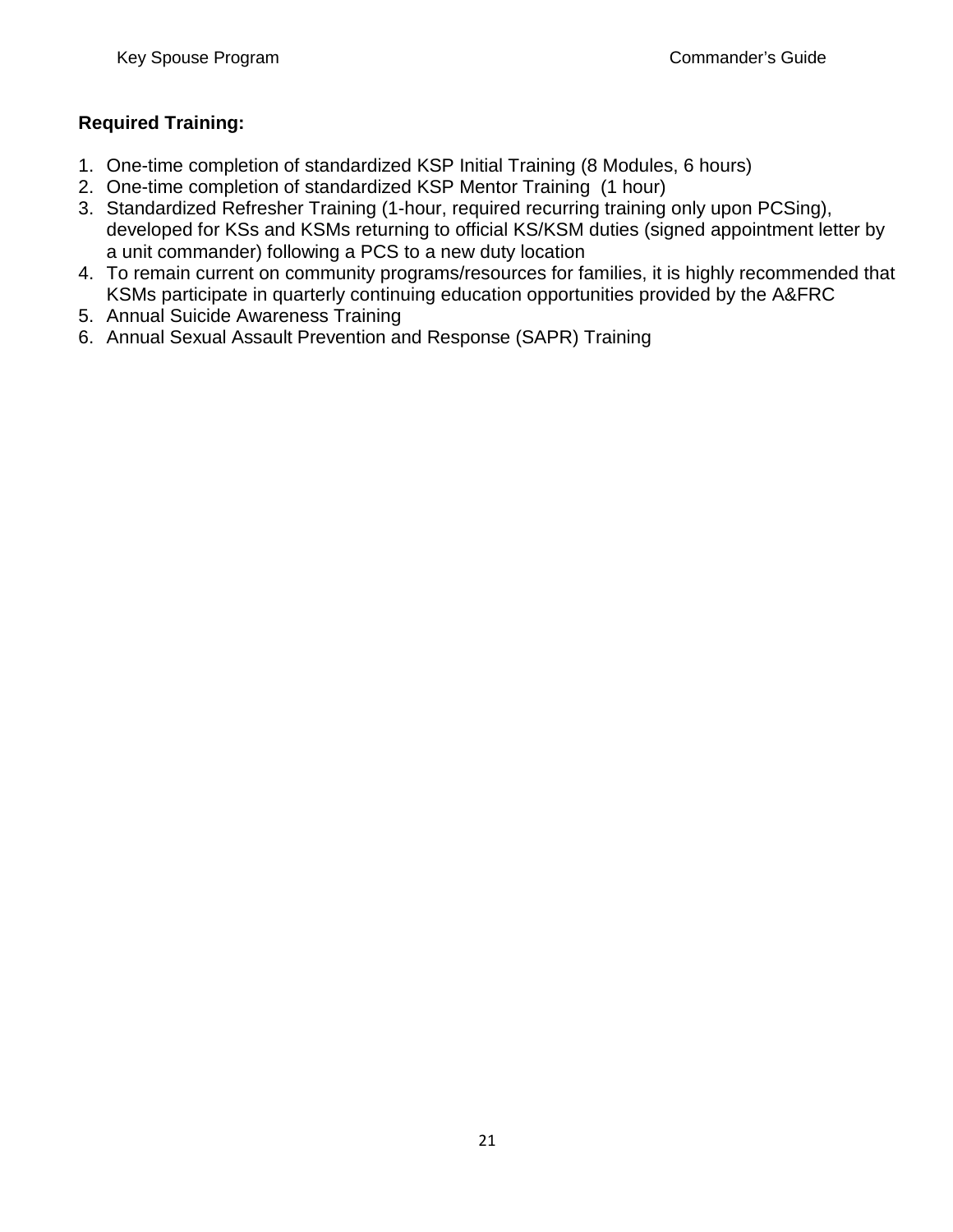**Required Training:**

1. One-time completion of standardized KSP Initial Training (8 Modules, 6 hours)
2. One-time completion of standardized KSP Mentor Training (1 hour)
3. Standardized Refresher Training (1-hour, required recurring training only upon PCSing), developed for KSs and KSMs returning to official KS/KSM duties (signed appointment letter by a unit commander) following a PCS to a new duty location
4. To remain current on community programs/resources for families, it is highly recommended that KSMs participate in quarterly continuing education opportunities provided by the A&FRC
5. Annual Suicide Awareness Training
6. Annual Sexual Assault Prevention and Response (SAPR) Training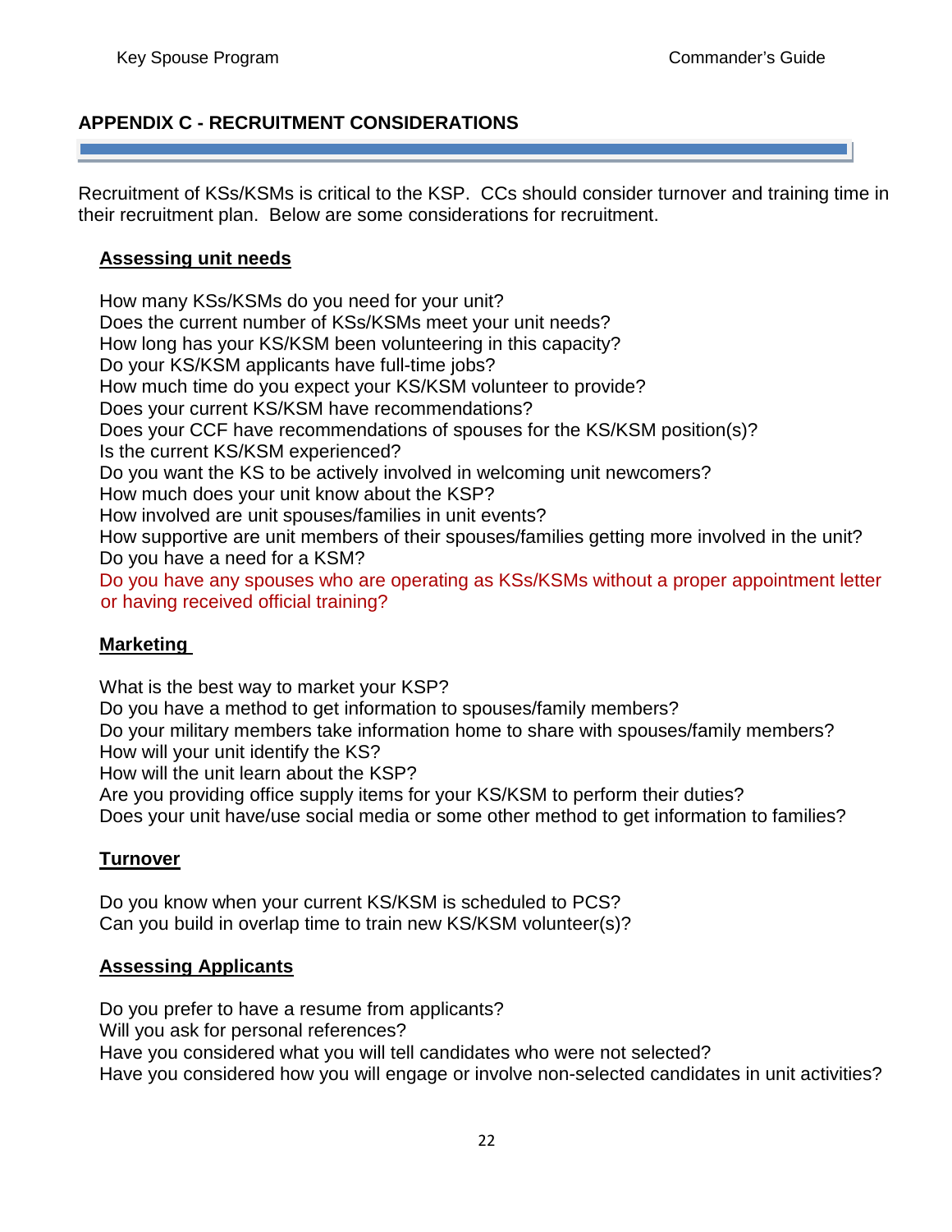## APPENDIX C - RECRUITMENT CONSIDERATIONS

Recruitment of KSs/KSMs is critical to the KSP. CCs should consider turnover and training time in their recruitment plan. Below are some considerations for recruitment.

### Assessing unit needs

How many KSs/KSMs do you need for your unit?
Does the current number of KSs/KSMs meet your unit needs?
How long has your KS/KSM been volunteering in this capacity?
Do your KS/KSM applicants have full-time jobs?
How much time do you expect your KS/KSM volunteer to provide?
Does your current KS/KSM have recommendations?
Does your CCF have recommendations of spouses for the KS/KSM position(s)?
Is the current KS/KSM experienced?
Do you want the KS to be actively involved in welcoming unit newcomers?
How much does your unit know about the KSP?
How involved are unit spouses/families in unit events?
How supportive are unit members of their spouses/families getting more involved in the unit?
Do you have a need for a KSM?
Do you have any spouses who are operating as KSs/KSMs without a proper appointment letter or having received official training?

### Marketing

What is the best way to market your KSP?
Do you have a method to get information to spouses/family members?
Do your military members take information home to share with spouses/family members?
How will your unit identify the KS?
How will the unit learn about the KSP?
Are you providing office supply items for your KS/KSM to perform their duties?
Does your unit have/use social media or some other method to get information to families?

### Turnover

Do you know when your current KS/KSM is scheduled to PCS?
Can you build in overlap time to train new KS/KSM volunteer(s)?

### Assessing Applicants

Do you prefer to have a resume from applicants?
Will you ask for personal references?
Have you considered what you will tell candidates who were not selected?
Have you considered how you will engage or involve non-selected candidates in unit activities?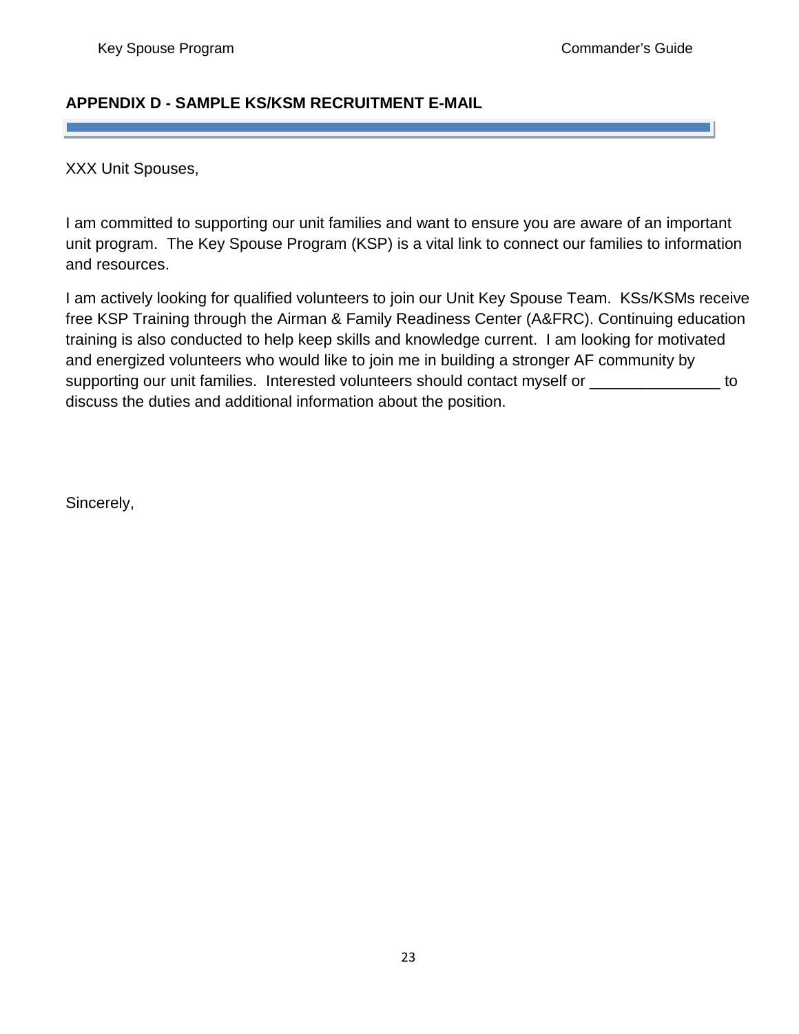## APPENDIX D - SAMPLE KS/KSM RECRUITMENT E-MAIL

XXX Unit Spouses,

I am committed to supporting our unit families and want to ensure you are aware of an important unit program. The Key Spouse Program (KSP) is a vital link to connect our families to information and resources.

I am actively looking for qualified volunteers to join our Unit Key Spouse Team. KSs/KSMs receive free KSP Training through the Airman & Family Readiness Center (A&FRC). Continuing education training is also conducted to help keep skills and knowledge current. I am looking for motivated and energized volunteers who would like to join me in building a stronger AF community by supporting our unit families. Interested volunteers should contact myself or _______________ to discuss the duties and additional information about the position.

Sincerely,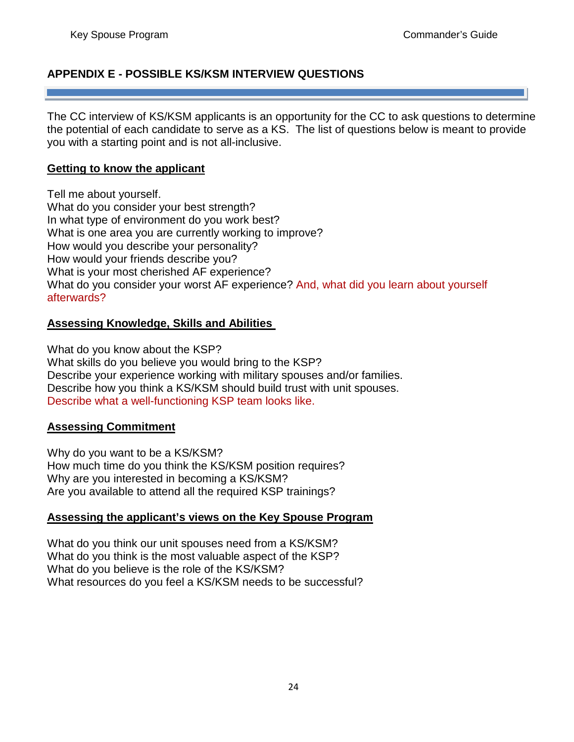## APPENDIX E - POSSIBLE KS/KSM INTERVIEW QUESTIONS

The CC interview of KS/KSM applicants is an opportunity for the CC to ask questions to determine the potential of each candidate to serve as a KS. The list of questions below is meant to provide you with a starting point and is not all-inclusive.

### Getting to know the applicant

Tell me about yourself.
What do you consider your best strength?
In what type of environment do you work best?
What is one area you are currently working to improve?
How would you describe your personality?
How would your friends describe you?
What is your most cherished AF experience?
What do you consider your worst AF experience? And, what did you learn about yourself afterwards?

### Assessing Knowledge, Skills and Abilities

What do you know about the KSP?
What skills do you believe you would bring to the KSP?
Describe your experience working with military spouses and/or families.
Describe how you think a KS/KSM should build trust with unit spouses.
Describe what a well-functioning KSP team looks like.

### Assessing Commitment

Why do you want to be a KS/KSM?
How much time do you think the KS/KSM position requires?
Why are you interested in becoming a KS/KSM?
Are you available to attend all the required KSP trainings?

### Assessing the applicant's views on the Key Spouse Program

What do you think our unit spouses need from a KS/KSM?
What do you think is the most valuable aspect of the KSP?
What do you believe is the role of the KS/KSM?
What resources do you feel a KS/KSM needs to be successful?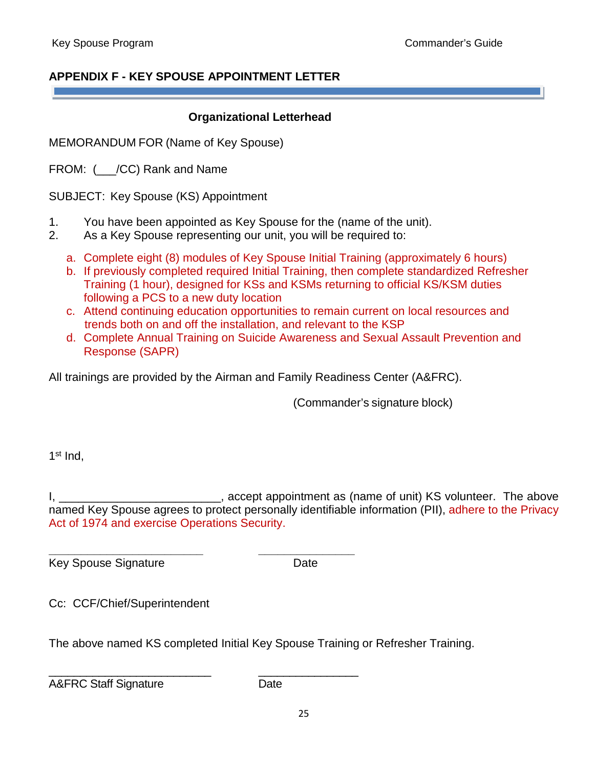## APPENDIX F - KEY SPOUSE APPOINTMENT LETTER

**Organizational Letterhead**

MEMORANDUM FOR (Name of Key Spouse)

FROM: (___/CC) Rank and Name

SUBJECT: Key Spouse (KS) Appointment

1. You have been appointed as Key Spouse for the (name of the unit).
2. As a Key Spouse representing our unit, you will be required to:

   a. Complete eight (8) modules of Key Spouse Initial Training (approximately 6 hours)
   b. If previously completed required Initial Training, then complete standardized Refresher Training (1 hour), designed for KSs and KSMs returning to official KS/KSM duties following a PCS to a new duty location
   c. Attend continuing education opportunities to remain current on local resources and trends both on and off the installation, and relevant to the KSP
   d. Complete Annual Training on Suicide Awareness and Sexual Assault Prevention and Response (SAPR)

All trainings are provided by the Airman and Family Readiness Center (A&FRC).

(Commander's signature block)

1st Ind,

I, _________________________, accept appointment as (name of unit) KS volunteer. The above named Key Spouse agrees to protect personally identifiable information (PII), adhere to the Privacy Act of 1974 and exercise Operations Security.

________________________ ________________

Key Spouse Signature Date

Cc: CCF/Chief/Superintendent

The above named KS completed Initial Key Spouse Training or Refresher Training.

_________________________ ________________

A&FRC Staff Signature Date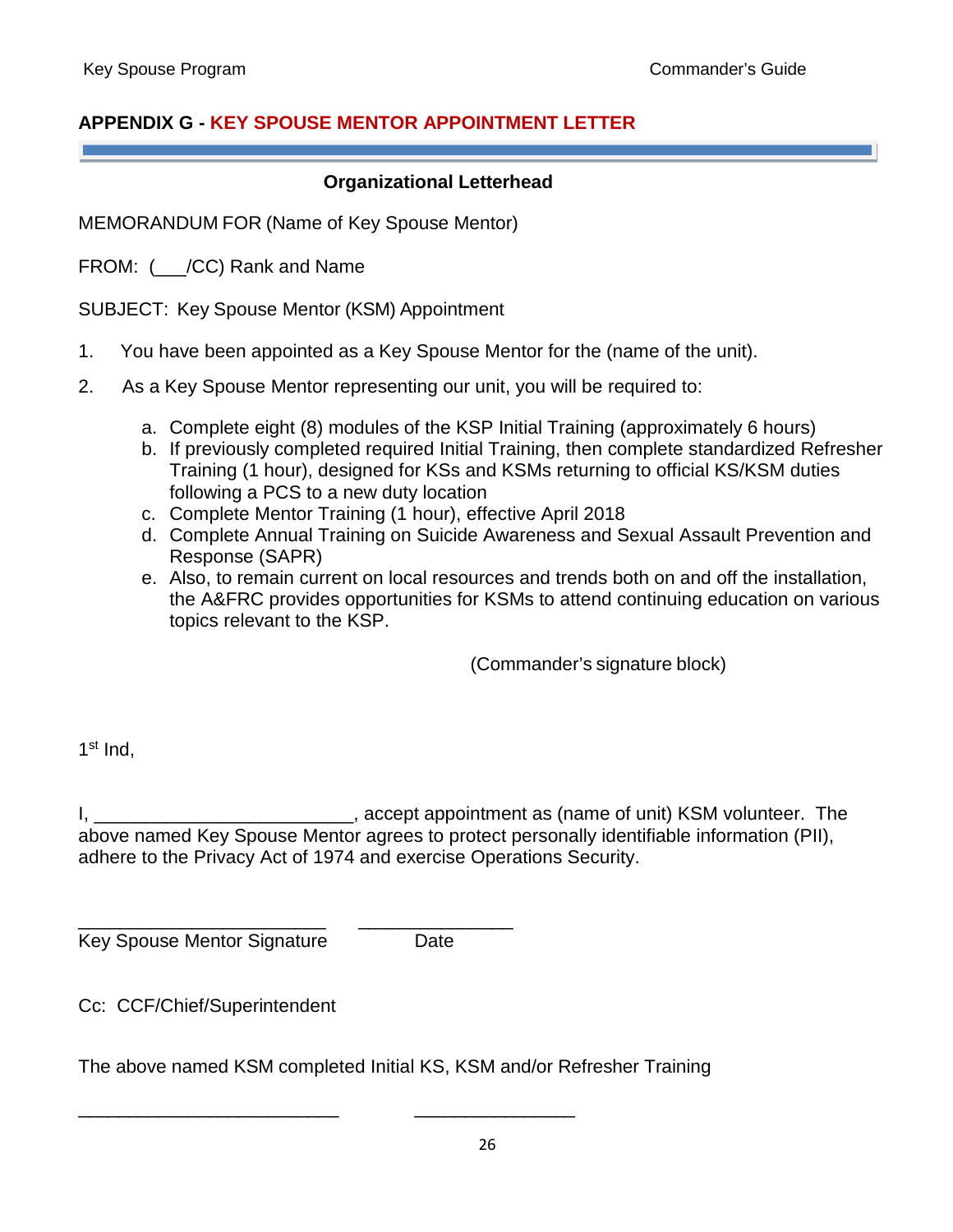## APPENDIX G - KEY SPOUSE MENTOR APPOINTMENT LETTER

**Organizational Letterhead**

MEMORANDUM FOR (Name of Key Spouse Mentor)

FROM: (___/CC) Rank and Name

SUBJECT: Key Spouse Mentor (KSM) Appointment

1. You have been appointed as a Key Spouse Mentor for the (name of the unit).

2. As a Key Spouse Mentor representing our unit, you will be required to:

   a. Complete eight (8) modules of the KSP Initial Training (approximately 6 hours)
   b. If previously completed required Initial Training, then complete standardized Refresher Training (1 hour), designed for KSs and KSMs returning to official KS/KSM duties following a PCS to a new duty location
   c. Complete Mentor Training (1 hour), effective April 2018
   d. Complete Annual Training on Suicide Awareness and Sexual Assault Prevention and Response (SAPR)
   e. Also, to remain current on local resources and trends both on and off the installation, the A&FRC provides opportunities for KSMs to attend continuing education on various topics relevant to the KSP.

(Commander's signature block)

1st Ind,

I, ________________________, accept appointment as (name of unit) KSM volunteer. The above named Key Spouse Mentor agrees to protect personally identifiable information (PII), adhere to the Privacy Act of 1974 and exercise Operations Security.

________________________ _______________

Key Spouse Mentor Signature Date

Cc: CCF/Chief/Superintendent

The above named KSM completed Initial KS, KSM and/or Refresher Training

_________________________ _______________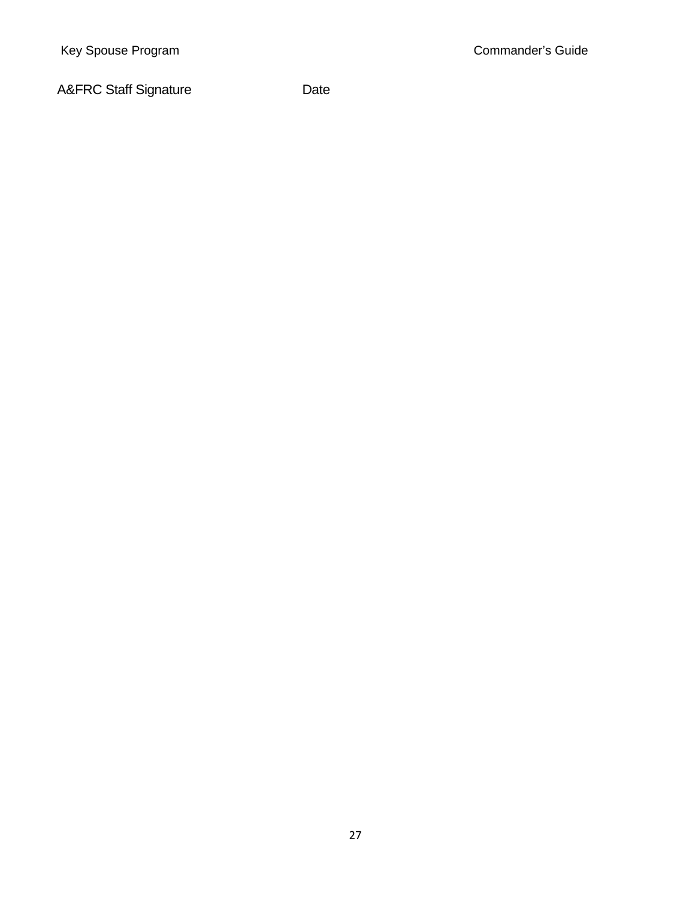A&FRC Staff Signature Date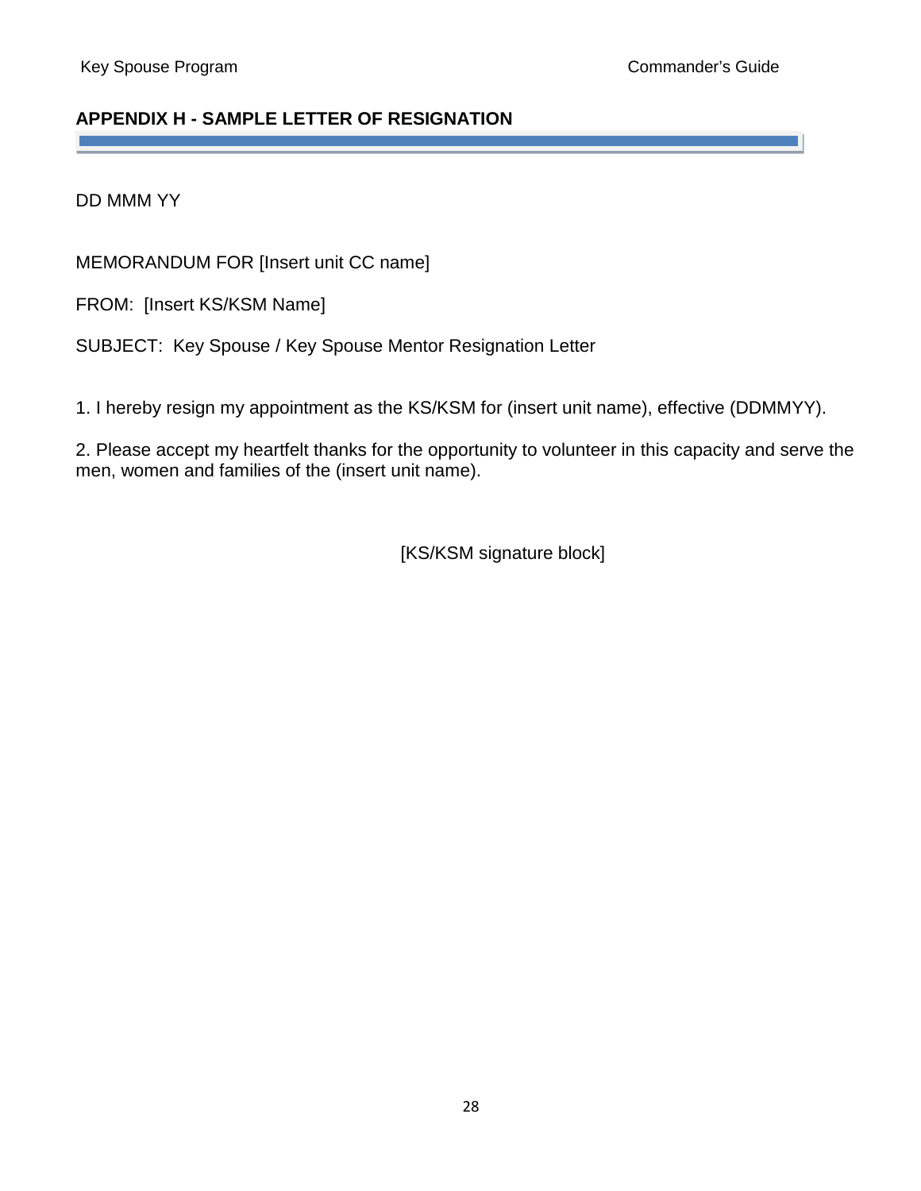## APPENDIX H - SAMPLE LETTER OF RESIGNATION

DD MMM YY

MEMORANDUM FOR [Insert unit CC name]

FROM: [Insert KS/KSM Name]

SUBJECT: Key Spouse / Key Spouse Mentor Resignation Letter

1. I hereby resign my appointment as the KS/KSM for (insert unit name), effective (DDMMYY).

2. Please accept my heartfelt thanks for the opportunity to volunteer in this capacity and serve the men, women and families of the (insert unit name).

[KS/KSM signature block]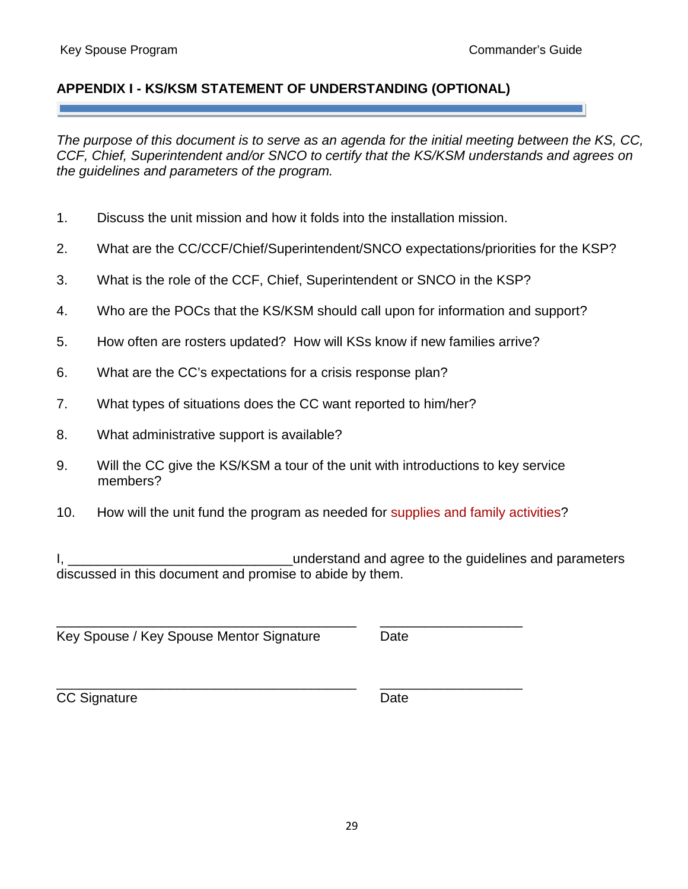## APPENDIX I - KS/KSM STATEMENT OF UNDERSTANDING (OPTIONAL)

*The purpose of this document is to serve as an agenda for the initial meeting between the KS, CC, CCF, Chief, Superintendent and/or SNCO to certify that the KS/KSM understands and agrees on the guidelines and parameters of the program.*

1. Discuss the unit mission and how it folds into the installation mission.
2. What are the CC/CCF/Chief/Superintendent/SNCO expectations/priorities for the KSP?
3. What is the role of the CCF, Chief, Superintendent or SNCO in the KSP?
4. Who are the POCs that the KS/KSM should call upon for information and support?
5. How often are rosters updated? How will KSs know if new families arrive?
6. What are the CC's expectations for a crisis response plan?
7. What types of situations does the CC want reported to him/her?
8. What administrative support is available?
9. Will the CC give the KS/KSM a tour of the unit with introductions to key service members?
10. How will the unit fund the program as needed for supplies and family activities?

I, ______________________________understand and agree to the guidelines and parameters discussed in this document and promise to abide by them.

_________________________________________ ___________________
Key Spouse / Key Spouse Mentor Signature Date

_________________________________________ ___________________
CC Signature Date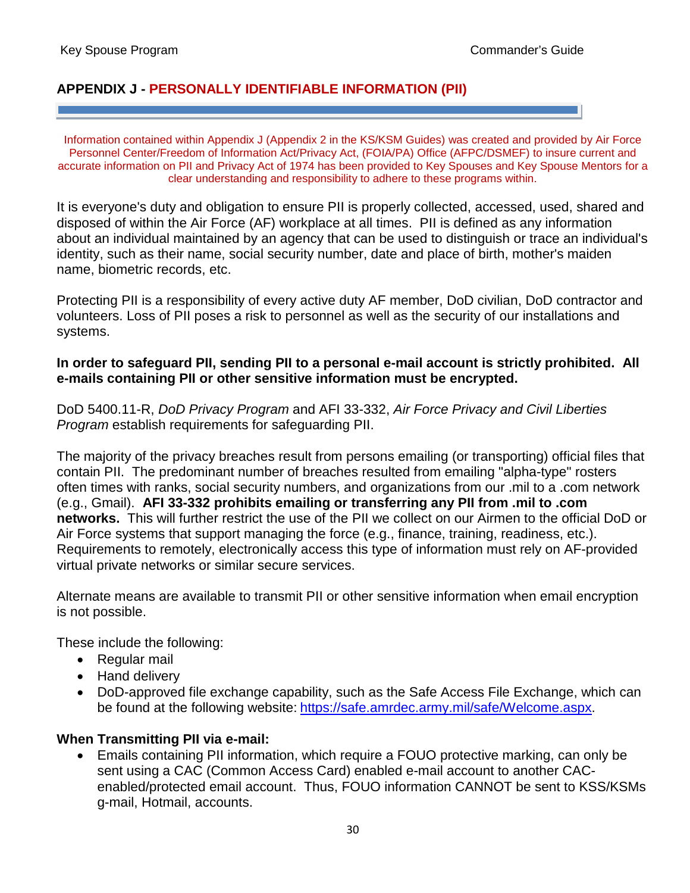## APPENDIX J - PERSONALLY IDENTIFIABLE INFORMATION (PII)

Information contained within Appendix J (Appendix 2 in the KS/KSM Guides) was created and provided by Air Force Personnel Center/Freedom of Information Act/Privacy Act, (FOIA/PA) Office (AFPC/DSMEF) to insure current and accurate information on PII and Privacy Act of 1974 has been provided to Key Spouses and Key Spouse Mentors for a clear understanding and responsibility to adhere to these programs within.

It is everyone's duty and obligation to ensure PII is properly collected, accessed, used, shared and disposed of within the Air Force (AF) workplace at all times. PII is defined as any information about an individual maintained by an agency that can be used to distinguish or trace an individual's identity, such as their name, social security number, date and place of birth, mother's maiden name, biometric records, etc.

Protecting PII is a responsibility of every active duty AF member, DoD civilian, DoD contractor and volunteers. Loss of PII poses a risk to personnel as well as the security of our installations and systems.

**In order to safeguard PII, sending PII to a personal e-mail account is strictly prohibited. All e-mails containing PII or other sensitive information must be encrypted.**

DoD 5400.11-R, *DoD Privacy Program* and AFI 33-332, *Air Force Privacy and Civil Liberties Program* establish requirements for safeguarding PII.

The majority of the privacy breaches result from persons emailing (or transporting) official files that contain PII. The predominant number of breaches resulted from emailing "alpha-type" rosters often times with ranks, social security numbers, and organizations from our .mil to a .com network (e.g., Gmail). **AFI 33-332 prohibits emailing or transferring any PII from .mil to .com networks.** This will further restrict the use of the PII we collect on our Airmen to the official DoD or Air Force systems that support managing the force (e.g., finance, training, readiness, etc.). Requirements to remotely, electronically access this type of information must rely on AF-provided virtual private networks or similar secure services.

Alternate means are available to transmit PII or other sensitive information when email encryption is not possible.

These include the following:

- Regular mail
- Hand delivery
- DoD-approved file exchange capability, such as the Safe Access File Exchange, which can be found at the following website: https://safe.amrdec.army.mil/safe/Welcome.aspx.

**When Transmitting PII via e-mail:**

- Emails containing PII information, which require a FOUO protective marking, can only be sent using a CAC (Common Access Card) enabled e-mail account to another CAC-enabled/protected email account. Thus, FOUO information CANNOT be sent to KSS/KSMs g-mail, Hotmail, accounts.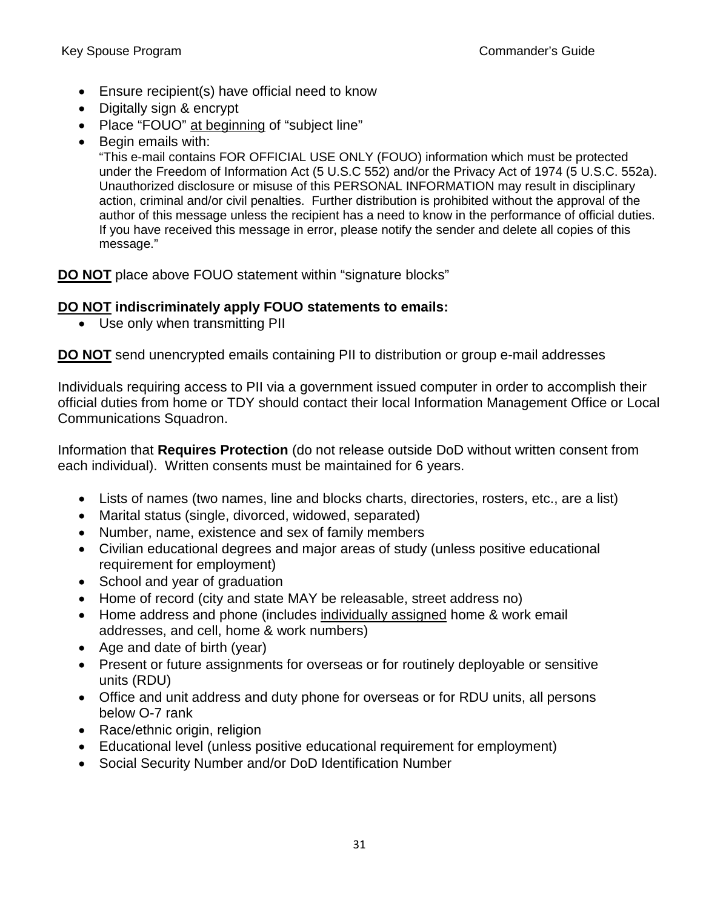- Ensure recipient(s) have official need to know
- Digitally sign & encrypt
- Place “FOUO” <u>at beginning</u> of “subject line”
- Begin emails with:
  “This e-mail contains FOR OFFICIAL USE ONLY (FOUO) information which must be protected under the Freedom of Information Act (5 U.S.C 552) and/or the Privacy Act of 1974 (5 U.S.C. 552a). Unauthorized disclosure or misuse of this PERSONAL INFORMATION may result in disciplinary action, criminal and/or civil penalties. Further distribution is prohibited without the approval of the author of this message unless the recipient has a need to know in the performance of official duties. If you have received this message in error, please notify the sender and delete all copies of this message.”

**<u>DO NOT</u>** place above FOUO statement within “signature blocks”

**<u>DO NOT</u> indiscriminately apply FOUO statements to emails:**

- Use only when transmitting PII

**<u>DO NOT</u>** send unencrypted emails containing PII to distribution or group e-mail addresses

Individuals requiring access to PII via a government issued computer in order to accomplish their official duties from home or TDY should contact their local Information Management Office or Local Communications Squadron.

Information that **Requires Protection** (do not release outside DoD without written consent from each individual). Written consents must be maintained for 6 years.

- Lists of names (two names, line and blocks charts, directories, rosters, etc., are a list)
- Marital status (single, divorced, widowed, separated)
- Number, name, existence and sex of family members
- Civilian educational degrees and major areas of study (unless positive educational requirement for employment)
- School and year of graduation
- Home of record (city and state MAY be releasable, street address no)
- Home address and phone (includes <u>individually assigned</u> home & work email addresses, and cell, home & work numbers)
- Age and date of birth (year)
- Present or future assignments for overseas or for routinely deployable or sensitive units (RDU)
- Office and unit address and duty phone for overseas or for RDU units, all persons below O-7 rank
- Race/ethnic origin, religion
- Educational level (unless positive educational requirement for employment)
- Social Security Number and/or DoD Identification Number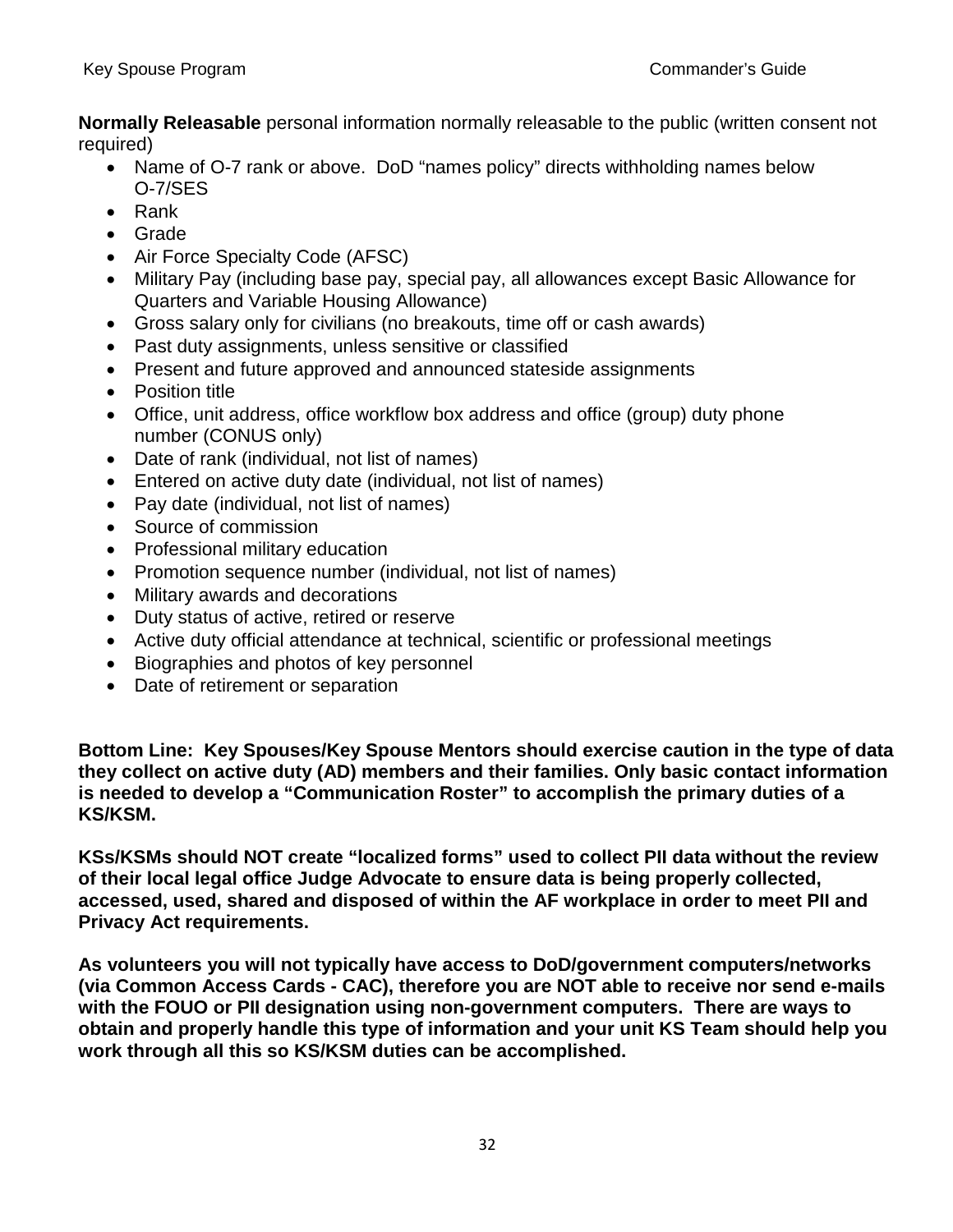**Normally Releasable** personal information normally releasable to the public (written consent not required)

- Name of O-7 rank or above. DoD "names policy" directs withholding names below O-7/SES
- Rank
- Grade
- Air Force Specialty Code (AFSC)
- Military Pay (including base pay, special pay, all allowances except Basic Allowance for Quarters and Variable Housing Allowance)
- Gross salary only for civilians (no breakouts, time off or cash awards)
- Past duty assignments, unless sensitive or classified
- Present and future approved and announced stateside assignments
- Position title
- Office, unit address, office workflow box address and office (group) duty phone number (CONUS only)
- Date of rank (individual, not list of names)
- Entered on active duty date (individual, not list of names)
- Pay date (individual, not list of names)
- Source of commission
- Professional military education
- Promotion sequence number (individual, not list of names)
- Military awards and decorations
- Duty status of active, retired or reserve
- Active duty official attendance at technical, scientific or professional meetings
- Biographies and photos of key personnel
- Date of retirement or separation

**Bottom Line: Key Spouses/Key Spouse Mentors should exercise caution in the type of data they collect on active duty (AD) members and their families. Only basic contact information is needed to develop a "Communication Roster" to accomplish the primary duties of a KS/KSM.**

**KSs/KSMs should NOT create "localized forms" used to collect PII data without the review of their local legal office Judge Advocate to ensure data is being properly collected, accessed, used, shared and disposed of within the AF workplace in order to meet PII and Privacy Act requirements.**

**As volunteers you will not typically have access to DoD/government computers/networks (via Common Access Cards - CAC), therefore you are NOT able to receive nor send e-mails with the FOUO or PII designation using non-government computers. There are ways to obtain and properly handle this type of information and your unit KS Team should help you work through all this so KS/KSM duties can be accomplished.**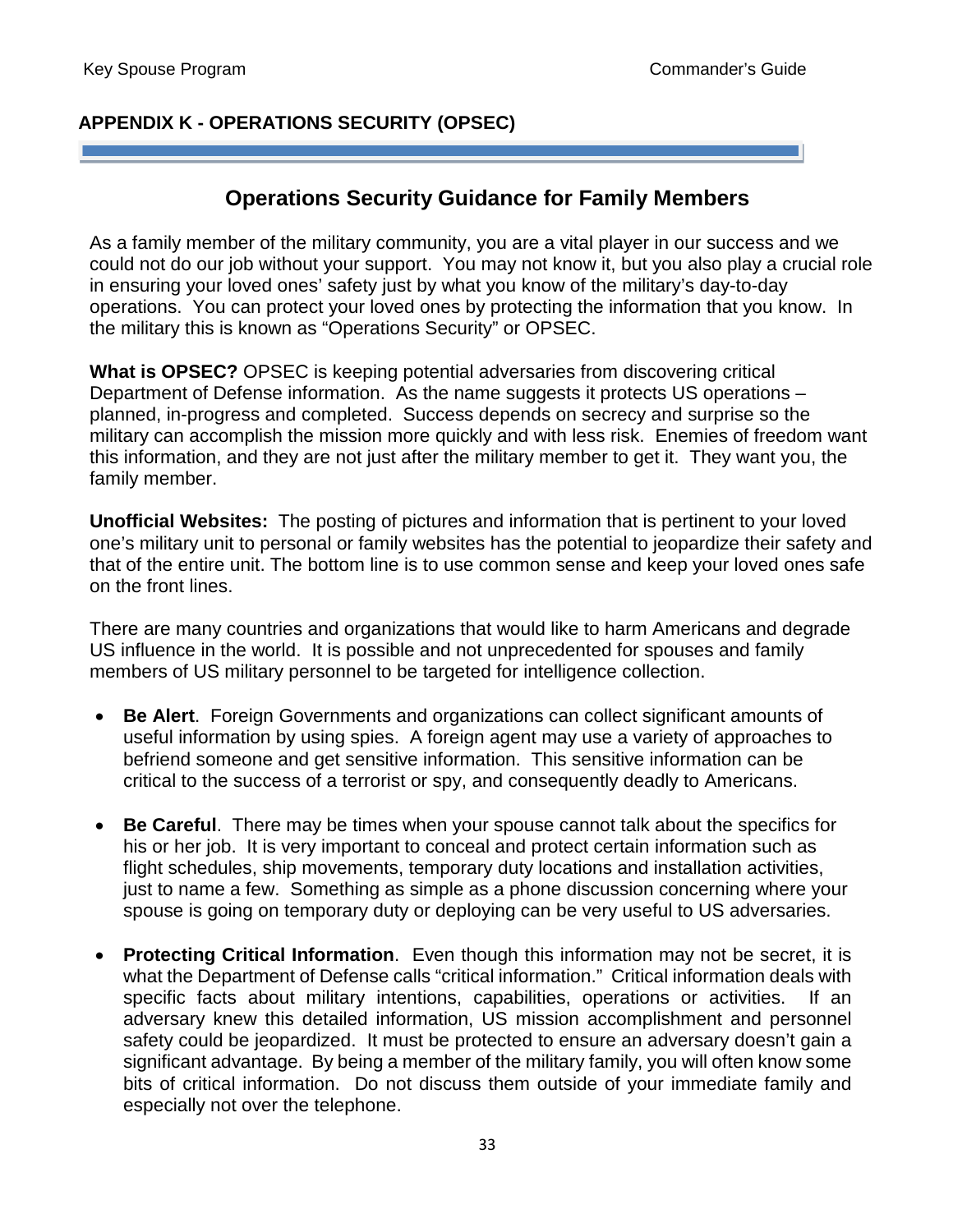## APPENDIX K - OPERATIONS SECURITY (OPSEC)

# Operations Security Guidance for Family Members

As a family member of the military community, you are a vital player in our success and we could not do our job without your support. You may not know it, but you also play a crucial role in ensuring your loved ones' safety just by what you know of the military's day-to-day operations. You can protect your loved ones by protecting the information that you know. In the military this is known as "Operations Security" or OPSEC.

**What is OPSEC?** OPSEC is keeping potential adversaries from discovering critical Department of Defense information. As the name suggests it protects US operations – planned, in-progress and completed. Success depends on secrecy and surprise so the military can accomplish the mission more quickly and with less risk. Enemies of freedom want this information, and they are not just after the military member to get it. They want you, the family member.

**Unofficial Websites:** The posting of pictures and information that is pertinent to your loved one's military unit to personal or family websites has the potential to jeopardize their safety and that of the entire unit. The bottom line is to use common sense and keep your loved ones safe on the front lines.

There are many countries and organizations that would like to harm Americans and degrade US influence in the world. It is possible and not unprecedented for spouses and family members of US military personnel to be targeted for intelligence collection.

- **Be Alert**. Foreign Governments and organizations can collect significant amounts of useful information by using spies. A foreign agent may use a variety of approaches to befriend someone and get sensitive information. This sensitive information can be critical to the success of a terrorist or spy, and consequently deadly to Americans.

- **Be Careful**. There may be times when your spouse cannot talk about the specifics for his or her job. It is very important to conceal and protect certain information such as flight schedules, ship movements, temporary duty locations and installation activities, just to name a few. Something as simple as a phone discussion concerning where your spouse is going on temporary duty or deploying can be very useful to US adversaries.

- **Protecting Critical Information**. Even though this information may not be secret, it is what the Department of Defense calls "critical information." Critical information deals with specific facts about military intentions, capabilities, operations or activities. If an adversary knew this detailed information, US mission accomplishment and personnel safety could be jeopardized. It must be protected to ensure an adversary doesn't gain a significant advantage. By being a member of the military family, you will often know some bits of critical information. Do not discuss them outside of your immediate family and especially not over the telephone.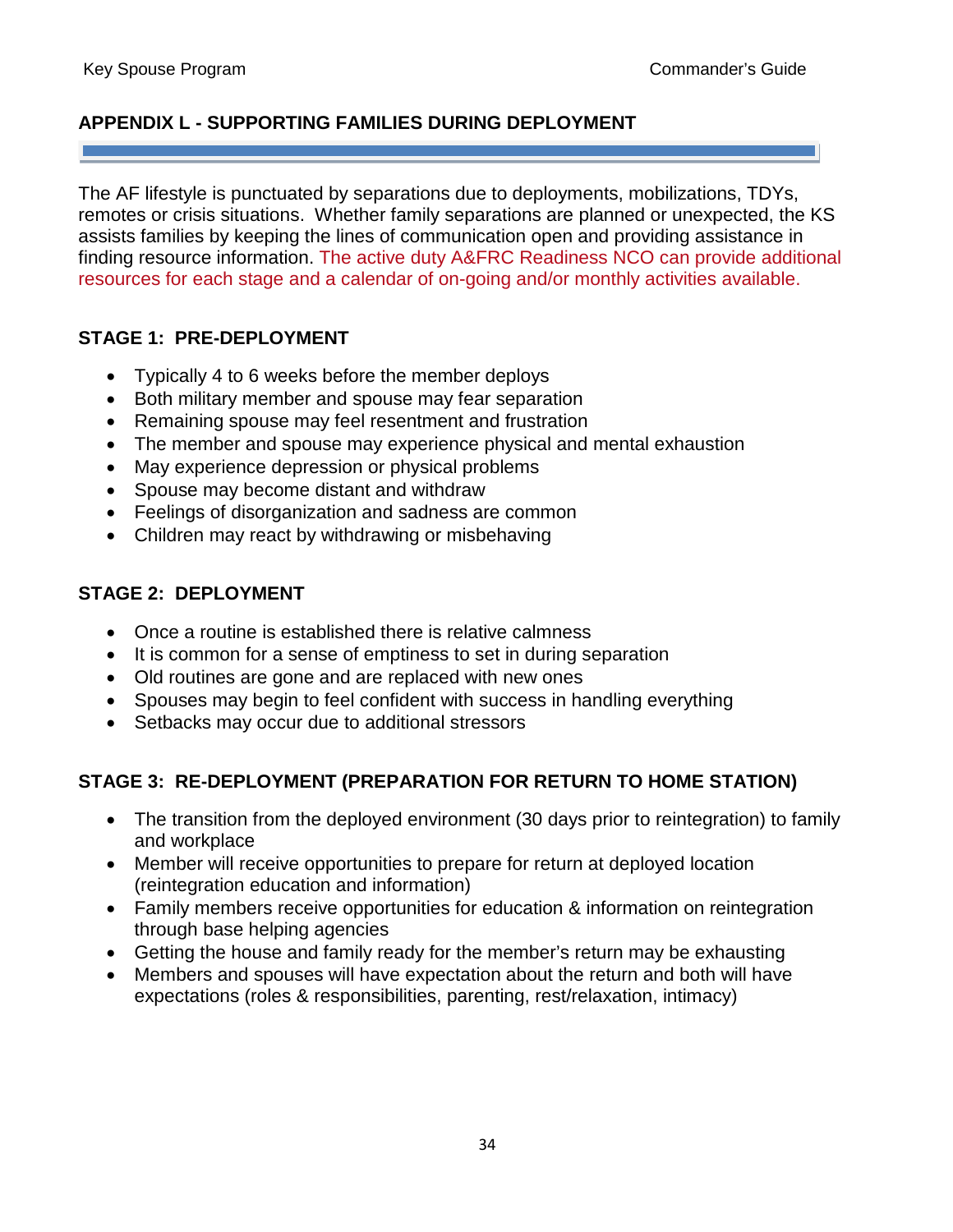## APPENDIX L - SUPPORTING FAMILIES DURING DEPLOYMENT

The AF lifestyle is punctuated by separations due to deployments, mobilizations, TDYs, remotes or crisis situations. Whether family separations are planned or unexpected, the KS assists families by keeping the lines of communication open and providing assistance in finding resource information. The active duty A&FRC Readiness NCO can provide additional resources for each stage and a calendar of on-going and/or monthly activities available.

### STAGE 1: PRE-DEPLOYMENT

- Typically 4 to 6 weeks before the member deploys
- Both military member and spouse may fear separation
- Remaining spouse may feel resentment and frustration
- The member and spouse may experience physical and mental exhaustion
- May experience depression or physical problems
- Spouse may become distant and withdraw
- Feelings of disorganization and sadness are common
- Children may react by withdrawing or misbehaving

### STAGE 2: DEPLOYMENT

- Once a routine is established there is relative calmness
- It is common for a sense of emptiness to set in during separation
- Old routines are gone and are replaced with new ones
- Spouses may begin to feel confident with success in handling everything
- Setbacks may occur due to additional stressors

### STAGE 3: RE-DEPLOYMENT (PREPARATION FOR RETURN TO HOME STATION)

- The transition from the deployed environment (30 days prior to reintegration) to family and workplace
- Member will receive opportunities to prepare for return at deployed location (reintegration education and information)
- Family members receive opportunities for education & information on reintegration through base helping agencies
- Getting the house and family ready for the member's return may be exhausting
- Members and spouses will have expectation about the return and both will have expectations (roles & responsibilities, parenting, rest/relaxation, intimacy)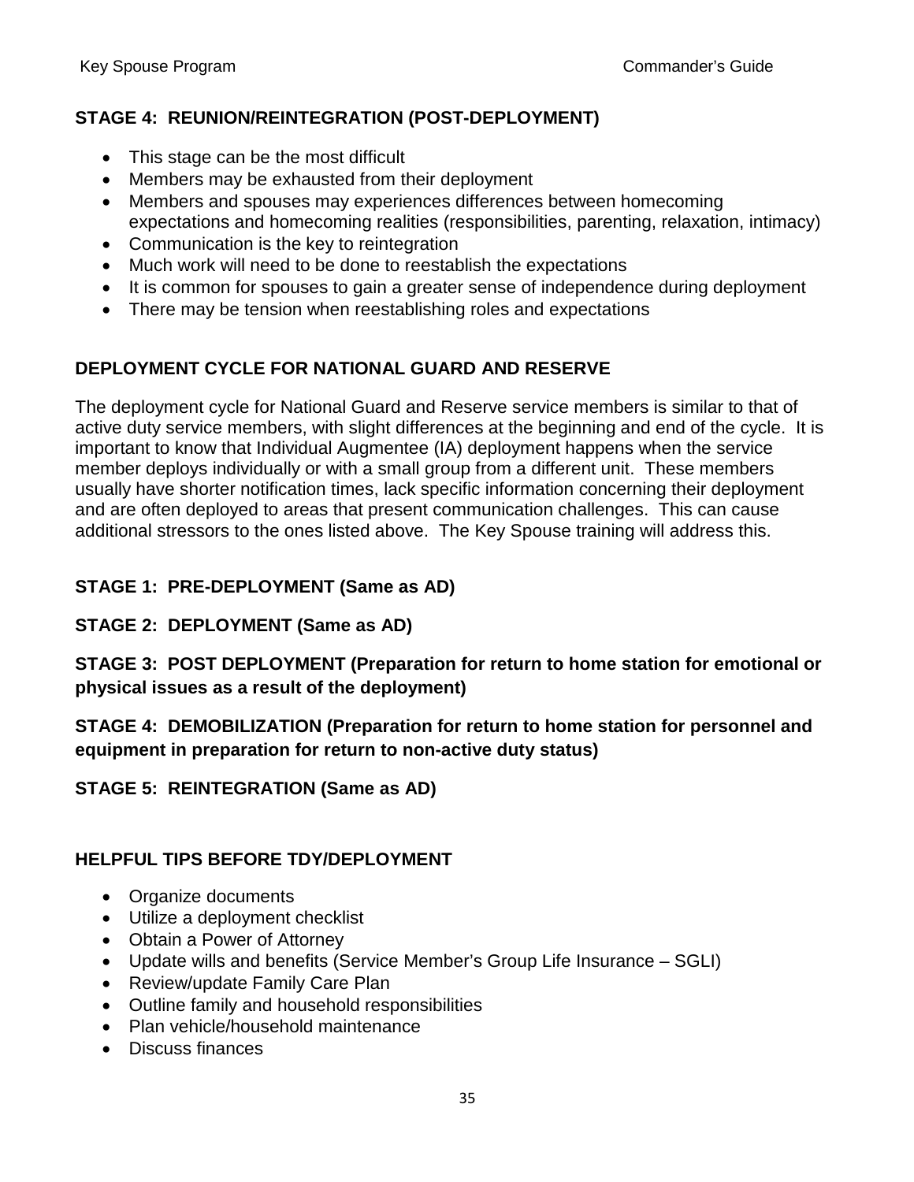### STAGE 4: REUNION/REINTEGRATION (POST-DEPLOYMENT)

- This stage can be the most difficult
- Members may be exhausted from their deployment
- Members and spouses may experiences differences between homecoming expectations and homecoming realities (responsibilities, parenting, relaxation, intimacy)
- Communication is the key to reintegration
- Much work will need to be done to reestablish the expectations
- It is common for spouses to gain a greater sense of independence during deployment
- There may be tension when reestablishing roles and expectations

### DEPLOYMENT CYCLE FOR NATIONAL GUARD AND RESERVE

The deployment cycle for National Guard and Reserve service members is similar to that of active duty service members, with slight differences at the beginning and end of the cycle. It is important to know that Individual Augmentee (IA) deployment happens when the service member deploys individually or with a small group from a different unit. These members usually have shorter notification times, lack specific information concerning their deployment and are often deployed to areas that present communication challenges. This can cause additional stressors to the ones listed above. The Key Spouse training will address this.

**STAGE 1: PRE-DEPLOYMENT (Same as AD)**

**STAGE 2: DEPLOYMENT (Same as AD)**

**STAGE 3: POST DEPLOYMENT (Preparation for return to home station for emotional or physical issues as a result of the deployment)**

**STAGE 4: DEMOBILIZATION (Preparation for return to home station for personnel and equipment in preparation for return to non-active duty status)**

**STAGE 5: REINTEGRATION (Same as AD)**

### HELPFUL TIPS BEFORE TDY/DEPLOYMENT

- Organize documents
- Utilize a deployment checklist
- Obtain a Power of Attorney
- Update wills and benefits (Service Member's Group Life Insurance – SGLI)
- Review/update Family Care Plan
- Outline family and household responsibilities
- Plan vehicle/household maintenance
- Discuss finances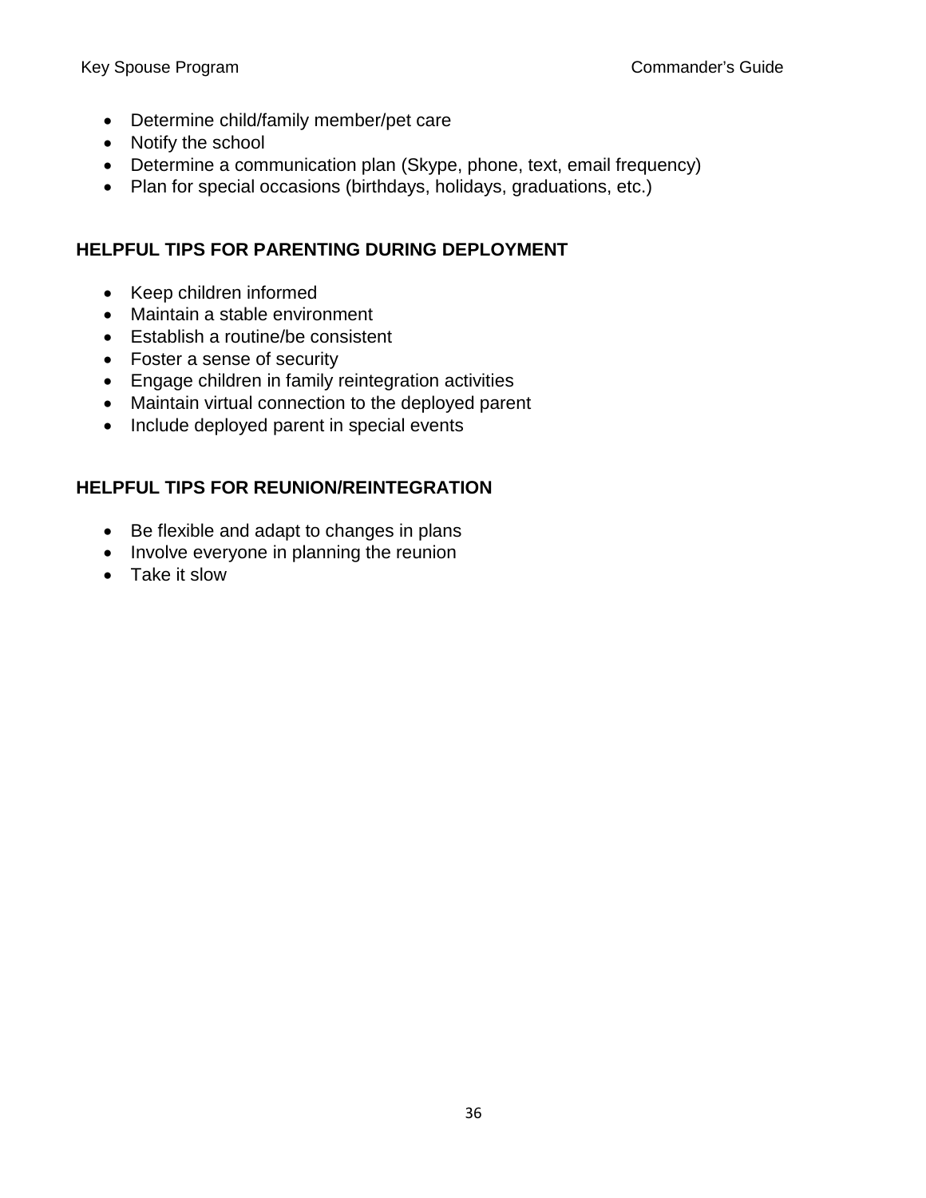- Determine child/family member/pet care
- Notify the school
- Determine a communication plan (Skype, phone, text, email frequency)
- Plan for special occasions (birthdays, holidays, graduations, etc.)

## HELPFUL TIPS FOR PARENTING DURING DEPLOYMENT

- Keep children informed
- Maintain a stable environment
- Establish a routine/be consistent
- Foster a sense of security
- Engage children in family reintegration activities
- Maintain virtual connection to the deployed parent
- Include deployed parent in special events

## HELPFUL TIPS FOR REUNION/REINTEGRATION

- Be flexible and adapt to changes in plans
- Involve everyone in planning the reunion
- Take it slow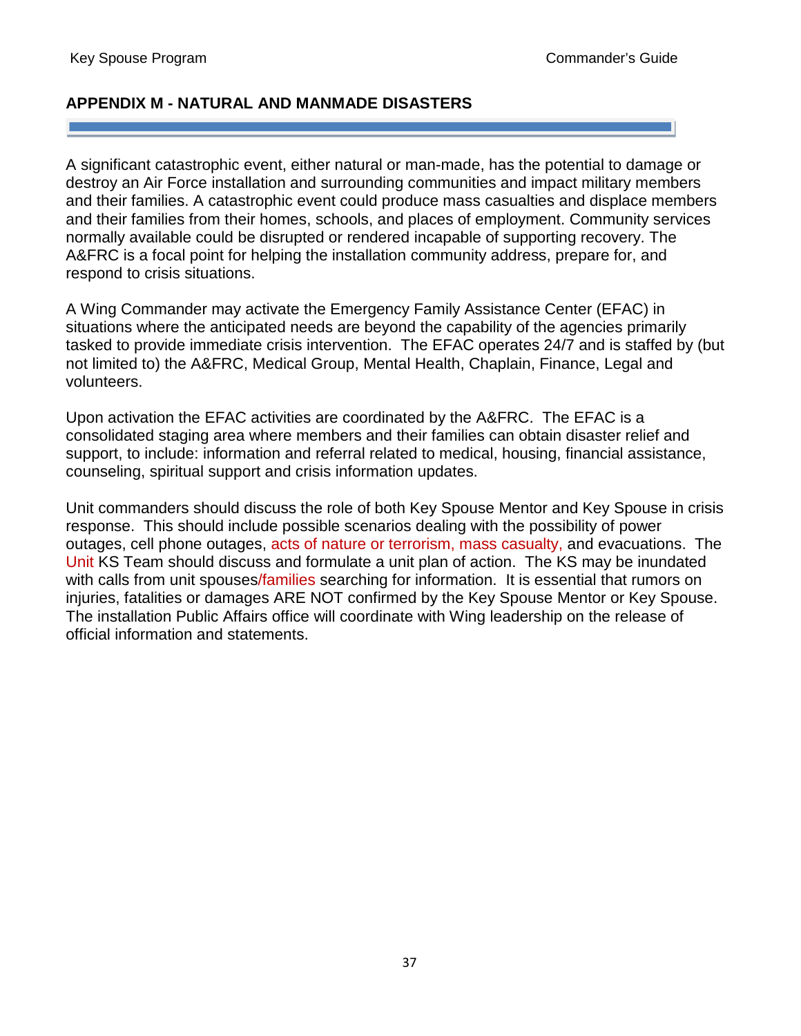## APPENDIX M - NATURAL AND MANMADE DISASTERS

A significant catastrophic event, either natural or man-made, has the potential to damage or destroy an Air Force installation and surrounding communities and impact military members and their families. A catastrophic event could produce mass casualties and displace members and their families from their homes, schools, and places of employment. Community services normally available could be disrupted or rendered incapable of supporting recovery. The A&FRC is a focal point for helping the installation community address, prepare for, and respond to crisis situations.

A Wing Commander may activate the Emergency Family Assistance Center (EFAC) in situations where the anticipated needs are beyond the capability of the agencies primarily tasked to provide immediate crisis intervention. The EFAC operates 24/7 and is staffed by (but not limited to) the A&FRC, Medical Group, Mental Health, Chaplain, Finance, Legal and volunteers.

Upon activation the EFAC activities are coordinated by the A&FRC. The EFAC is a consolidated staging area where members and their families can obtain disaster relief and support, to include: information and referral related to medical, housing, financial assistance, counseling, spiritual support and crisis information updates.

Unit commanders should discuss the role of both Key Spouse Mentor and Key Spouse in crisis response. This should include possible scenarios dealing with the possibility of power outages, cell phone outages, acts of nature or terrorism, mass casualty, and evacuations. The Unit KS Team should discuss and formulate a unit plan of action. The KS may be inundated with calls from unit spouses/families searching for information. It is essential that rumors on injuries, fatalities or damages ARE NOT confirmed by the Key Spouse Mentor or Key Spouse. The installation Public Affairs office will coordinate with Wing leadership on the release of official information and statements.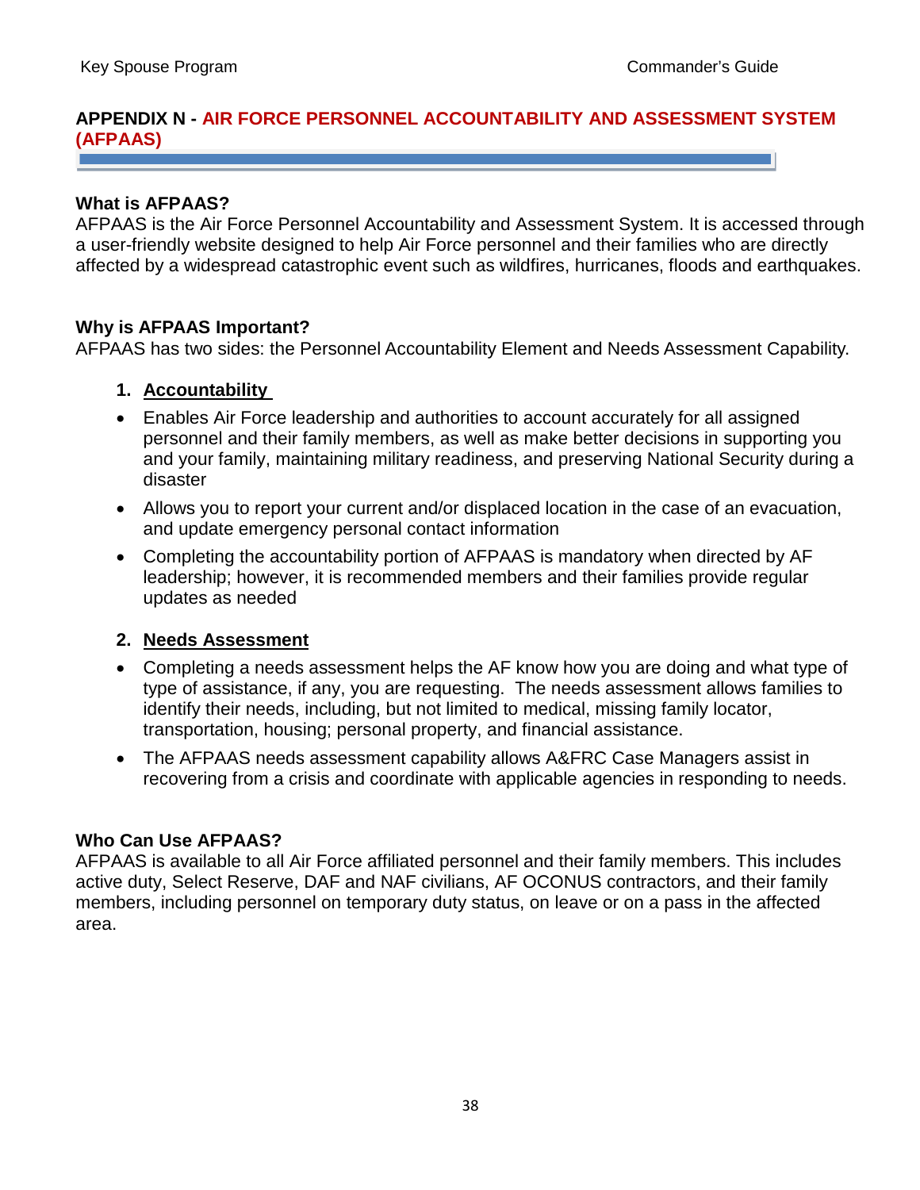## APPENDIX N - AIR FORCE PERSONNEL ACCOUNTABILITY AND ASSESSMENT SYSTEM (AFPAAS)

**What is AFPAAS?**

AFPAAS is the Air Force Personnel Accountability and Assessment System. It is accessed through a user-friendly website designed to help Air Force personnel and their families who are directly affected by a widespread catastrophic event such as wildfires, hurricanes, floods and earthquakes.

**Why is AFPAAS Important?**

AFPAAS has two sides: the Personnel Accountability Element and Needs Assessment Capability.

1. **Accountability**

- Enables Air Force leadership and authorities to account accurately for all assigned personnel and their family members, as well as make better decisions in supporting you and your family, maintaining military readiness, and preserving National Security during a disaster
- Allows you to report your current and/or displaced location in the case of an evacuation, and update emergency personal contact information
- Completing the accountability portion of AFPAAS is mandatory when directed by AF leadership; however, it is recommended members and their families provide regular updates as needed

2. **Needs Assessment**

- Completing a needs assessment helps the AF know how you are doing and what type of type of assistance, if any, you are requesting. The needs assessment allows families to identify their needs, including, but not limited to medical, missing family locator, transportation, housing; personal property, and financial assistance.
- The AFPAAS needs assessment capability allows A&FRC Case Managers assist in recovering from a crisis and coordinate with applicable agencies in responding to needs.

**Who Can Use AFPAAS?**

AFPAAS is available to all Air Force affiliated personnel and their family members. This includes active duty, Select Reserve, DAF and NAF civilians, AF OCONUS contractors, and their family members, including personnel on temporary duty status, on leave or on a pass in the affected area.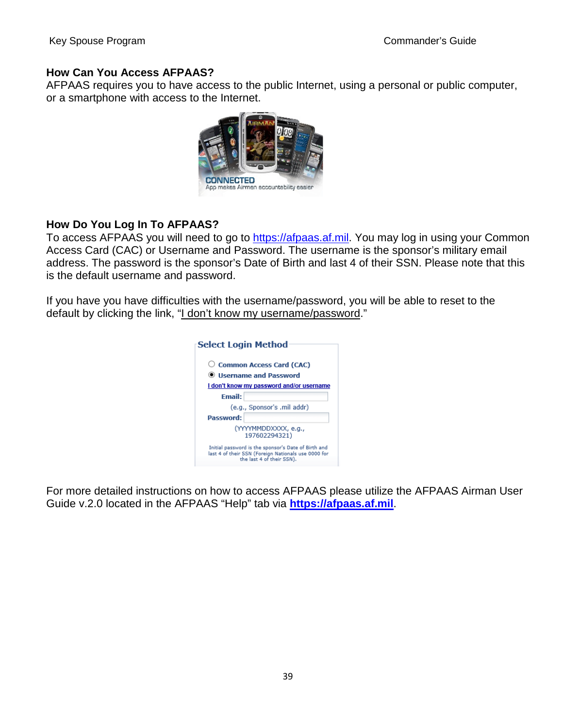### How Can You Access AFPAAS?

AFPAAS requires you to have access to the public Internet, using a personal or public computer, or a smartphone with access to the Internet.

### How Do You Log In To AFPAAS?

To access AFPAAS you will need to go to https://afpaas.af.mil. You may log in using your Common Access Card (CAC) or Username and Password. The username is the sponsor's military email address. The password is the sponsor's Date of Birth and last 4 of their SSN. Please note that this is the default username and password.

If you have you have difficulties with the username/password, you will be able to reset to the default by clicking the link, "I don't know my username/password."

For more detailed instructions on how to access AFPAAS please utilize the AFPAAS Airman User Guide v.2.0 located in the AFPAAS "Help" tab via **https://afpaas.af.mil**.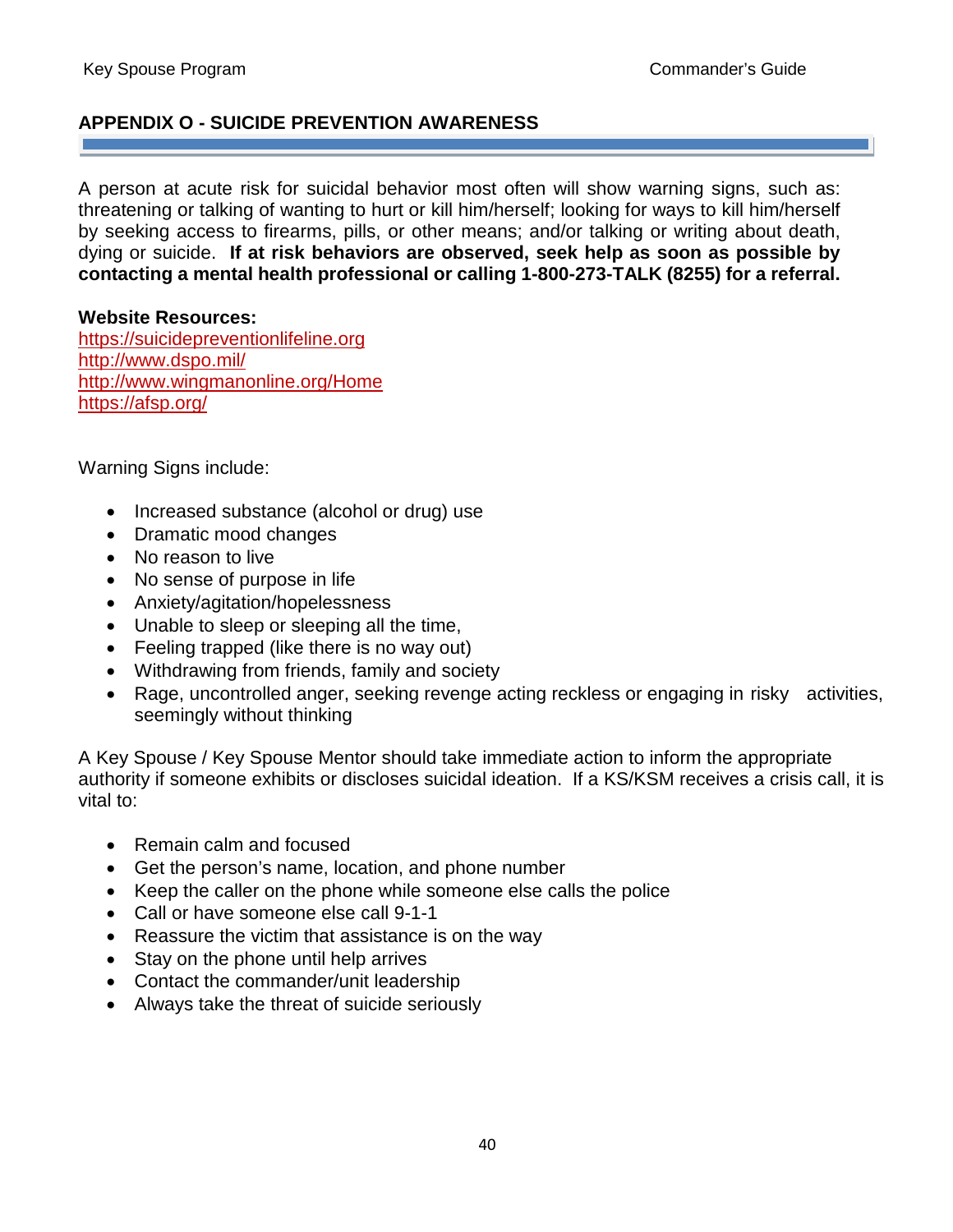## APPENDIX O - SUICIDE PREVENTION AWARENESS

A person at acute risk for suicidal behavior most often will show warning signs, such as: threatening or talking of wanting to hurt or kill him/herself; looking for ways to kill him/herself by seeking access to firearms, pills, or other means; and/or talking or writing about death, dying or suicide. **If at risk behaviors are observed, seek help as soon as possible by contacting a mental health professional or calling 1-800-273-TALK (8255) for a referral.**

**Website Resources:**
https://suicidepreventionlifeline.org
http://www.dspo.mil/
http://www.wingmanonline.org/Home
https://afsp.org/

Warning Signs include:

- Increased substance (alcohol or drug) use
- Dramatic mood changes
- No reason to live
- No sense of purpose in life
- Anxiety/agitation/hopelessness
- Unable to sleep or sleeping all the time,
- Feeling trapped (like there is no way out)
- Withdrawing from friends, family and society
- Rage, uncontrolled anger, seeking revenge acting reckless or engaging in risky activities, seemingly without thinking

A Key Spouse / Key Spouse Mentor should take immediate action to inform the appropriate authority if someone exhibits or discloses suicidal ideation. If a KS/KSM receives a crisis call, it is vital to:

- Remain calm and focused
- Get the person's name, location, and phone number
- Keep the caller on the phone while someone else calls the police
- Call or have someone else call 9-1-1
- Reassure the victim that assistance is on the way
- Stay on the phone until help arrives
- Contact the commander/unit leadership
- Always take the threat of suicide seriously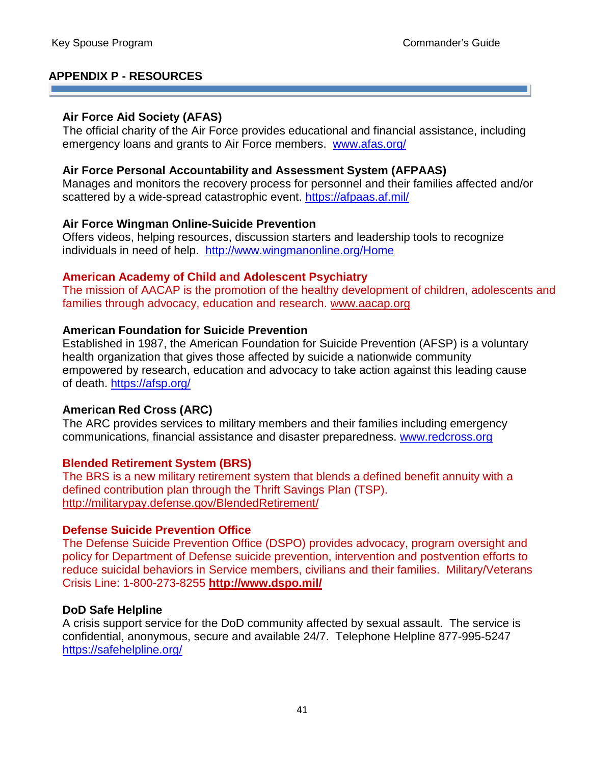## APPENDIX P - RESOURCES

**Air Force Aid Society (AFAS)**
The official charity of the Air Force provides educational and financial assistance, including emergency loans and grants to Air Force members. www.afas.org/

**Air Force Personal Accountability and Assessment System (AFPAAS)**
Manages and monitors the recovery process for personnel and their families affected and/or scattered by a wide-spread catastrophic event. https://afpaas.af.mil/

**Air Force Wingman Online-Suicide Prevention**
Offers videos, helping resources, discussion starters and leadership tools to recognize individuals in need of help. http://www.wingmanonline.org/Home

**American Academy of Child and Adolescent Psychiatry**
The mission of AACAP is the promotion of the healthy development of children, adolescents and families through advocacy, education and research. www.aacap.org

**American Foundation for Suicide Prevention**
Established in 1987, the American Foundation for Suicide Prevention (AFSP) is a voluntary health organization that gives those affected by suicide a nationwide community empowered by research, education and advocacy to take action against this leading cause of death. https://afsp.org/

**American Red Cross (ARC)**
The ARC provides services to military members and their families including emergency communications, financial assistance and disaster preparedness. www.redcross.org

**Blended Retirement System (BRS)**
The BRS is a new military retirement system that blends a defined benefit annuity with a defined contribution plan through the Thrift Savings Plan (TSP). http://militarypay.defense.gov/BlendedRetirement/

**Defense Suicide Prevention Office**
The Defense Suicide Prevention Office (DSPO) provides advocacy, program oversight and policy for Department of Defense suicide prevention, intervention and postvention efforts to reduce suicidal behaviors in Service members, civilians and their families. Military/Veterans Crisis Line: 1-800-273-8255 **http://www.dspo.mil/**

**DoD Safe Helpline**
A crisis support service for the DoD community affected by sexual assault. The service is confidential, anonymous, secure and available 24/7. Telephone Helpline 877-995-5247 https://safehelpline.org/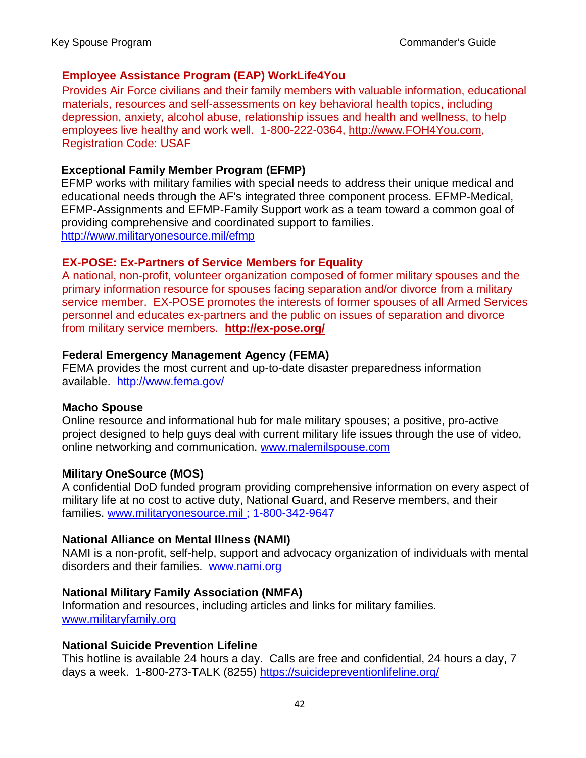### Employee Assistance Program (EAP) WorkLife4You

Provides Air Force civilians and their family members with valuable information, educational materials, resources and self-assessments on key behavioral health topics, including depression, anxiety, alcohol abuse, relationship issues and health and wellness, to help employees live healthy and work well. 1-800-222-0364, http://www.FOH4You.com, Registration Code: USAF

### Exceptional Family Member Program (EFMP)

EFMP works with military families with special needs to address their unique medical and educational needs through the AF's integrated three component process. EFMP-Medical, EFMP-Assignments and EFMP-Family Support work as a team toward a common goal of providing comprehensive and coordinated support to families.
http://www.militaryonesource.mil/efmp

### EX-POSE: Ex-Partners of Service Members for Equality

A national, non-profit, volunteer organization composed of former military spouses and the primary information resource for spouses facing separation and/or divorce from a military service member. EX-POSE promotes the interests of former spouses of all Armed Services personnel and educates ex-partners and the public on issues of separation and divorce from military service members. **http://ex-pose.org/**

### Federal Emergency Management Agency (FEMA)

FEMA provides the most current and up-to-date disaster preparedness information available. http://www.fema.gov/

### Macho Spouse

Online resource and informational hub for male military spouses; a positive, pro-active project designed to help guys deal with current military life issues through the use of video, online networking and communication. www.malemilspouse.com

### Military OneSource (MOS)

A confidential DoD funded program providing comprehensive information on every aspect of military life at no cost to active duty, National Guard, and Reserve members, and their families. www.militaryonesource.mil ; 1-800-342-9647

### National Alliance on Mental Illness (NAMI)

NAMI is a non-profit, self-help, support and advocacy organization of individuals with mental disorders and their families. www.nami.org

### National Military Family Association (NMFA)

Information and resources, including articles and links for military families.
www.militaryfamily.org

### National Suicide Prevention Lifeline

This hotline is available 24 hours a day. Calls are free and confidential, 24 hours a day, 7 days a week. 1-800-273-TALK (8255) https://suicidepreventionlifeline.org/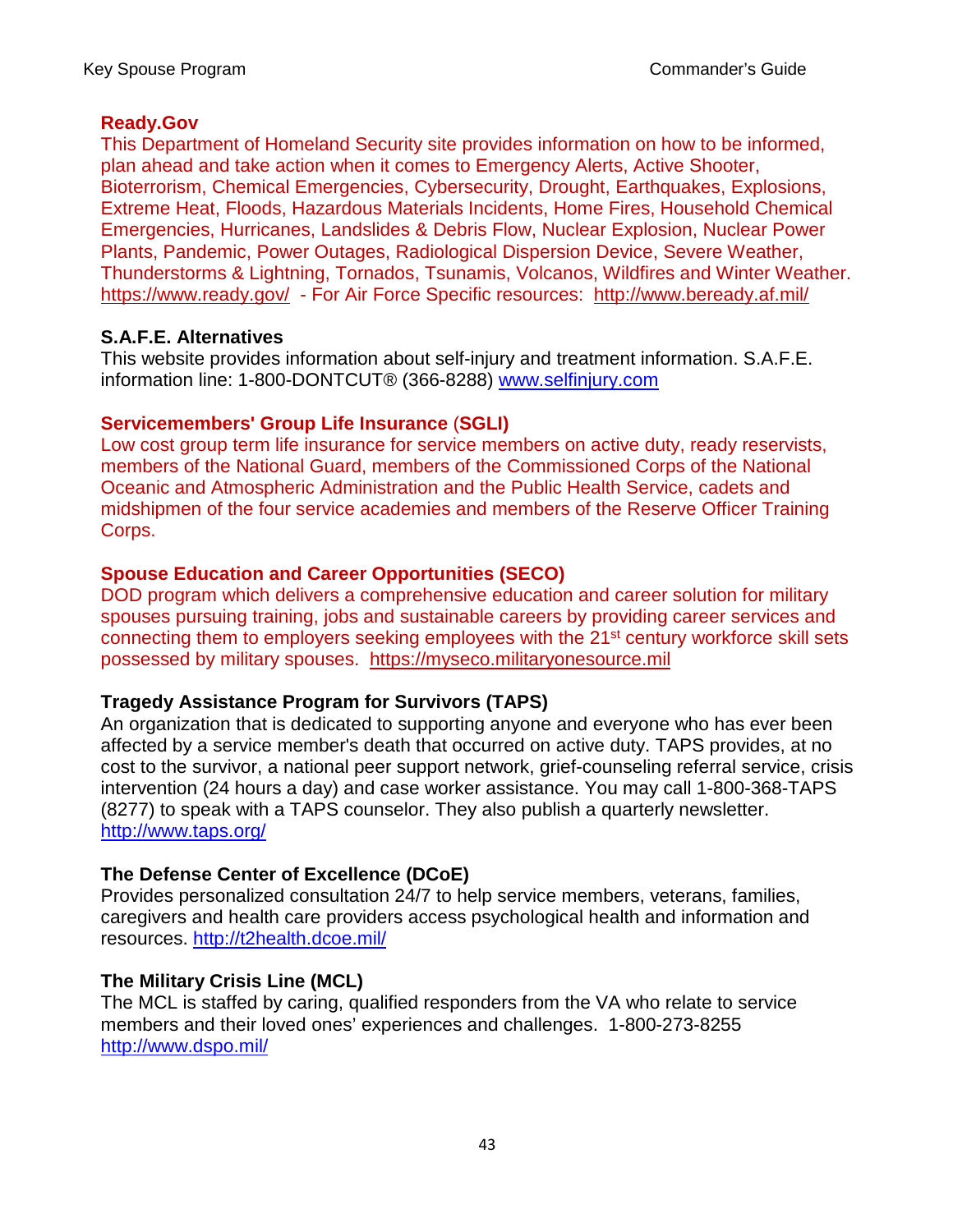### Ready.Gov

This Department of Homeland Security site provides information on how to be informed, plan ahead and take action when it comes to Emergency Alerts, Active Shooter, Bioterrorism, Chemical Emergencies, Cybersecurity, Drought, Earthquakes, Explosions, Extreme Heat, Floods, Hazardous Materials Incidents, Home Fires, Household Chemical Emergencies, Hurricanes, Landslides & Debris Flow, Nuclear Explosion, Nuclear Power Plants, Pandemic, Power Outages, Radiological Dispersion Device, Severe Weather, Thunderstorms & Lightning, Tornados, Tsunamis, Volcanos, Wildfires and Winter Weather. https://www.ready.gov/ - For Air Force Specific resources: http://www.beready.af.mil/

### S.A.F.E. Alternatives

This website provides information about self-injury and treatment information. S.A.F.E. information line: 1-800-DONTCUT® (366-8288) www.selfinjury.com

### Servicemembers' Group Life Insurance (SGLI)

Low cost group term life insurance for service members on active duty, ready reservists, members of the National Guard, members of the Commissioned Corps of the National Oceanic and Atmospheric Administration and the Public Health Service, cadets and midshipmen of the four service academies and members of the Reserve Officer Training Corps.

### Spouse Education and Career Opportunities (SECO)

DOD program which delivers a comprehensive education and career solution for military spouses pursuing training, jobs and sustainable careers by providing career services and connecting them to employers seeking employees with the 21st century workforce skill sets possessed by military spouses. https://myseco.militaryonesource.mil

### Tragedy Assistance Program for Survivors (TAPS)

An organization that is dedicated to supporting anyone and everyone who has ever been affected by a service member's death that occurred on active duty. TAPS provides, at no cost to the survivor, a national peer support network, grief-counseling referral service, crisis intervention (24 hours a day) and case worker assistance. You may call 1-800-368-TAPS (8277) to speak with a TAPS counselor. They also publish a quarterly newsletter. http://www.taps.org/

### The Defense Center of Excellence (DCoE)

Provides personalized consultation 24/7 to help service members, veterans, families, caregivers and health care providers access psychological health and information and resources. http://t2health.dcoe.mil/

### The Military Crisis Line (MCL)

The MCL is staffed by caring, qualified responders from the VA who relate to service members and their loved ones' experiences and challenges. 1-800-273-8255 http://www.dspo.mil/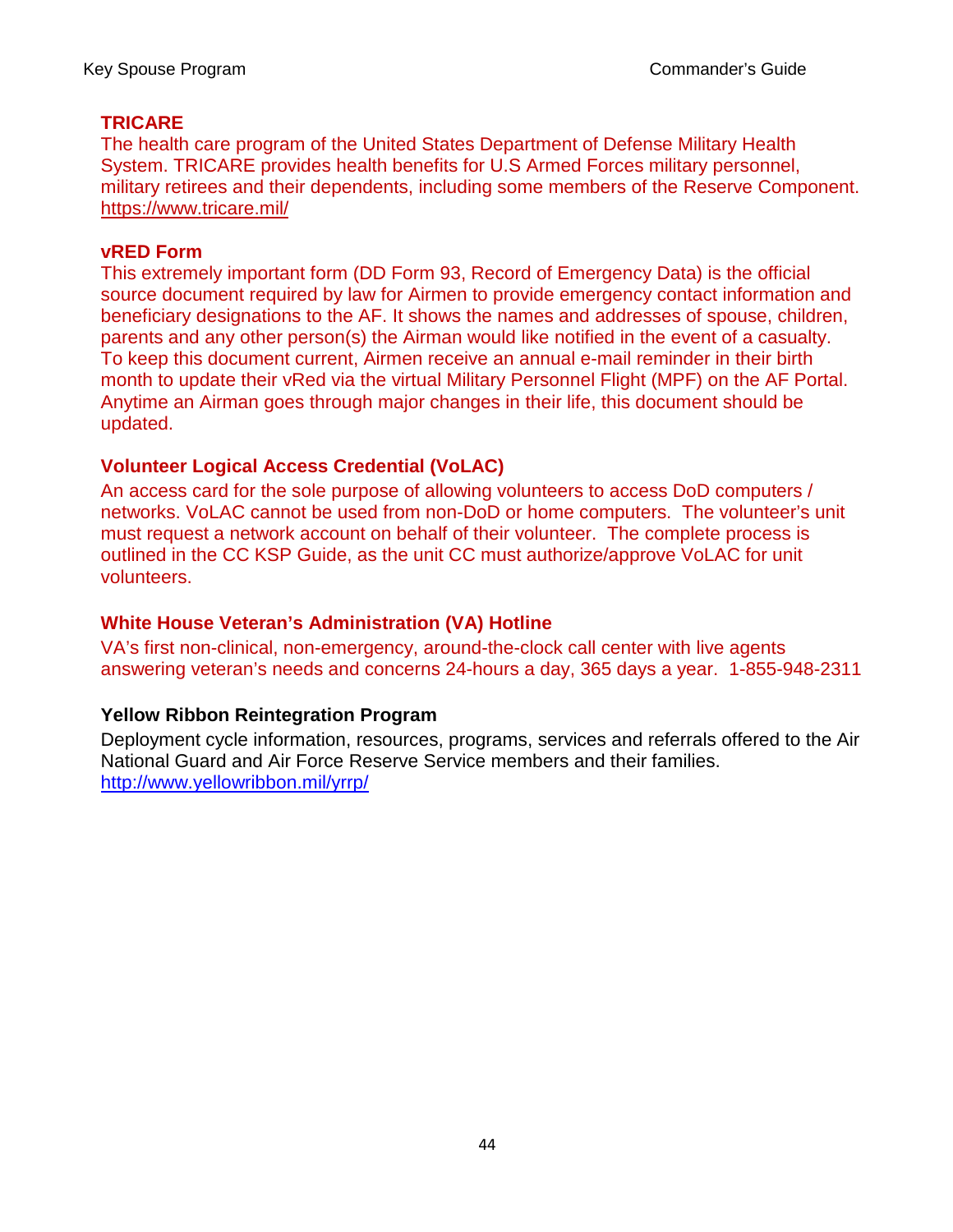**TRICARE**
The health care program of the United States Department of Defense Military Health System. TRICARE provides health benefits for U.S Armed Forces military personnel, military retirees and their dependents, including some members of the Reserve Component. https://www.tricare.mil/

**vRED Form**
This extremely important form (DD Form 93, Record of Emergency Data) is the official source document required by law for Airmen to provide emergency contact information and beneficiary designations to the AF. It shows the names and addresses of spouse, children, parents and any other person(s) the Airman would like notified in the event of a casualty. To keep this document current, Airmen receive an annual e-mail reminder in their birth month to update their vRed via the virtual Military Personnel Flight (MPF) on the AF Portal. Anytime an Airman goes through major changes in their life, this document should be updated.

**Volunteer Logical Access Credential (VoLAC)**
An access card for the sole purpose of allowing volunteers to access DoD computers / networks. VoLAC cannot be used from non-DoD or home computers. The volunteer's unit must request a network account on behalf of their volunteer. The complete process is outlined in the CC KSP Guide, as the unit CC must authorize/approve VoLAC for unit volunteers.

**White House Veteran's Administration (VA) Hotline**
VA's first non-clinical, non-emergency, around-the-clock call center with live agents answering veteran's needs and concerns 24-hours a day, 365 days a year. 1-855-948-2311

**Yellow Ribbon Reintegration Program**
Deployment cycle information, resources, programs, services and referrals offered to the Air National Guard and Air Force Reserve Service members and their families. http://www.yellowribbon.mil/yrrp/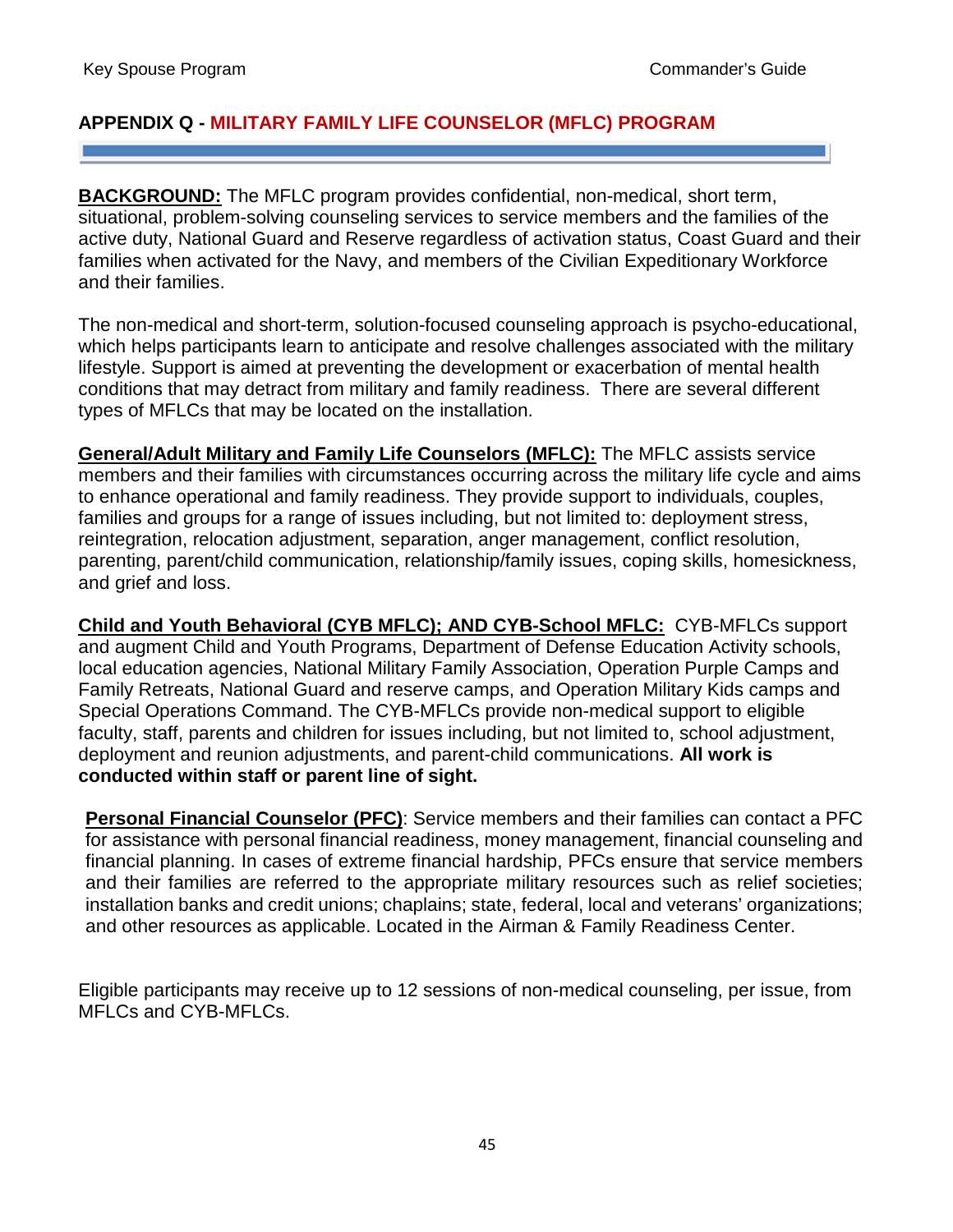## APPENDIX Q - MILITARY FAMILY LIFE COUNSELOR (MFLC) PROGRAM

**BACKGROUND:** The MFLC program provides confidential, non-medical, short term, situational, problem-solving counseling services to service members and the families of the active duty, National Guard and Reserve regardless of activation status, Coast Guard and their families when activated for the Navy, and members of the Civilian Expeditionary Workforce and their families.

The non-medical and short-term, solution-focused counseling approach is psycho-educational, which helps participants learn to anticipate and resolve challenges associated with the military lifestyle. Support is aimed at preventing the development or exacerbation of mental health conditions that may detract from military and family readiness. There are several different types of MFLCs that may be located on the installation.

**General/Adult Military and Family Life Counselors (MFLC):** The MFLC assists service members and their families with circumstances occurring across the military life cycle and aims to enhance operational and family readiness. They provide support to individuals, couples, families and groups for a range of issues including, but not limited to: deployment stress, reintegration, relocation adjustment, separation, anger management, conflict resolution, parenting, parent/child communication, relationship/family issues, coping skills, homesickness, and grief and loss.

**Child and Youth Behavioral (CYB MFLC); AND CYB-School MFLC:** CYB-MFLCs support and augment Child and Youth Programs, Department of Defense Education Activity schools, local education agencies, National Military Family Association, Operation Purple Camps and Family Retreats, National Guard and reserve camps, and Operation Military Kids camps and Special Operations Command. The CYB-MFLCs provide non-medical support to eligible faculty, staff, parents and children for issues including, but not limited to, school adjustment, deployment and reunion adjustments, and parent-child communications. **All work is conducted within staff or parent line of sight.**

**Personal Financial Counselor (PFC)**: Service members and their families can contact a PFC for assistance with personal financial readiness, money management, financial counseling and financial planning. In cases of extreme financial hardship, PFCs ensure that service members and their families are referred to the appropriate military resources such as relief societies; installation banks and credit unions; chaplains; state, federal, local and veterans' organizations; and other resources as applicable. Located in the Airman & Family Readiness Center.

Eligible participants may receive up to 12 sessions of non-medical counseling, per issue, from MFLCs and CYB-MFLCs.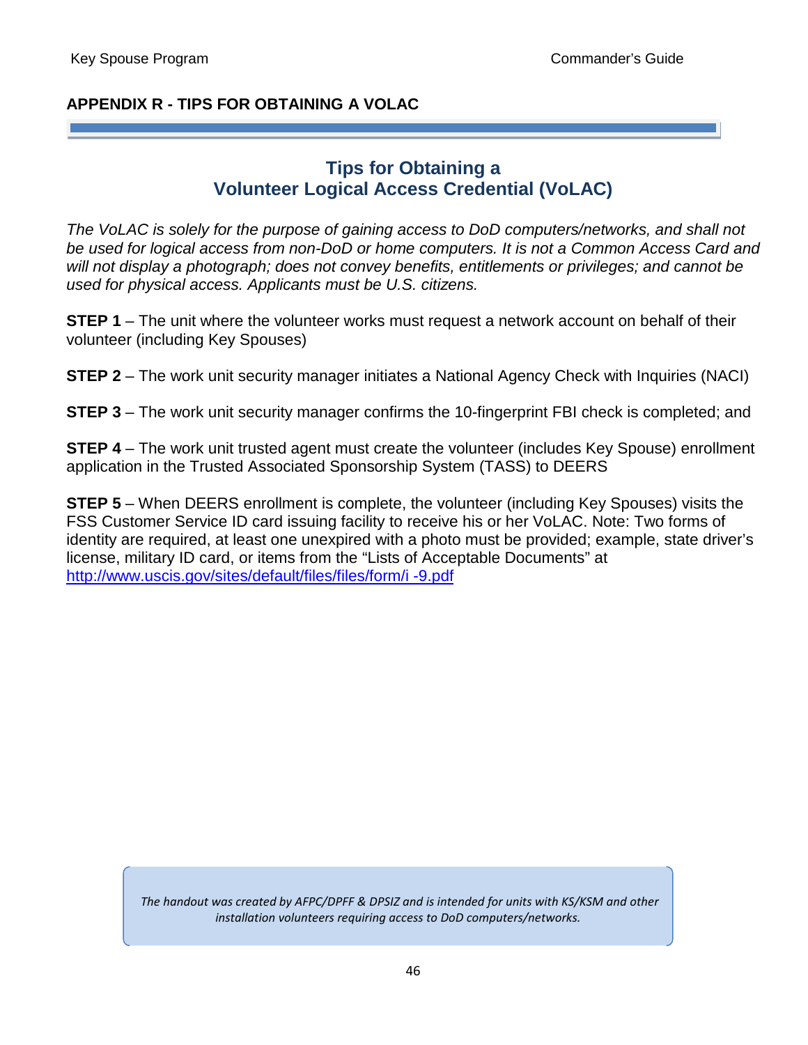## APPENDIX R - TIPS FOR OBTAINING A VOLAC

# Tips for Obtaining a Volunteer Logical Access Credential (VoLAC)

*The VoLAC is solely for the purpose of gaining access to DoD computers/networks, and shall not be used for logical access from non-DoD or home computers. It is not a Common Access Card and will not display a photograph; does not convey benefits, entitlements or privileges; and cannot be used for physical access. Applicants must be U.S. citizens.*

**STEP 1** – The unit where the volunteer works must request a network account on behalf of their volunteer (including Key Spouses)

**STEP 2** – The work unit security manager initiates a National Agency Check with Inquiries (NACI)

**STEP 3** – The work unit security manager confirms the 10-fingerprint FBI check is completed; and

**STEP 4** – The work unit trusted agent must create the volunteer (includes Key Spouse) enrollment application in the Trusted Associated Sponsorship System (TASS) to DEERS

**STEP 5** – When DEERS enrollment is complete, the volunteer (including Key Spouses) visits the FSS Customer Service ID card issuing facility to receive his or her VoLAC. Note: Two forms of identity are required, at least one unexpired with a photo must be provided; example, state driver's license, military ID card, or items from the "Lists of Acceptable Documents" at [http://www.uscis.gov/sites/default/files/files/form/i -9.pdf](http://www.uscis.gov/sites/default/files/files/form/i-9.pdf)

*The handout was created by AFPC/DPFF & DPSIZ and is intended for units with KS/KSM and other installation volunteers requiring access to DoD computers/networks.*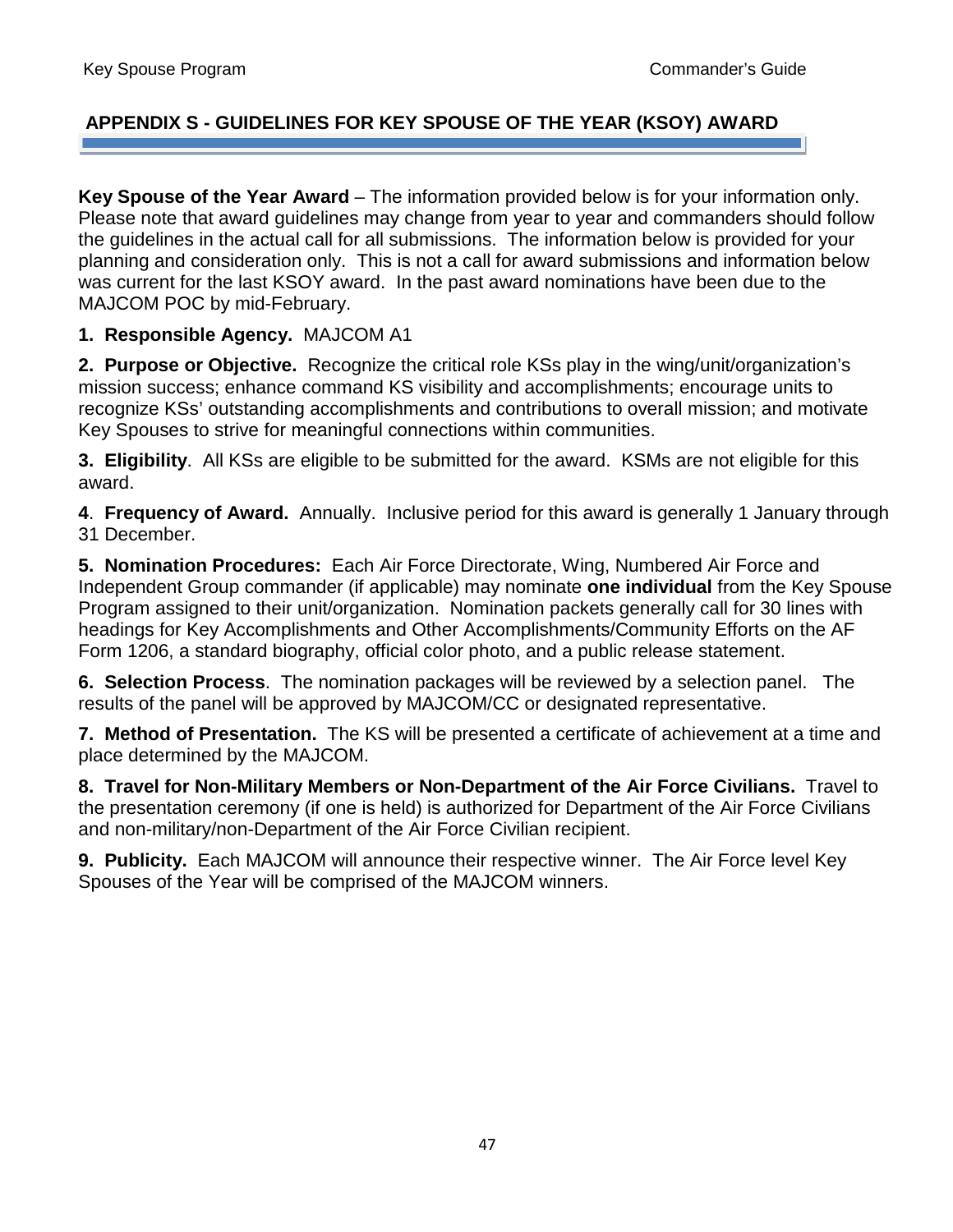## APPENDIX S - GUIDELINES FOR KEY SPOUSE OF THE YEAR (KSOY) AWARD

**Key Spouse of the Year Award** – The information provided below is for your information only. Please note that award guidelines may change from year to year and commanders should follow the guidelines in the actual call for all submissions. The information below is provided for your planning and consideration only. This is not a call for award submissions and information below was current for the last KSOY award. In the past award nominations have been due to the MAJCOM POC by mid-February.

**1. Responsible Agency.** MAJCOM A1

**2. Purpose or Objective.** Recognize the critical role KSs play in the wing/unit/organization's mission success; enhance command KS visibility and accomplishments; encourage units to recognize KSs' outstanding accomplishments and contributions to overall mission; and motivate Key Spouses to strive for meaningful connections within communities.

**3. Eligibility**. All KSs are eligible to be submitted for the award. KSMs are not eligible for this award.

**4**. **Frequency of Award.** Annually. Inclusive period for this award is generally 1 January through 31 December.

**5. Nomination Procedures:** Each Air Force Directorate, Wing, Numbered Air Force and Independent Group commander (if applicable) may nominate **one individual** from the Key Spouse Program assigned to their unit/organization. Nomination packets generally call for 30 lines with headings for Key Accomplishments and Other Accomplishments/Community Efforts on the AF Form 1206, a standard biography, official color photo, and a public release statement.

**6. Selection Process**. The nomination packages will be reviewed by a selection panel. The results of the panel will be approved by MAJCOM/CC or designated representative.

**7. Method of Presentation.** The KS will be presented a certificate of achievement at a time and place determined by the MAJCOM.

**8. Travel for Non-Military Members or Non-Department of the Air Force Civilians.** Travel to the presentation ceremony (if one is held) is authorized for Department of the Air Force Civilians and non-military/non-Department of the Air Force Civilian recipient.

**9. Publicity.** Each MAJCOM will announce their respective winner. The Air Force level Key Spouses of the Year will be comprised of the MAJCOM winners.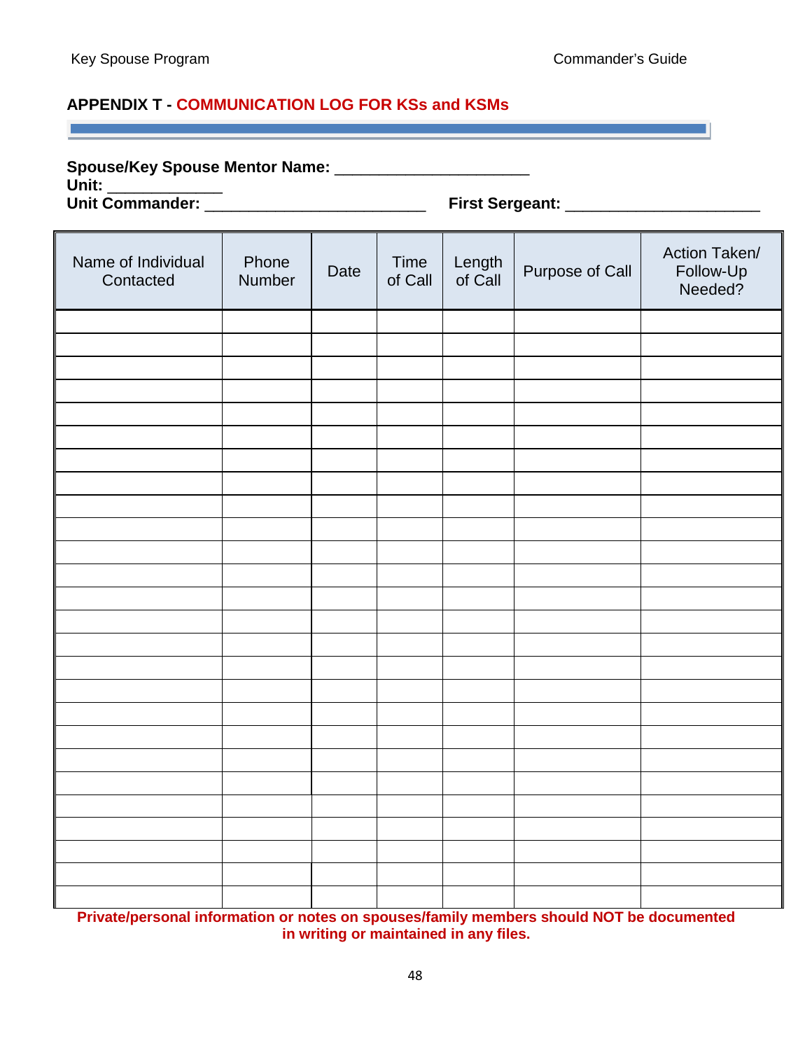## APPENDIX T - COMMUNICATION LOG FOR KSs and KSMs

**Spouse/Key Spouse Mentor Name:** ______________________
**Unit:** _____________
**Unit Commander:** _________________________ **First Sergeant:** ______________________

| Name of Individual Contacted | Phone Number | Date | Time of Call | Length of Call | Purpose of Call | Action Taken/ Follow-Up Needed? |
|---|---|---|---|---|---|---|
| | | | | | | |
| | | | | | | |
| | | | | | | |
| | | | | | | |
| | | | | | | |
| | | | | | | |
| | | | | | | |
| | | | | | | |
| | | | | | | |
| | | | | | | |
| | | | | | | |
| | | | | | | |
| | | | | | | |
| | | | | | | |
| | | | | | | |
| | | | | | | |
| | | | | | | |
| | | | | | | |
| | | | | | | |
| | | | | | | |
| | | | | | | |
| | | | | | | |
| | | | | | | |
| | | | | | | |
| | | | | | | |
| | | | | | | |

**Private/personal information or notes on spouses/family members should NOT be documented in writing or maintained in any files.**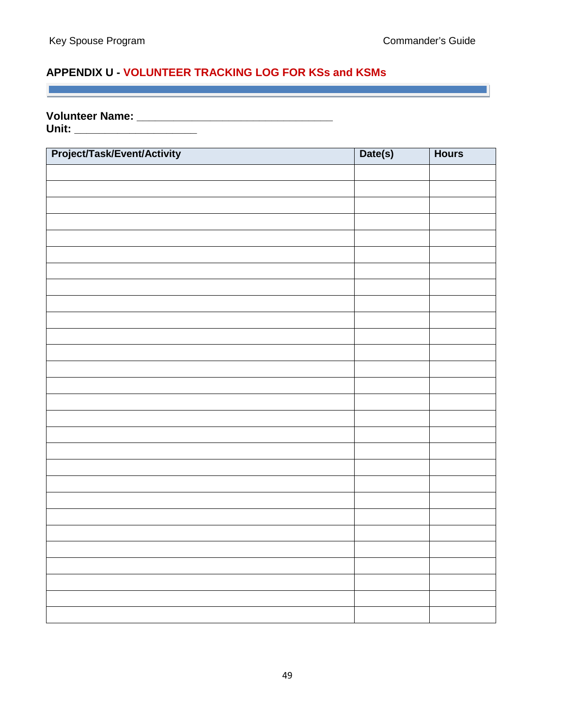## APPENDIX U - VOLUNTEER TRACKING LOG FOR KSs and KSMs

**Volunteer Name:** _________________________________

**Unit:** ____________________

| Project/Task/Event/Activity | Date(s) | Hours |
|---|---|---|
| | | |
| | | |
| | | |
| | | |
| | | |
| | | |
| | | |
| | | |
| | | |
| | | |
| | | |
| | | |
| | | |
| | | |
| | | |
| | | |
| | | |
| | | |
| | | |
| | | |
| | | |
| | | |
| | | |
| | | |
| | | |
| | | |
| | | |
| | | |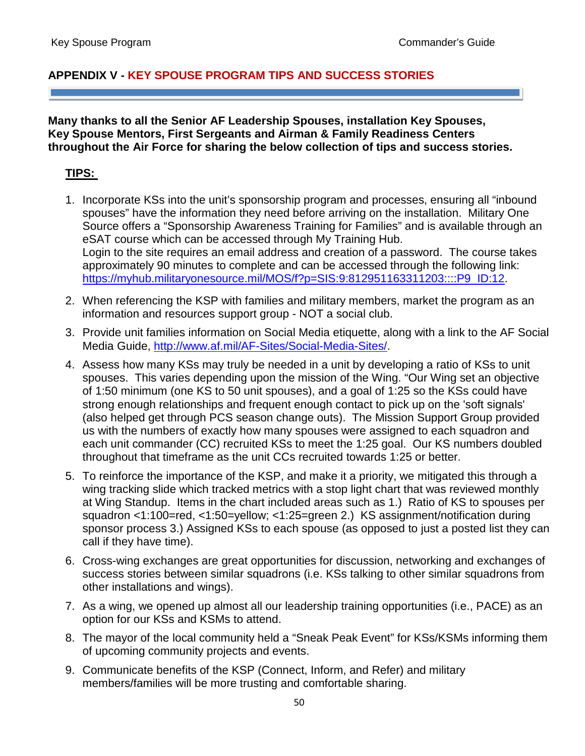## APPENDIX V - KEY SPOUSE PROGRAM TIPS AND SUCCESS STORIES

**Many thanks to all the Senior AF Leadership Spouses, installation Key Spouses, Key Spouse Mentors, First Sergeants and Airman & Family Readiness Centers throughout the Air Force for sharing the below collection of tips and success stories.**

### TIPS:

1. Incorporate KSs into the unit's sponsorship program and processes, ensuring all "inbound spouses" have the information they need before arriving on the installation. Military One Source offers a "Sponsorship Awareness Training for Families" and is available through an eSAT course which can be accessed through My Training Hub.
   Login to the site requires an email address and creation of a password. The course takes approximately 90 minutes to complete and can be accessed through the following link: https://myhub.militaryonesource.mil/MOS/f?p=SIS:9:812951163311203:::P9_ID:12.
2. When referencing the KSP with families and military members, market the program as an information and resources support group - NOT a social club.
3. Provide unit families information on Social Media etiquette, along with a link to the AF Social Media Guide, http://www.af.mil/AF-Sites/Social-Media-Sites/.
4. Assess how many KSs may truly be needed in a unit by developing a ratio of KSs to unit spouses. This varies depending upon the mission of the Wing. "Our Wing set an objective of 1:50 minimum (one KS to 50 unit spouses), and a goal of 1:25 so the KSs could have strong enough relationships and frequent enough contact to pick up on the 'soft signals' (also helped get through PCS season change outs). The Mission Support Group provided us with the numbers of exactly how many spouses were assigned to each squadron and each unit commander (CC) recruited KSs to meet the 1:25 goal. Our KS numbers doubled throughout that timeframe as the unit CCs recruited towards 1:25 or better.
5. To reinforce the importance of the KSP, and make it a priority, we mitigated this through a wing tracking slide which tracked metrics with a stop light chart that was reviewed monthly at Wing Standup. Items in the chart included areas such as 1.) Ratio of KS to spouses per squadron <1:100=red, <1:50=yellow; <1:25=green 2.) KS assignment/notification during sponsor process 3.) Assigned KSs to each spouse (as opposed to just a posted list they can call if they have time).
6. Cross-wing exchanges are great opportunities for discussion, networking and exchanges of success stories between similar squadrons (i.e. KSs talking to other similar squadrons from other installations and wings).
7. As a wing, we opened up almost all our leadership training opportunities (i.e., PACE) as an option for our KSs and KSMs to attend.
8. The mayor of the local community held a "Sneak Peak Event" for KSs/KSMs informing them of upcoming community projects and events.
9. Communicate benefits of the KSP (Connect, Inform, and Refer) and military members/families will be more trusting and comfortable sharing.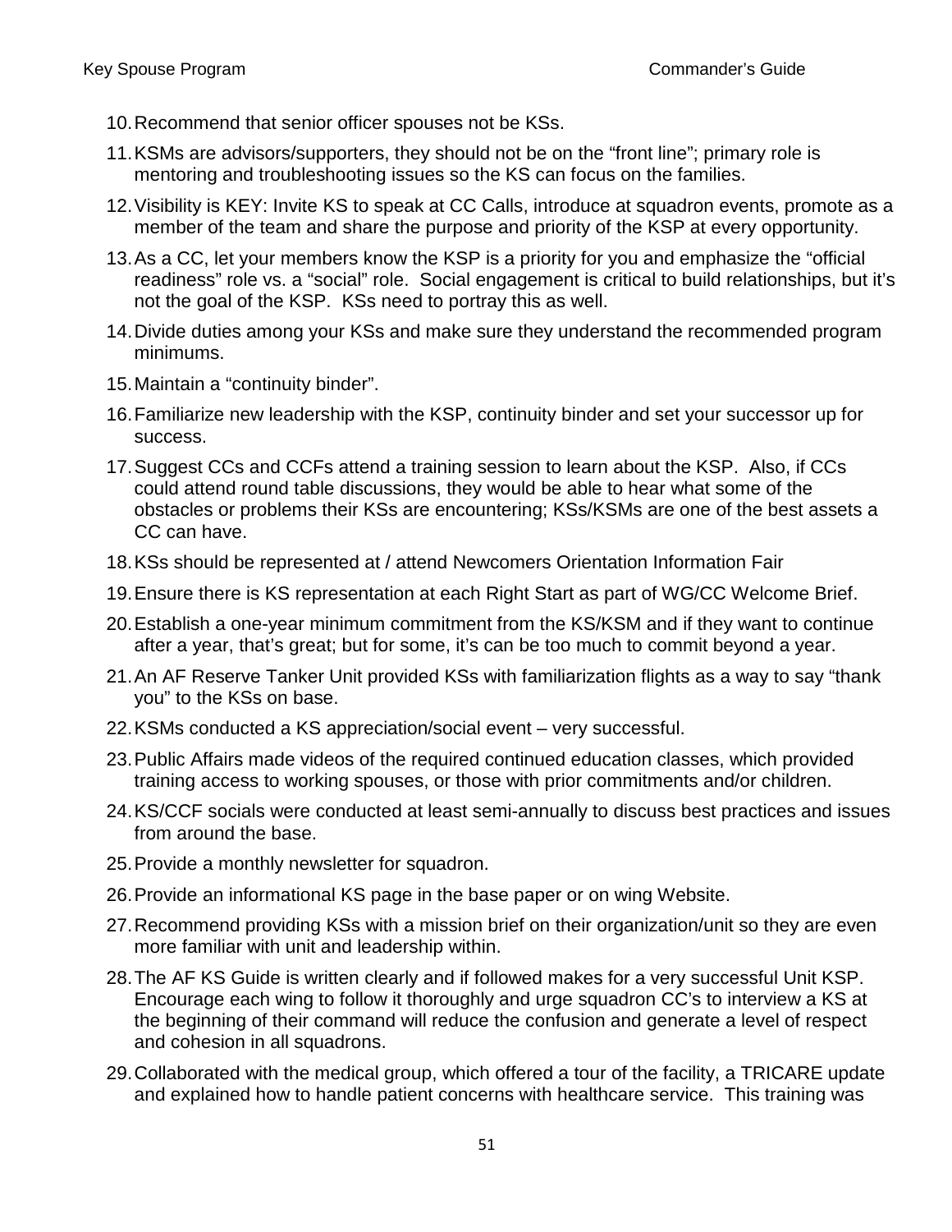10. Recommend that senior officer spouses not be KSs.
11. KSMs are advisors/supporters, they should not be on the "front line"; primary role is mentoring and troubleshooting issues so the KS can focus on the families.
12. Visibility is KEY: Invite KS to speak at CC Calls, introduce at squadron events, promote as a member of the team and share the purpose and priority of the KSP at every opportunity.
13. As a CC, let your members know the KSP is a priority for you and emphasize the "official readiness" role vs. a "social" role. Social engagement is critical to build relationships, but it's not the goal of the KSP. KSs need to portray this as well.
14. Divide duties among your KSs and make sure they understand the recommended program minimums.
15. Maintain a "continuity binder".
16. Familiarize new leadership with the KSP, continuity binder and set your successor up for success.
17. Suggest CCs and CCFs attend a training session to learn about the KSP. Also, if CCs could attend round table discussions, they would be able to hear what some of the obstacles or problems their KSs are encountering; KSs/KSMs are one of the best assets a CC can have.
18. KSs should be represented at / attend Newcomers Orientation Information Fair
19. Ensure there is KS representation at each Right Start as part of WG/CC Welcome Brief.
20. Establish a one-year minimum commitment from the KS/KSM and if they want to continue after a year, that's great; but for some, it's can be too much to commit beyond a year.
21. An AF Reserve Tanker Unit provided KSs with familiarization flights as a way to say "thank you" to the KSs on base.
22. KSMs conducted a KS appreciation/social event – very successful.
23. Public Affairs made videos of the required continued education classes, which provided training access to working spouses, or those with prior commitments and/or children.
24. KS/CCF socials were conducted at least semi-annually to discuss best practices and issues from around the base.
25. Provide a monthly newsletter for squadron.
26. Provide an informational KS page in the base paper or on wing Website.
27. Recommend providing KSs with a mission brief on their organization/unit so they are even more familiar with unit and leadership within.
28. The AF KS Guide is written clearly and if followed makes for a very successful Unit KSP. Encourage each wing to follow it thoroughly and urge squadron CC's to interview a KS at the beginning of their command will reduce the confusion and generate a level of respect and cohesion in all squadrons.
29. Collaborated with the medical group, which offered a tour of the facility, a TRICARE update and explained how to handle patient concerns with healthcare service. This training was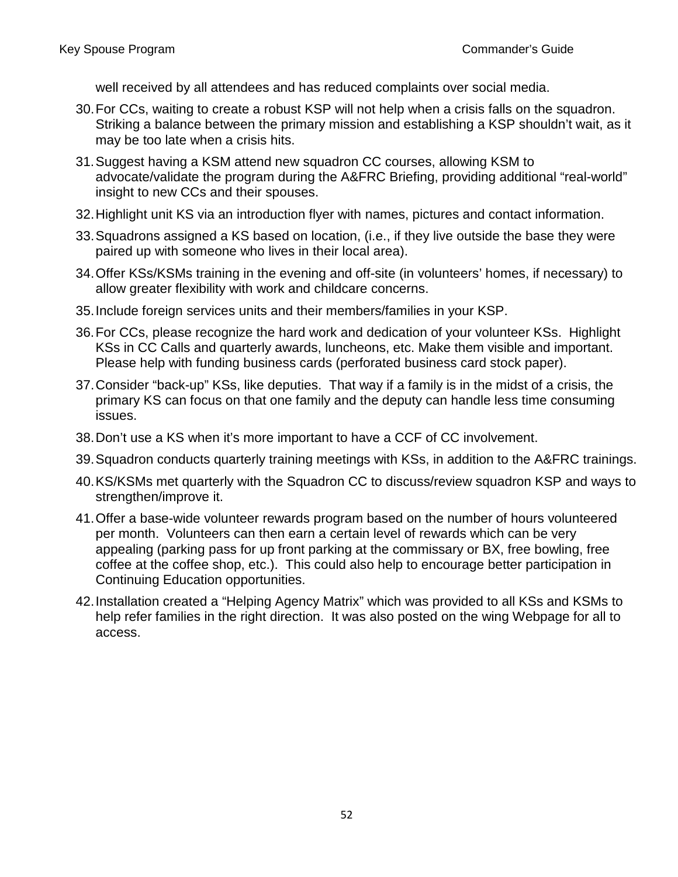well received by all attendees and has reduced complaints over social media.

30. For CCs, waiting to create a robust KSP will not help when a crisis falls on the squadron. Striking a balance between the primary mission and establishing a KSP shouldn't wait, as it may be too late when a crisis hits.
31. Suggest having a KSM attend new squadron CC courses, allowing KSM to advocate/validate the program during the A&FRC Briefing, providing additional "real-world" insight to new CCs and their spouses.
32. Highlight unit KS via an introduction flyer with names, pictures and contact information.
33. Squadrons assigned a KS based on location, (i.e., if they live outside the base they were paired up with someone who lives in their local area).
34. Offer KSs/KSMs training in the evening and off-site (in volunteers' homes, if necessary) to allow greater flexibility with work and childcare concerns.
35. Include foreign services units and their members/families in your KSP.
36. For CCs, please recognize the hard work and dedication of your volunteer KSs. Highlight KSs in CC Calls and quarterly awards, luncheons, etc. Make them visible and important. Please help with funding business cards (perforated business card stock paper).
37. Consider "back-up" KSs, like deputies. That way if a family is in the midst of a crisis, the primary KS can focus on that one family and the deputy can handle less time consuming issues.
38. Don't use a KS when it's more important to have a CCF of CC involvement.
39. Squadron conducts quarterly training meetings with KSs, in addition to the A&FRC trainings.
40. KS/KSMs met quarterly with the Squadron CC to discuss/review squadron KSP and ways to strengthen/improve it.
41. Offer a base-wide volunteer rewards program based on the number of hours volunteered per month. Volunteers can then earn a certain level of rewards which can be very appealing (parking pass for up front parking at the commissary or BX, free bowling, free coffee at the coffee shop, etc.). This could also help to encourage better participation in Continuing Education opportunities.
42. Installation created a "Helping Agency Matrix" which was provided to all KSs and KSMs to help refer families in the right direction. It was also posted on the wing Webpage for all to access.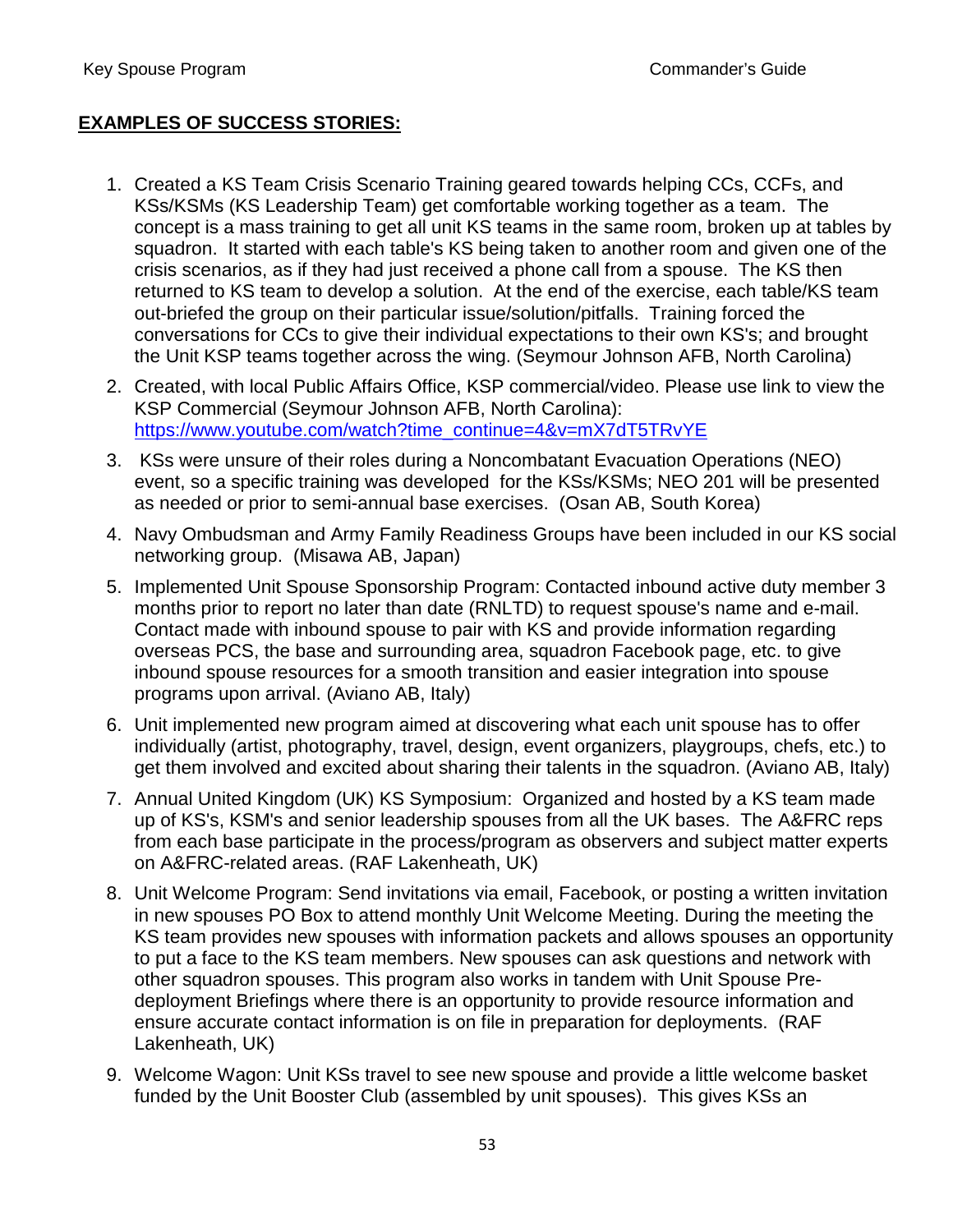**EXAMPLES OF SUCCESS STORIES:**

1. Created a KS Team Crisis Scenario Training geared towards helping CCs, CCFs, and KSs/KSMs (KS Leadership Team) get comfortable working together as a team. The concept is a mass training to get all unit KS teams in the same room, broken up at tables by squadron. It started with each table's KS being taken to another room and given one of the crisis scenarios, as if they had just received a phone call from a spouse. The KS then returned to KS team to develop a solution. At the end of the exercise, each table/KS team out-briefed the group on their particular issue/solution/pitfalls. Training forced the conversations for CCs to give their individual expectations to their own KS's; and brought the Unit KSP teams together across the wing. (Seymour Johnson AFB, North Carolina)

2. Created, with local Public Affairs Office, KSP commercial/video. Please use link to view the KSP Commercial (Seymour Johnson AFB, North Carolina): [https://www.youtube.com/watch?time_continue=4&v=mX7dT5TRvYE](https://www.youtube.com/watch?time_continue=4&v=mX7dT5TRvYE)

3. KSs were unsure of their roles during a Noncombatant Evacuation Operations (NEO) event, so a specific training was developed for the KSs/KSMs; NEO 201 will be presented as needed or prior to semi-annual base exercises. (Osan AB, South Korea)

4. Navy Ombudsman and Army Family Readiness Groups have been included in our KS social networking group. (Misawa AB, Japan)

5. Implemented Unit Spouse Sponsorship Program: Contacted inbound active duty member 3 months prior to report no later than date (RNLTD) to request spouse's name and e-mail. Contact made with inbound spouse to pair with KS and provide information regarding overseas PCS, the base and surrounding area, squadron Facebook page, etc. to give inbound spouse resources for a smooth transition and easier integration into spouse programs upon arrival. (Aviano AB, Italy)

6. Unit implemented new program aimed at discovering what each unit spouse has to offer individually (artist, photography, travel, design, event organizers, playgroups, chefs, etc.) to get them involved and excited about sharing their talents in the squadron. (Aviano AB, Italy)

7. Annual United Kingdom (UK) KS Symposium: Organized and hosted by a KS team made up of KS's, KSM's and senior leadership spouses from all the UK bases. The A&FRC reps from each base participate in the process/program as observers and subject matter experts on A&FRC-related areas. (RAF Lakenheath, UK)

8. Unit Welcome Program: Send invitations via email, Facebook, or posting a written invitation in new spouses PO Box to attend monthly Unit Welcome Meeting. During the meeting the KS team provides new spouses with information packets and allows spouses an opportunity to put a face to the KS team members. New spouses can ask questions and network with other squadron spouses. This program also works in tandem with Unit Spouse Pre-deployment Briefings where there is an opportunity to provide resource information and ensure accurate contact information is on file in preparation for deployments. (RAF Lakenheath, UK)

9. Welcome Wagon: Unit KSs travel to see new spouse and provide a little welcome basket funded by the Unit Booster Club (assembled by unit spouses). This gives KSs an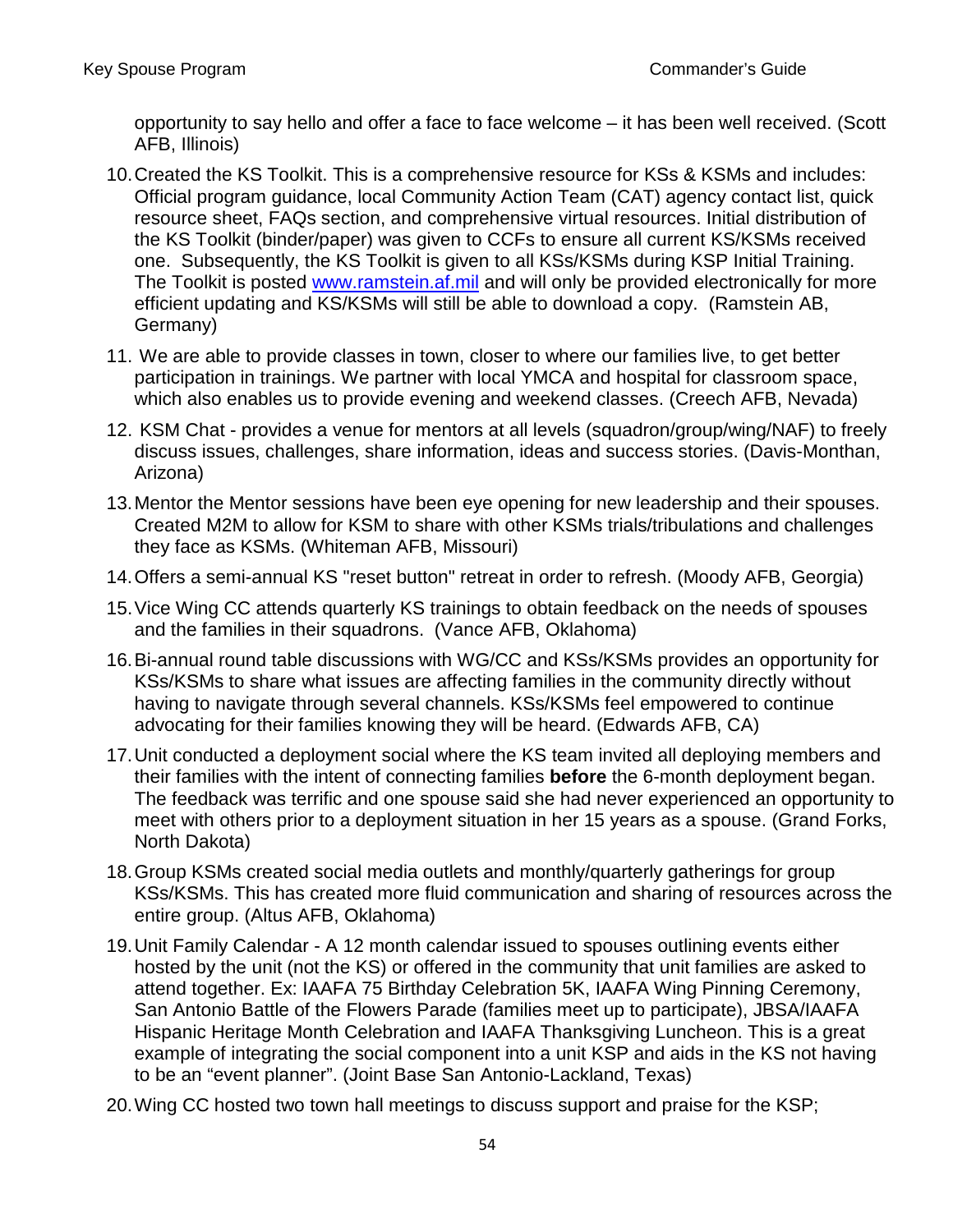opportunity to say hello and offer a face to face welcome – it has been well received. (Scott AFB, Illinois)

10. Created the KS Toolkit. This is a comprehensive resource for KSs & KSMs and includes: Official program guidance, local Community Action Team (CAT) agency contact list, quick resource sheet, FAQs section, and comprehensive virtual resources. Initial distribution of the KS Toolkit (binder/paper) was given to CCFs to ensure all current KS/KSMs received one. Subsequently, the KS Toolkit is given to all KSs/KSMs during KSP Initial Training. The Toolkit is posted [www.ramstein.af.mil](http://www.ramstein.af.mil) and will only be provided electronically for more efficient updating and KS/KSMs will still be able to download a copy. (Ramstein AB, Germany)
11. We are able to provide classes in town, closer to where our families live, to get better participation in trainings. We partner with local YMCA and hospital for classroom space, which also enables us to provide evening and weekend classes. (Creech AFB, Nevada)
12. KSM Chat - provides a venue for mentors at all levels (squadron/group/wing/NAF) to freely discuss issues, challenges, share information, ideas and success stories. (Davis-Monthan, Arizona)
13. Mentor the Mentor sessions have been eye opening for new leadership and their spouses. Created M2M to allow for KSM to share with other KSMs trials/tribulations and challenges they face as KSMs. (Whiteman AFB, Missouri)
14. Offers a semi-annual KS "reset button" retreat in order to refresh. (Moody AFB, Georgia)
15. Vice Wing CC attends quarterly KS trainings to obtain feedback on the needs of spouses and the families in their squadrons. (Vance AFB, Oklahoma)
16. Bi-annual round table discussions with WG/CC and KSs/KSMs provides an opportunity for KSs/KSMs to share what issues are affecting families in the community directly without having to navigate through several channels. KSs/KSMs feel empowered to continue advocating for their families knowing they will be heard. (Edwards AFB, CA)
17. Unit conducted a deployment social where the KS team invited all deploying members and their families with the intent of connecting families **before** the 6-month deployment began. The feedback was terrific and one spouse said she had never experienced an opportunity to meet with others prior to a deployment situation in her 15 years as a spouse. (Grand Forks, North Dakota)
18. Group KSMs created social media outlets and monthly/quarterly gatherings for group KSs/KSMs. This has created more fluid communication and sharing of resources across the entire group. (Altus AFB, Oklahoma)
19. Unit Family Calendar - A 12 month calendar issued to spouses outlining events either hosted by the unit (not the KS) or offered in the community that unit families are asked to attend together. Ex: IAAFA 75 Birthday Celebration 5K, IAAFA Wing Pinning Ceremony, San Antonio Battle of the Flowers Parade (families meet up to participate), JBSA/IAAFA Hispanic Heritage Month Celebration and IAAFA Thanksgiving Luncheon. This is a great example of integrating the social component into a unit KSP and aids in the KS not having to be an "event planner". (Joint Base San Antonio-Lackland, Texas)
20. Wing CC hosted two town hall meetings to discuss support and praise for the KSP;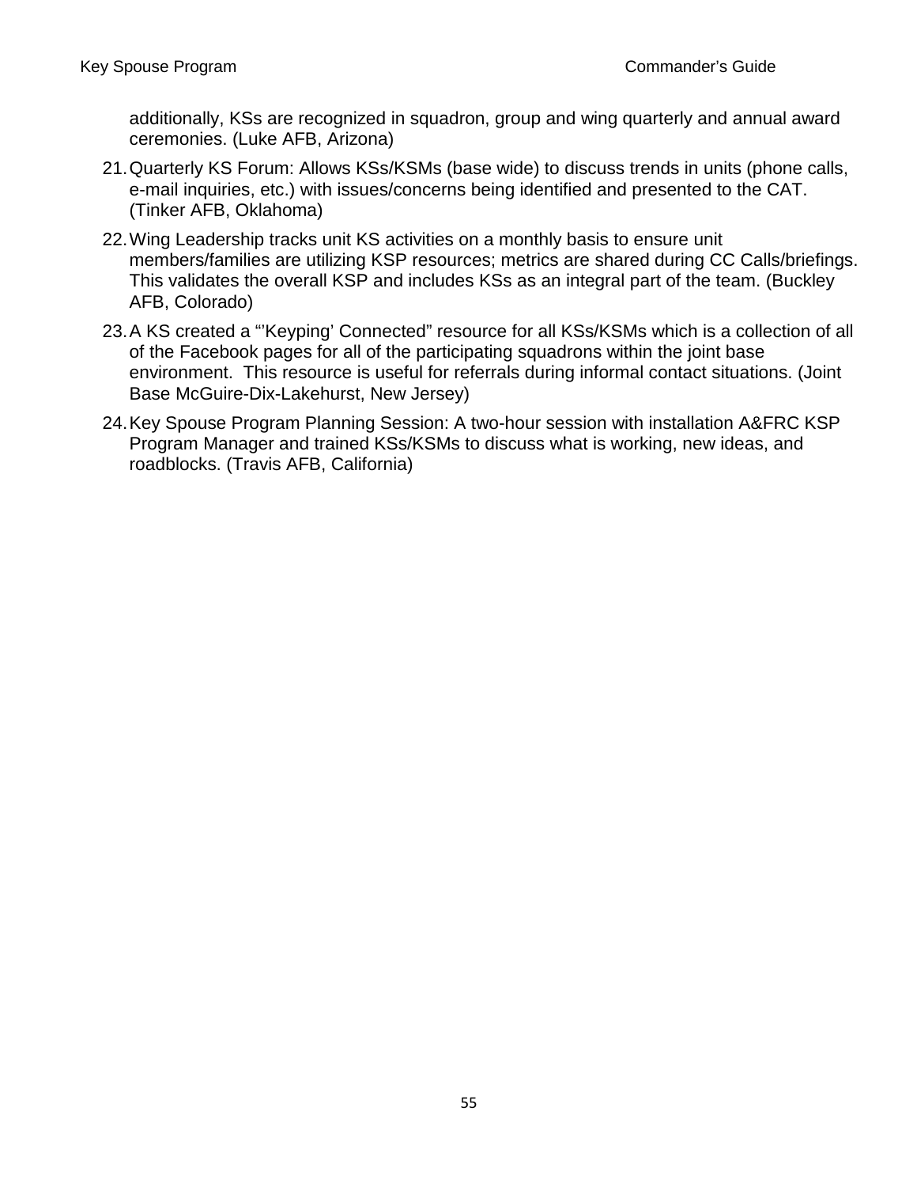additionally, KSs are recognized in squadron, group and wing quarterly and annual award ceremonies. (Luke AFB, Arizona)

21. Quarterly KS Forum: Allows KSs/KSMs (base wide) to discuss trends in units (phone calls, e-mail inquiries, etc.) with issues/concerns being identified and presented to the CAT. (Tinker AFB, Oklahoma)
22. Wing Leadership tracks unit KS activities on a monthly basis to ensure unit members/families are utilizing KSP resources; metrics are shared during CC Calls/briefings. This validates the overall KSP and includes KSs as an integral part of the team. (Buckley AFB, Colorado)
23. A KS created a "'Keyping' Connected" resource for all KSs/KSMs which is a collection of all of the Facebook pages for all of the participating squadrons within the joint base environment. This resource is useful for referrals during informal contact situations. (Joint Base McGuire-Dix-Lakehurst, New Jersey)
24. Key Spouse Program Planning Session: A two-hour session with installation A&FRC KSP Program Manager and trained KSs/KSMs to discuss what is working, new ideas, and roadblocks. (Travis AFB, California)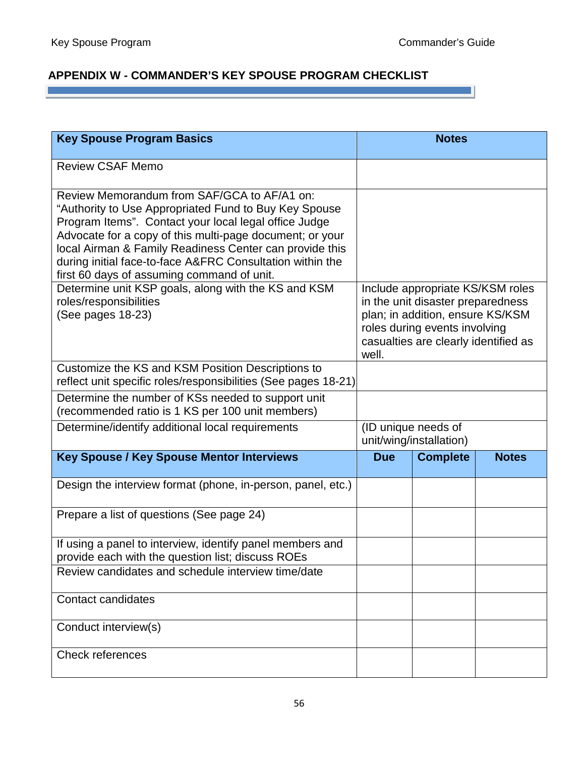## APPENDIX W - COMMANDER'S KEY SPOUSE PROGRAM CHECKLIST

| **Key Spouse Program Basics** | **Notes** | | |
|---|---|---|---|
| Review CSAF Memo | | | |
| Review Memorandum from SAF/GCA to AF/A1 on: "Authority to Use Appropriated Fund to Buy Key Spouse Program Items". Contact your local legal office Judge Advocate for a copy of this multi-page document; or your local Airman & Family Readiness Center can provide this during initial face-to-face A&FRC Consultation within the first 60 days of assuming command of unit. | | | |
| Determine unit KSP goals, along with the KS and KSM roles/responsibilities (See pages 18-23) | Include appropriate KS/KSM roles in the unit disaster preparedness plan; in addition, ensure KS/KSM roles during events involving casualties are clearly identified as well. | | |
| Customize the KS and KSM Position Descriptions to reflect unit specific roles/responsibilities (See pages 18-21) | | | |
| Determine the number of KSs needed to support unit (recommended ratio is 1 KS per 100 unit members) | | | |
| Determine/identify additional local requirements | (ID unique needs of unit/wing/installation) | | |
| **Key Spouse / Key Spouse Mentor Interviews** | **Due** | **Complete** | **Notes** |
| Design the interview format (phone, in-person, panel, etc.) | | | |
| Prepare a list of questions (See page 24) | | | |
| If using a panel to interview, identify panel members and provide each with the question list; discuss ROEs | | | |
| Review candidates and schedule interview time/date | | | |
| Contact candidates | | | |
| Conduct interview(s) | | | |
| Check references | | | |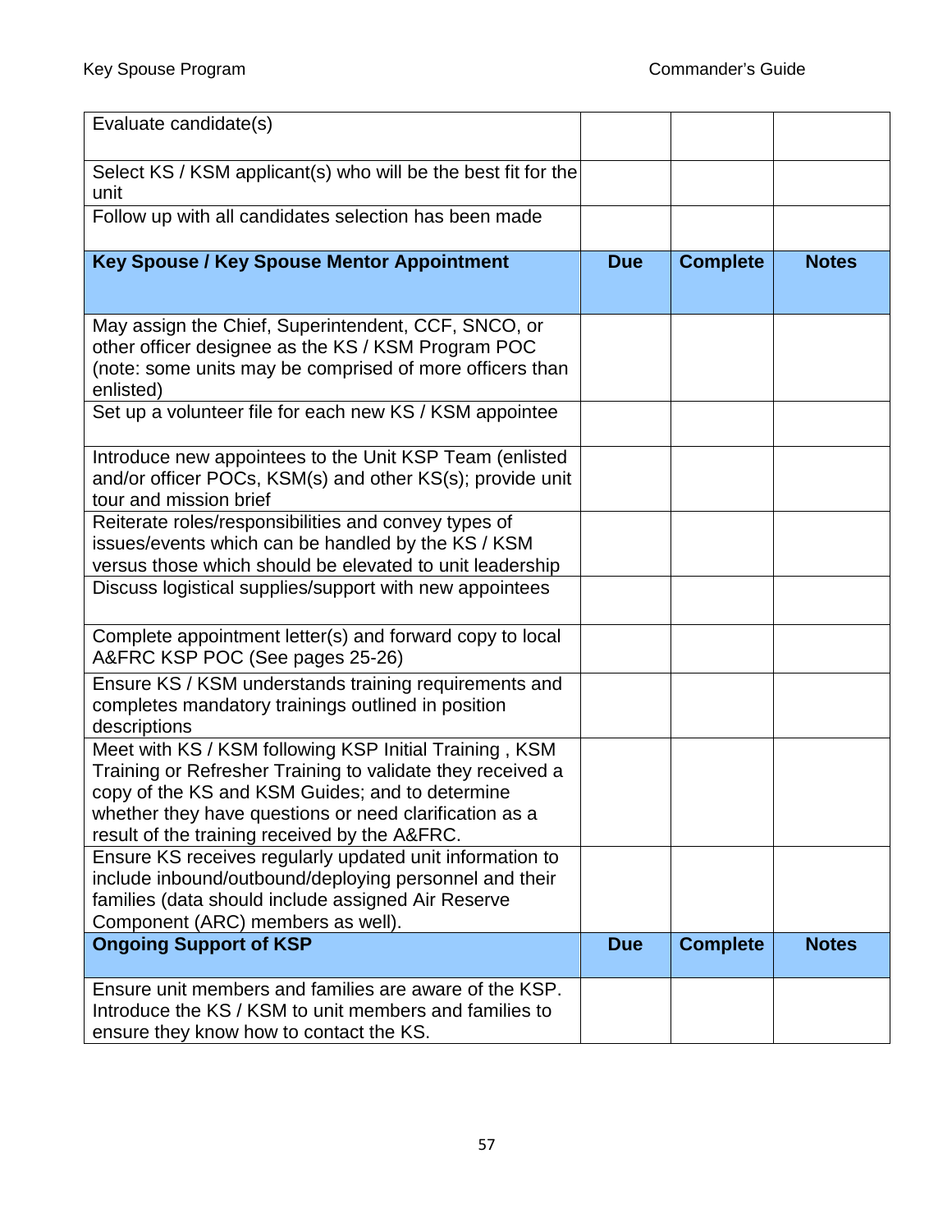| | | | |
|---|---|---|---|
| Evaluate candidate(s) | | | |
| Select KS / KSM applicant(s) who will be the best fit for the unit | | | |
| Follow up with all candidates selection has been made | | | |
| **Key Spouse / Key Spouse Mentor Appointment** | **Due** | **Complete** | **Notes** |
| May assign the Chief, Superintendent, CCF, SNCO, or other officer designee as the KS / KSM Program POC (note: some units may be comprised of more officers than enlisted) | | | |
| Set up a volunteer file for each new KS / KSM appointee | | | |
| Introduce new appointees to the Unit KSP Team (enlisted and/or officer POCs, KSM(s) and other KS(s); provide unit tour and mission brief | | | |
| Reiterate roles/responsibilities and convey types of issues/events which can be handled by the KS / KSM versus those which should be elevated to unit leadership | | | |
| Discuss logistical supplies/support with new appointees | | | |
| Complete appointment letter(s) and forward copy to local A&FRC KSP POC (See pages 25-26) | | | |
| Ensure KS / KSM understands training requirements and completes mandatory trainings outlined in position descriptions | | | |
| Meet with KS / KSM following KSP Initial Training , KSM Training or Refresher Training to validate they received a copy of the KS and KSM Guides; and to determine whether they have questions or need clarification as a result of the training received by the A&FRC. | | | |
| Ensure KS receives regularly updated unit information to include inbound/outbound/deploying personnel and their families (data should include assigned Air Reserve Component (ARC) members as well). | | | |
| **Ongoing Support of KSP** | **Due** | **Complete** | **Notes** |
| Ensure unit members and families are aware of the KSP. Introduce the KS / KSM to unit members and families to ensure they know how to contact the KS. | | | |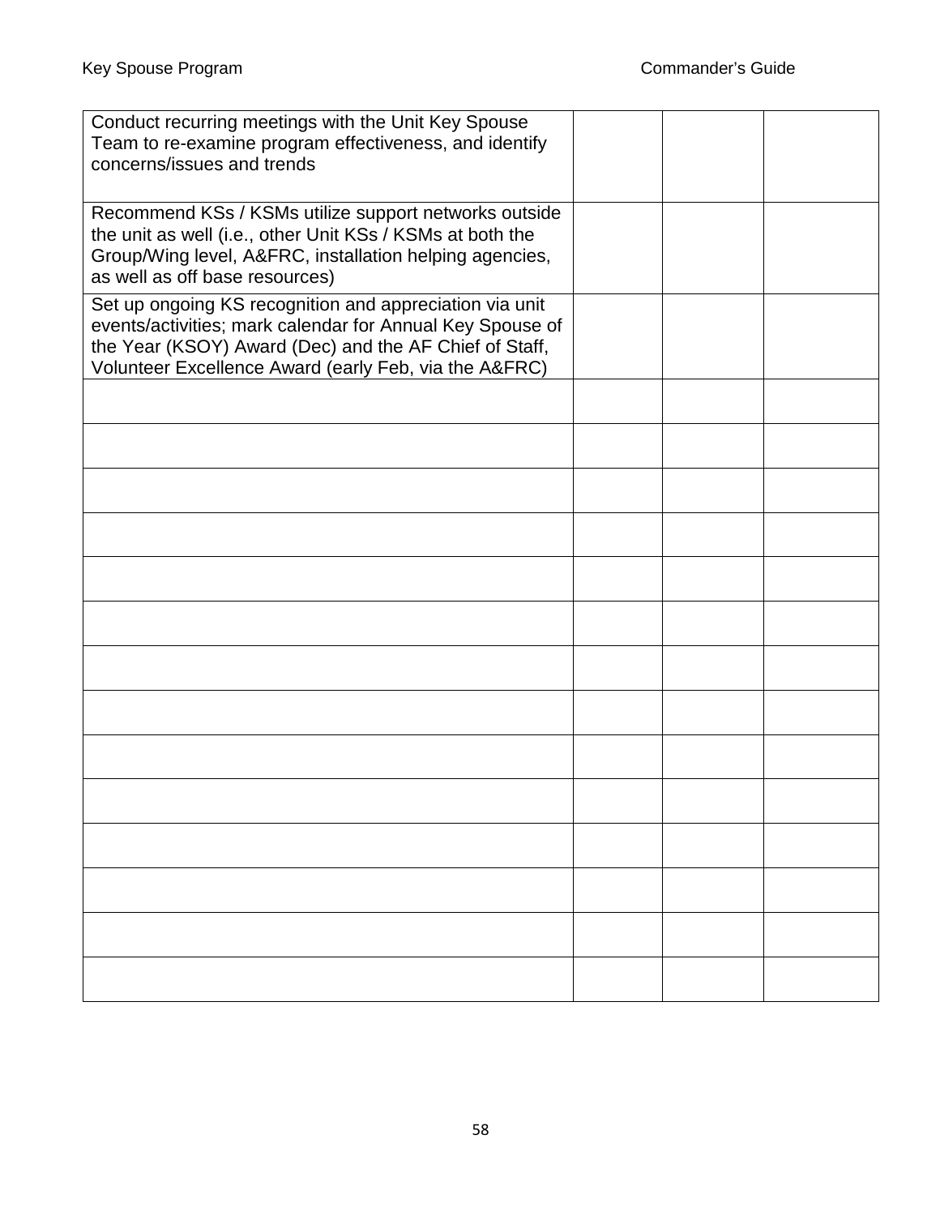| | | | |
|---|---|---|---|
| Conduct recurring meetings with the Unit Key Spouse Team to re-examine program effectiveness, and identify concerns/issues and trends | | | |
| Recommend KSs / KSMs utilize support networks outside the unit as well (i.e., other Unit KSs / KSMs at both the Group/Wing level, A&FRC, installation helping agencies, as well as off base resources) | | | |
| Set up ongoing KS recognition and appreciation via unit events/activities; mark calendar for Annual Key Spouse of the Year (KSOY) Award (Dec) and the AF Chief of Staff, Volunteer Excellence Award (early Feb, via the A&FRC) | | | |
| | | | |
| | | | |
| | | | |
| | | | |
| | | | |
| | | | |
| | | | |
| | | | |
| | | | |
| | | | |
| | | | |
| | | | |
| | | | |
| | | | |